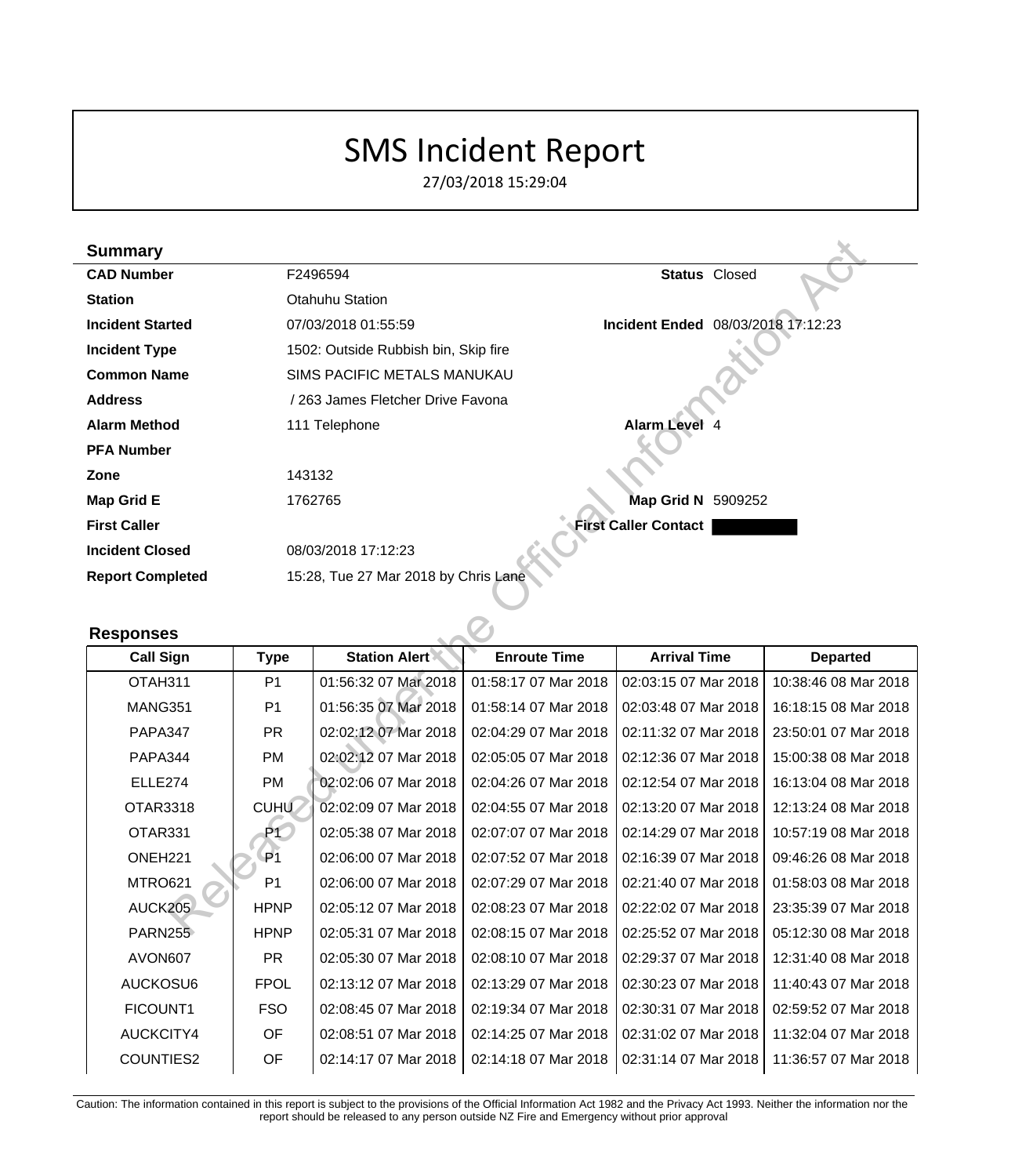# SMS Incident Report

27/03/2018 15:29:04

## Summary

| | | | |
|---|---|---|---|
| **CAD Number** | F2496594 | **Status** | Closed |
| **Station** | Otahuhu Station | | |
| **Incident Started** | 07/03/2018 01:55:59 | **Incident Ended** | 08/03/2018 17:12:23 |
| **Incident Type** | 1502: Outside Rubbish bin, Skip fire | | |
| **Common Name** | SIMS PACIFIC METALS MANUKAU | | |
| **Address** | / 263 James Fletcher Drive Favona | | |
| **Alarm Method** | 111 Telephone | **Alarm Level** | 4 |
| **PFA Number** | | | |
| **Zone** | 143132 | | |
| **Map Grid E** | 1762765 | **Map Grid N** | 5909252 |
| **First Caller** | | **First Caller Contact** | |
| **Incident Closed** | 08/03/2018 17:12:23 | | |
| **Report Completed** | 15:28, Tue 27 Mar 2018 by Chris Lane | | |

## Responses

| Call Sign | Type | Station Alert | Enroute Time | Arrival Time | Departed |
|---|---|---|---|---|---|
| OTAH311 | P1 | 01:56:32 07 Mar 2018 | 01:58:17 07 Mar 2018 | 02:03:15 07 Mar 2018 | 10:38:46 08 Mar 2018 |
| MANG351 | P1 | 01:56:35 07 Mar 2018 | 01:58:14 07 Mar 2018 | 02:03:48 07 Mar 2018 | 16:18:15 08 Mar 2018 |
| PAPA347 | PR | 02:02:12 07 Mar 2018 | 02:04:29 07 Mar 2018 | 02:11:32 07 Mar 2018 | 23:50:01 07 Mar 2018 |
| PAPA344 | PM | 02:02:12 07 Mar 2018 | 02:05:05 07 Mar 2018 | 02:12:36 07 Mar 2018 | 15:00:38 08 Mar 2018 |
| ELLE274 | PM | 02:02:06 07 Mar 2018 | 02:04:26 07 Mar 2018 | 02:12:54 07 Mar 2018 | 16:13:04 08 Mar 2018 |
| OTAR3318 | CUHU | 02:02:09 07 Mar 2018 | 02:04:55 07 Mar 2018 | 02:13:20 07 Mar 2018 | 12:13:24 08 Mar 2018 |
| OTAR331 | P1 | 02:05:38 07 Mar 2018 | 02:07:07 07 Mar 2018 | 02:14:29 07 Mar 2018 | 10:57:19 08 Mar 2018 |
| ONEH221 | P1 | 02:06:00 07 Mar 2018 | 02:07:52 07 Mar 2018 | 02:16:39 07 Mar 2018 | 09:46:26 08 Mar 2018 |
| MTRO621 | P1 | 02:06:00 07 Mar 2018 | 02:07:29 07 Mar 2018 | 02:21:40 07 Mar 2018 | 01:58:03 08 Mar 2018 |
| AUCK205 | HPNP | 02:05:12 07 Mar 2018 | 02:08:23 07 Mar 2018 | 02:22:02 07 Mar 2018 | 23:35:39 07 Mar 2018 |
| PARN255 | HPNP | 02:05:31 07 Mar 2018 | 02:08:15 07 Mar 2018 | 02:25:52 07 Mar 2018 | 05:12:30 08 Mar 2018 |
| AVON607 | PR | 02:05:30 07 Mar 2018 | 02:08:10 07 Mar 2018 | 02:29:37 07 Mar 2018 | 12:31:40 08 Mar 2018 |
| AUCKOSU6 | FPOL | 02:13:12 07 Mar 2018 | 02:13:29 07 Mar 2018 | 02:30:23 07 Mar 2018 | 11:40:43 07 Mar 2018 |
| FICOUNT1 | FSO | 02:08:45 07 Mar 2018 | 02:19:34 07 Mar 2018 | 02:30:31 07 Mar 2018 | 02:59:52 07 Mar 2018 |
| AUCKCITY4 | OF | 02:08:51 07 Mar 2018 | 02:14:25 07 Mar 2018 | 02:31:02 07 Mar 2018 | 11:32:04 07 Mar 2018 |
| COUNTIES2 | OF | 02:14:17 07 Mar 2018 | 02:14:18 07 Mar 2018 | 02:31:14 07 Mar 2018 | 11:36:57 07 Mar 2018 |

Caution: The information contained in this report is subject to the provisions of the Official Information Act 1982 and the Privacy Act 1993. Neither the information nor the report should be released to any person outside NZ Fire and Emergency without prior approval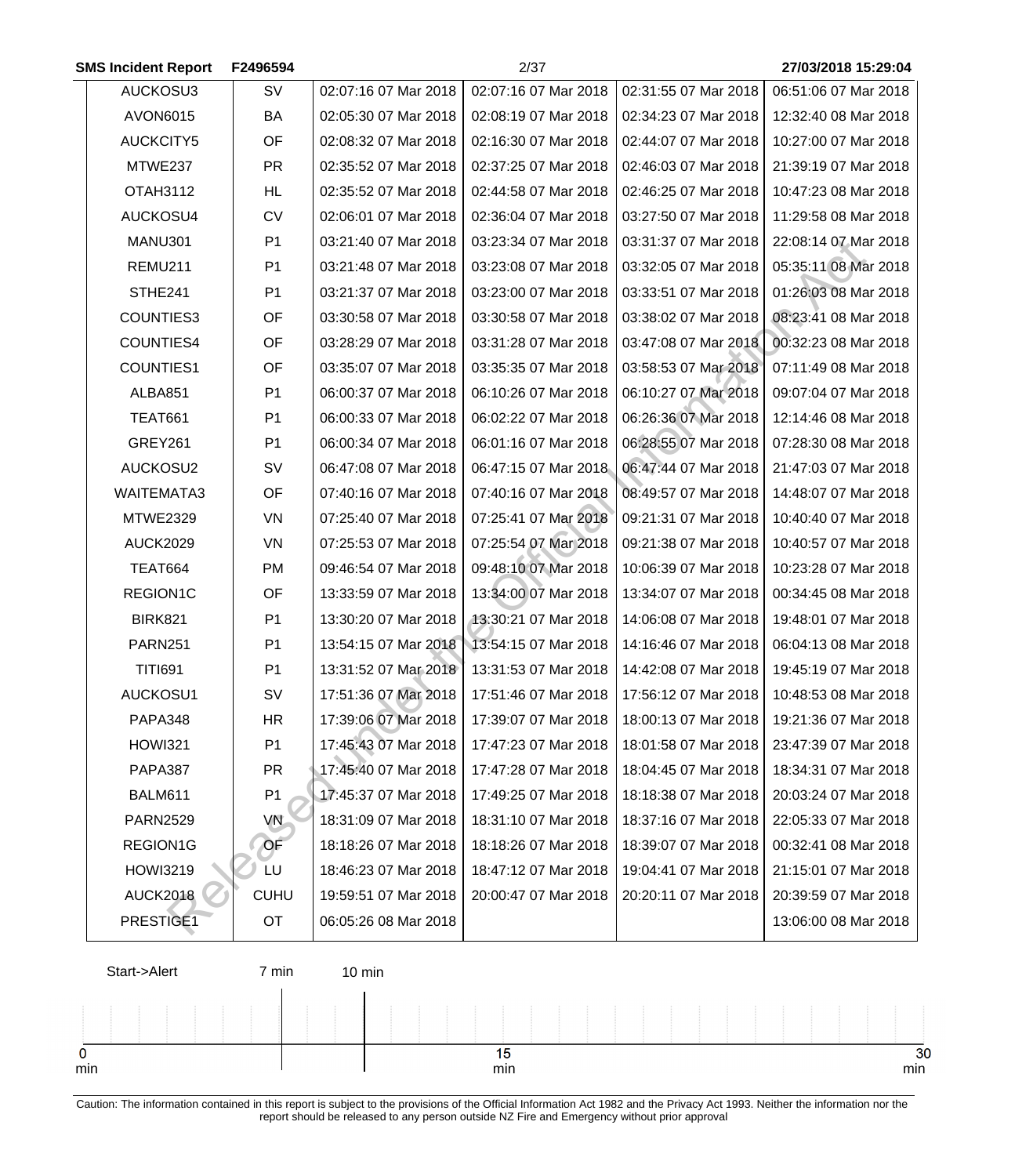| | | | | | |
|---|---|---|---|---|---|
| AUCKOSU3 | SV | 02:07:16 07 Mar 2018 | 02:07:16 07 Mar 2018 | 02:31:55 07 Mar 2018 | 06:51:06 07 Mar 2018 |
| AVON6015 | BA | 02:05:30 07 Mar 2018 | 02:08:19 07 Mar 2018 | 02:34:23 07 Mar 2018 | 12:32:40 08 Mar 2018 |
| AUCKCITY5 | OF | 02:08:32 07 Mar 2018 | 02:16:30 07 Mar 2018 | 02:44:07 07 Mar 2018 | 10:27:00 07 Mar 2018 |
| MTWE237 | PR | 02:35:52 07 Mar 2018 | 02:37:25 07 Mar 2018 | 02:46:03 07 Mar 2018 | 21:39:19 07 Mar 2018 |
| OTAH3112 | HL | 02:35:52 07 Mar 2018 | 02:44:58 07 Mar 2018 | 02:46:25 07 Mar 2018 | 10:47:23 08 Mar 2018 |
| AUCKOSU4 | CV | 02:06:01 07 Mar 2018 | 02:36:04 07 Mar 2018 | 03:27:50 07 Mar 2018 | 11:29:58 08 Mar 2018 |
| MANU301 | P1 | 03:21:40 07 Mar 2018 | 03:23:34 07 Mar 2018 | 03:31:37 07 Mar 2018 | 22:08:14 07 Mar 2018 |
| REMU211 | P1 | 03:21:48 07 Mar 2018 | 03:23:08 07 Mar 2018 | 03:32:05 07 Mar 2018 | 05:35:11 08 Mar 2018 |
| STHE241 | P1 | 03:21:37 07 Mar 2018 | 03:23:00 07 Mar 2018 | 03:33:51 07 Mar 2018 | 01:26:03 08 Mar 2018 |
| COUNTIES3 | OF | 03:30:58 07 Mar 2018 | 03:30:58 07 Mar 2018 | 03:38:02 07 Mar 2018 | 08:23:41 08 Mar 2018 |
| COUNTIES4 | OF | 03:28:29 07 Mar 2018 | 03:31:28 07 Mar 2018 | 03:47:08 07 Mar 2018 | 00:32:23 08 Mar 2018 |
| COUNTIES1 | OF | 03:35:07 07 Mar 2018 | 03:35:35 07 Mar 2018 | 03:58:53 07 Mar 2018 | 07:11:49 08 Mar 2018 |
| ALBA851 | P1 | 06:00:37 07 Mar 2018 | 06:10:26 07 Mar 2018 | 06:10:27 07 Mar 2018 | 09:07:04 07 Mar 2018 |
| TEAT661 | P1 | 06:00:33 07 Mar 2018 | 06:02:22 07 Mar 2018 | 06:26:36 07 Mar 2018 | 12:14:46 08 Mar 2018 |
| GREY261 | P1 | 06:00:34 07 Mar 2018 | 06:01:16 07 Mar 2018 | 06:28:55 07 Mar 2018 | 07:28:30 08 Mar 2018 |
| AUCKOSU2 | SV | 06:47:08 07 Mar 2018 | 06:47:15 07 Mar 2018 | 06:47:44 07 Mar 2018 | 21:47:03 07 Mar 2018 |
| WAITEMATA3 | OF | 07:40:16 07 Mar 2018 | 07:40:16 07 Mar 2018 | 08:49:57 07 Mar 2018 | 14:48:07 07 Mar 2018 |
| MTWE2329 | VN | 07:25:40 07 Mar 2018 | 07:25:41 07 Mar 2018 | 09:21:31 07 Mar 2018 | 10:40:40 07 Mar 2018 |
| AUCK2029 | VN | 07:25:53 07 Mar 2018 | 07:25:54 07 Mar 2018 | 09:21:38 07 Mar 2018 | 10:40:57 07 Mar 2018 |
| TEAT664 | PM | 09:46:54 07 Mar 2018 | 09:48:10 07 Mar 2018 | 10:06:39 07 Mar 2018 | 10:23:28 07 Mar 2018 |
| REGION1C | OF | 13:33:59 07 Mar 2018 | 13:34:00 07 Mar 2018 | 13:34:07 07 Mar 2018 | 00:34:45 08 Mar 2018 |
| BIRK821 | P1 | 13:30:20 07 Mar 2018 | 13:30:21 07 Mar 2018 | 14:06:08 07 Mar 2018 | 19:48:01 07 Mar 2018 |
| PARN251 | P1 | 13:54:15 07 Mar 2018 | 13:54:15 07 Mar 2018 | 14:16:46 07 Mar 2018 | 06:04:13 08 Mar 2018 |
| TITI691 | P1 | 13:31:52 07 Mar 2018 | 13:31:53 07 Mar 2018 | 14:42:08 07 Mar 2018 | 19:45:19 07 Mar 2018 |
| AUCKOSU1 | SV | 17:51:36 07 Mar 2018 | 17:51:46 07 Mar 2018 | 17:56:12 07 Mar 2018 | 10:48:53 08 Mar 2018 |
| PAPA348 | HR | 17:39:06 07 Mar 2018 | 17:39:07 07 Mar 2018 | 18:00:13 07 Mar 2018 | 19:21:36 07 Mar 2018 |
| HOWI321 | P1 | 17:45:43 07 Mar 2018 | 17:47:23 07 Mar 2018 | 18:01:58 07 Mar 2018 | 23:47:39 07 Mar 2018 |
| PAPA387 | PR | 17:45:40 07 Mar 2018 | 17:47:28 07 Mar 2018 | 18:04:45 07 Mar 2018 | 18:34:31 07 Mar 2018 |
| BALM611 | P1 | 17:45:37 07 Mar 2018 | 17:49:25 07 Mar 2018 | 18:18:38 07 Mar 2018 | 20:03:24 07 Mar 2018 |
| PARN2529 | VN | 18:31:09 07 Mar 2018 | 18:31:10 07 Mar 2018 | 18:37:16 07 Mar 2018 | 22:05:33 07 Mar 2018 |
| REGION1G | OF | 18:18:26 07 Mar 2018 | 18:18:26 07 Mar 2018 | 18:39:07 07 Mar 2018 | 00:32:41 08 Mar 2018 |
| HOWI3219 | LU | 18:46:23 07 Mar 2018 | 18:47:12 07 Mar 2018 | 19:04:41 07 Mar 2018 | 21:15:01 07 Mar 2018 |
| AUCK2018 | CUHU | 19:59:51 07 Mar 2018 | 20:00:47 07 Mar 2018 | 20:20:11 07 Mar 2018 | 20:39:59 07 Mar 2018 |
| PRESTIGE1 | OT | 06:05:26 08 Mar 2018 | | | 13:06:00 08 Mar 2018 |

Start->Alert 7 min 10 min

0 min 15 min 30 min

Caution: The information contained in this report is subject to the provisions of the Official Information Act 1982 and the Privacy Act 1993. Neither the information nor the report should be released to any person outside NZ Fire and Emergency without prior approval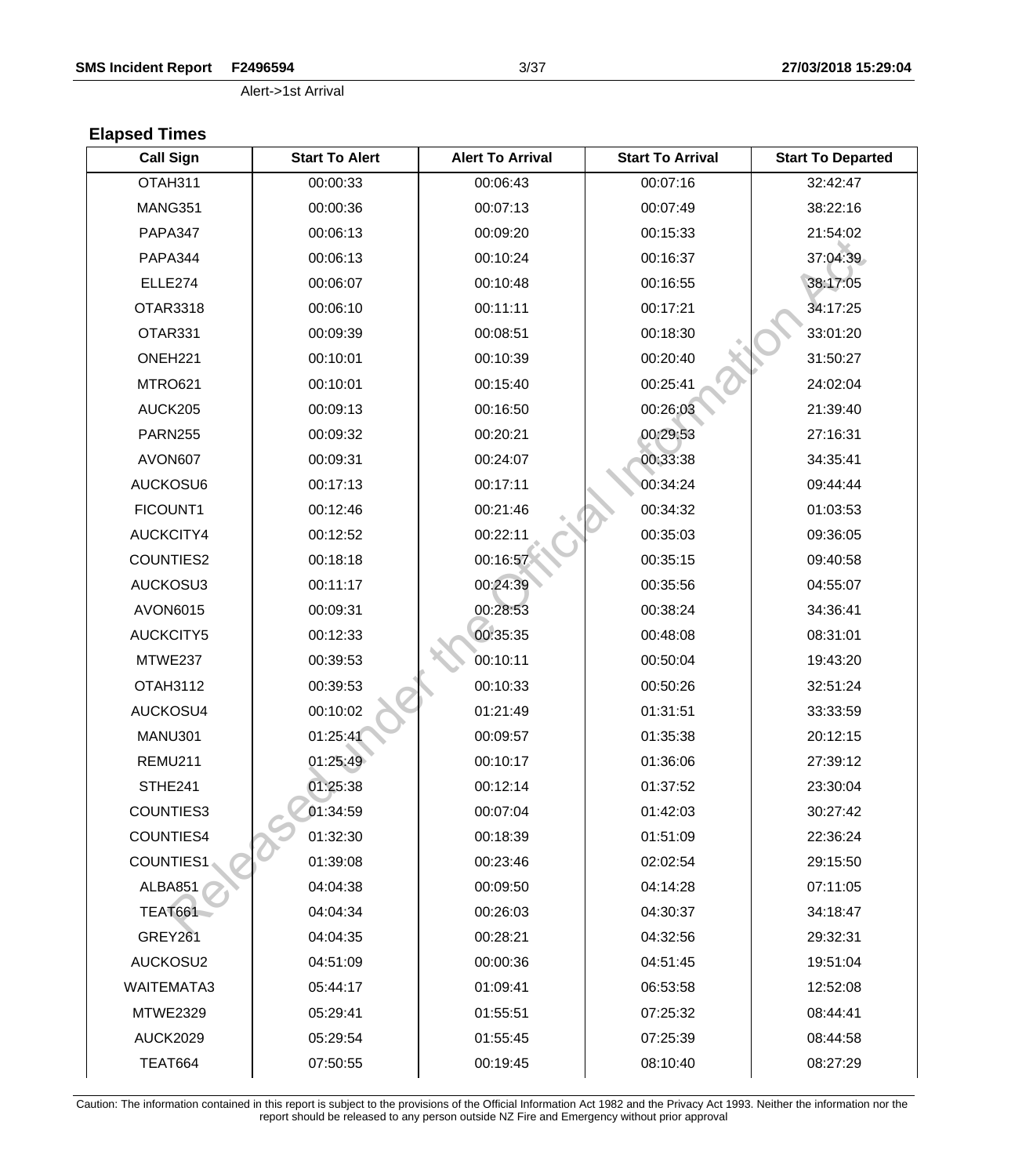Alert->1st Arrival

## Elapsed Times

| Call Sign | Start To Alert | Alert To Arrival | Start To Arrival | Start To Departed |
|---|---|---|---|---|
| OTAH311 | 00:00:33 | 00:06:43 | 00:07:16 | 32:42:47 |
| MANG351 | 00:00:36 | 00:07:13 | 00:07:49 | 38:22:16 |
| PAPA347 | 00:06:13 | 00:09:20 | 00:15:33 | 21:54:02 |
| PAPA344 | 00:06:13 | 00:10:24 | 00:16:37 | 37:04:39 |
| ELLE274 | 00:06:07 | 00:10:48 | 00:16:55 | 38:17:05 |
| OTAR3318 | 00:06:10 | 00:11:11 | 00:17:21 | 34:17:25 |
| OTAR331 | 00:09:39 | 00:08:51 | 00:18:30 | 33:01:20 |
| ONEH221 | 00:10:01 | 00:10:39 | 00:20:40 | 31:50:27 |
| MTRO621 | 00:10:01 | 00:15:40 | 00:25:41 | 24:02:04 |
| AUCK205 | 00:09:13 | 00:16:50 | 00:26:03 | 21:39:40 |
| PARN255 | 00:09:32 | 00:20:21 | 00:29:53 | 27:16:31 |
| AVON607 | 00:09:31 | 00:24:07 | 00:33:38 | 34:35:41 |
| AUCKOSU6 | 00:17:13 | 00:17:11 | 00:34:24 | 09:44:44 |
| FICOUNT1 | 00:12:46 | 00:21:46 | 00:34:32 | 01:03:53 |
| AUCKCITY4 | 00:12:52 | 00:22:11 | 00:35:03 | 09:36:05 |
| COUNTIES2 | 00:18:18 | 00:16:57 | 00:35:15 | 09:40:58 |
| AUCKOSU3 | 00:11:17 | 00:24:39 | 00:35:56 | 04:55:07 |
| AVON6015 | 00:09:31 | 00:28:53 | 00:38:24 | 34:36:41 |
| AUCKCITY5 | 00:12:33 | 00:35:35 | 00:48:08 | 08:31:01 |
| MTWE237 | 00:39:53 | 00:10:11 | 00:50:04 | 19:43:20 |
| OTAH3112 | 00:39:53 | 00:10:33 | 00:50:26 | 32:51:24 |
| AUCKOSU4 | 00:10:02 | 01:21:49 | 01:31:51 | 33:33:59 |
| MANU301 | 01:25:41 | 00:09:57 | 01:35:38 | 20:12:15 |
| REMU211 | 01:25:49 | 00:10:17 | 01:36:06 | 27:39:12 |
| STHE241 | 01:25:38 | 00:12:14 | 01:37:52 | 23:30:04 |
| COUNTIES3 | 01:34:59 | 00:07:04 | 01:42:03 | 30:27:42 |
| COUNTIES4 | 01:32:30 | 00:18:39 | 01:51:09 | 22:36:24 |
| COUNTIES1 | 01:39:08 | 00:23:46 | 02:02:54 | 29:15:50 |
| ALBA851 | 04:04:38 | 00:09:50 | 04:14:28 | 07:11:05 |
| TEAT661 | 04:04:34 | 00:26:03 | 04:30:37 | 34:18:47 |
| GREY261 | 04:04:35 | 00:28:21 | 04:32:56 | 29:32:31 |
| AUCKOSU2 | 04:51:09 | 00:00:36 | 04:51:45 | 19:51:04 |
| WAITEMATA3 | 05:44:17 | 01:09:41 | 06:53:58 | 12:52:08 |
| MTWE2329 | 05:29:41 | 01:55:51 | 07:25:32 | 08:44:41 |
| AUCK2029 | 05:29:54 | 01:55:45 | 07:25:39 | 08:44:58 |
| TEAT664 | 07:50:55 | 00:19:45 | 08:10:40 | 08:27:29 |

Caution: The information contained in this report is subject to the provisions of the Official Information Act 1982 and the Privacy Act 1993. Neither the information nor the report should be released to any person outside NZ Fire and Emergency without prior approval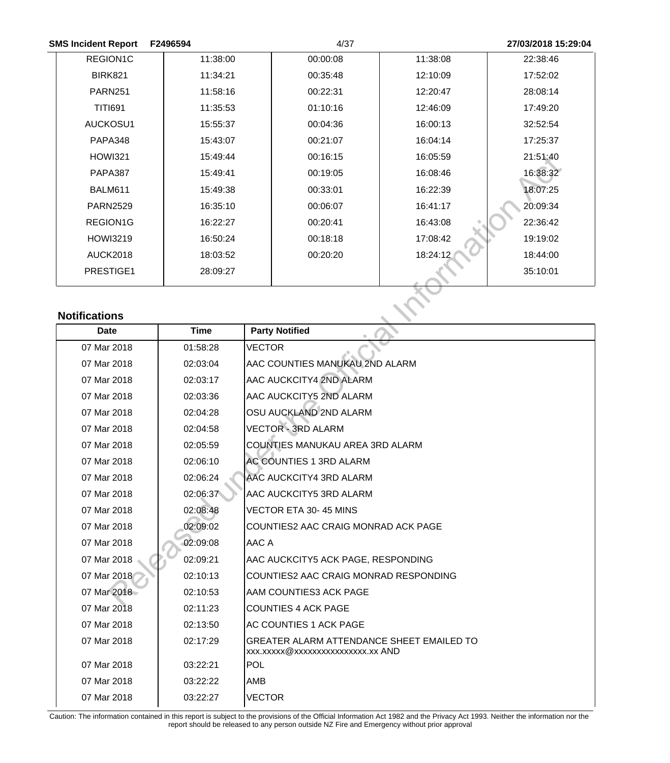| | | | | |
|---|---|---|---|---|
| REGION1C | 11:38:00 | 00:00:08 | 11:38:08 | 22:38:46 |
| BIRK821 | 11:34:21 | 00:35:48 | 12:10:09 | 17:52:02 |
| PARN251 | 11:58:16 | 00:22:31 | 12:20:47 | 28:08:14 |
| TITI691 | 11:35:53 | 01:10:16 | 12:46:09 | 17:49:20 |
| AUCKOSU1 | 15:55:37 | 00:04:36 | 16:00:13 | 32:52:54 |
| PAPA348 | 15:43:07 | 00:21:07 | 16:04:14 | 17:25:37 |
| HOWI321 | 15:49:44 | 00:16:15 | 16:05:59 | 21:51:40 |
| PAPA387 | 15:49:41 | 00:19:05 | 16:08:46 | 16:38:32 |
| BALM611 | 15:49:38 | 00:33:01 | 16:22:39 | 18:07:25 |
| PARN2529 | 16:35:10 | 00:06:07 | 16:41:17 | 20:09:34 |
| REGION1G | 16:22:27 | 00:20:41 | 16:43:08 | 22:36:42 |
| HOWI3219 | 16:50:24 | 00:18:18 | 17:08:42 | 19:19:02 |
| AUCK2018 | 18:03:52 | 00:20:20 | 18:24:12 | 18:44:00 |
| PRESTIGE1 | 28:09:27 | | | 35:10:01 |

## Notifications

| Date | Time | Party Notified |
|---|---|---|
| 07 Mar 2018 | 01:58:28 | VECTOR |
| 07 Mar 2018 | 02:03:04 | AAC COUNTIES MANUKAU 2ND ALARM |
| 07 Mar 2018 | 02:03:17 | AAC AUCKCITY4 2ND ALARM |
| 07 Mar 2018 | 02:03:36 | AAC AUCKCITY5 2ND ALARM |
| 07 Mar 2018 | 02:04:28 | OSU AUCKLAND 2ND ALARM |
| 07 Mar 2018 | 02:04:58 | VECTOR - 3RD ALARM |
| 07 Mar 2018 | 02:05:59 | COUNTIES MANUKAU AREA 3RD ALARM |
| 07 Mar 2018 | 02:06:10 | AC COUNTIES 1 3RD ALARM |
| 07 Mar 2018 | 02:06:24 | AAC AUCKCITY4 3RD ALARM |
| 07 Mar 2018 | 02:06:37 | AAC AUCKCITY5 3RD ALARM |
| 07 Mar 2018 | 02:08:48 | VECTOR ETA 30- 45 MINS |
| 07 Mar 2018 | 02:09:02 | COUNTIES2 AAC CRAIG MONRAD ACK PAGE |
| 07 Mar 2018 | 02:09:08 | AAC A |
| 07 Mar 2018 | 02:09:21 | AAC AUCKCITY5 ACK PAGE, RESPONDING |
| 07 Mar 2018 | 02:10:13 | COUNTIES2 AAC CRAIG MONRAD RESPONDING |
| 07 Mar 2018 | 02:10:53 | AAM COUNTIES3 ACK PAGE |
| 07 Mar 2018 | 02:11:23 | COUNTIES 4 ACK PAGE |
| 07 Mar 2018 | 02:13:50 | AC COUNTIES 1 ACK PAGE |
| 07 Mar 2018 | 02:17:29 | GREATER ALARM ATTENDANCE SHEET EMAILED TO xxx.xxxxx@xxxxxxxxxxxxxxxx.xx AND |
| 07 Mar 2018 | 03:22:21 | POL |
| 07 Mar 2018 | 03:22:22 | AMB |
| 07 Mar 2018 | 03:22:27 | VECTOR |

Caution: The information contained in this report is subject to the provisions of the Official Information Act 1982 and the Privacy Act 1993. Neither the information nor the report should be released to any person outside NZ Fire and Emergency without prior approval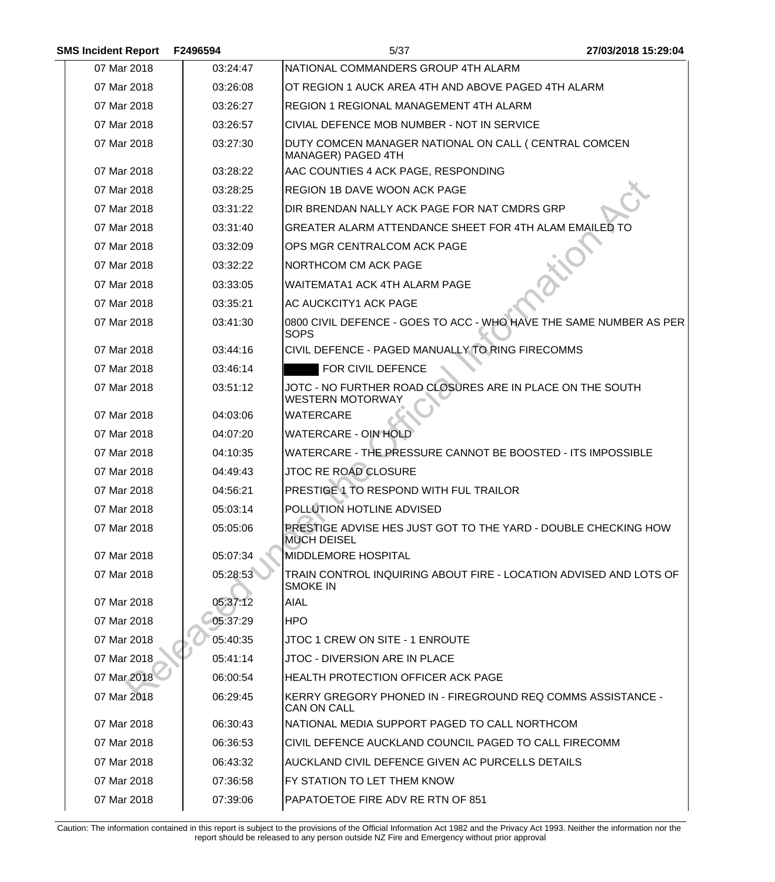| | | |
|---|---|---|
| 07 Mar 2018 | 03:24:47 | NATIONAL COMMANDERS GROUP 4TH ALARM |
| 07 Mar 2018 | 03:26:08 | OT REGION 1 AUCK AREA 4TH AND ABOVE PAGED 4TH ALARM |
| 07 Mar 2018 | 03:26:27 | REGION 1 REGIONAL MANAGEMENT 4TH ALARM |
| 07 Mar 2018 | 03:26:57 | CIVIAL DEFENCE MOB NUMBER - NOT IN SERVICE |
| 07 Mar 2018 | 03:27:30 | DUTY COMCEN MANAGER NATIONAL ON CALL ( CENTRAL COMCEN MANAGER) PAGED 4TH |
| 07 Mar 2018 | 03:28:22 | AAC COUNTIES 4 ACK PAGE, RESPONDING |
| 07 Mar 2018 | 03:28:25 | REGION 1B DAVE WOON ACK PAGE |
| 07 Mar 2018 | 03:31:22 | DIR BRENDAN NALLY ACK PAGE FOR NAT CMDRS GRP |
| 07 Mar 2018 | 03:31:40 | GREATER ALARM ATTENDANCE SHEET FOR 4TH ALAM EMAILED TO |
| 07 Mar 2018 | 03:32:09 | OPS MGR CENTRALCOM ACK PAGE |
| 07 Mar 2018 | 03:32:22 | NORTHCOM CM ACK PAGE |
| 07 Mar 2018 | 03:33:05 | WAITEMATA1 ACK 4TH ALARM PAGE |
| 07 Mar 2018 | 03:35:21 | AC AUCKCITY1 ACK PAGE |
| 07 Mar 2018 | 03:41:30 | 0800 CIVIL DEFENCE - GOES TO ACC - WHO HAVE THE SAME NUMBER AS PER SOPS |
| 07 Mar 2018 | 03:44:16 | CIVIL DEFENCE - PAGED MANUALLY TO RING FIRECOMMS |
| 07 Mar 2018 | 03:46:14 | [REDACTED] FOR CIVIL DEFENCE |
| 07 Mar 2018 | 03:51:12 | JOTC - NO FURTHER ROAD CLOSURES ARE IN PLACE ON THE SOUTH WESTERN MOTORWAY |
| 07 Mar 2018 | 04:03:06 | WATERCARE |
| 07 Mar 2018 | 04:07:20 | WATERCARE - OIN HOLD |
| 07 Mar 2018 | 04:10:35 | WATERCARE - THE PRESSURE CANNOT BE BOOSTED - ITS IMPOSSIBLE |
| 07 Mar 2018 | 04:49:43 | JTOC RE ROAD CLOSURE |
| 07 Mar 2018 | 04:56:21 | PRESTIGE 1 TO RESPOND WITH FUL TRAILOR |
| 07 Mar 2018 | 05:03:14 | POLLUTION HOTLINE ADVISED |
| 07 Mar 2018 | 05:05:06 | PRESTIGE ADVISE HES JUST GOT TO THE YARD - DOUBLE CHECKING HOW MUCH DEISEL |
| 07 Mar 2018 | 05:07:34 | MIDDLEMORE HOSPITAL |
| 07 Mar 2018 | 05:28:53 | TRAIN CONTROL INQUIRING ABOUT FIRE - LOCATION ADVISED AND LOTS OF SMOKE IN |
| 07 Mar 2018 | 05:37:12 | AIAL |
| 07 Mar 2018 | 05:37:29 | HPO |
| 07 Mar 2018 | 05:40:35 | JTOC 1 CREW ON SITE - 1 ENROUTE |
| 07 Mar 2018 | 05:41:14 | JTOC - DIVERSION ARE IN PLACE |
| 07 Mar 2018 | 06:00:54 | HEALTH PROTECTION OFFICER ACK PAGE |
| 07 Mar 2018 | 06:29:45 | KERRY GREGORY PHONED IN - FIREGROUND REQ COMMS ASSISTANCE - CAN ON CALL |
| 07 Mar 2018 | 06:30:43 | NATIONAL MEDIA SUPPORT PAGED TO CALL NORTHCOM |
| 07 Mar 2018 | 06:36:53 | CIVIL DEFENCE AUCKLAND COUNCIL PAGED TO CALL FIRECOMM |
| 07 Mar 2018 | 06:43:32 | AUCKLAND CIVIL DEFENCE GIVEN AC PURCELLS DETAILS |
| 07 Mar 2018 | 07:36:58 | FY STATION TO LET THEM KNOW |
| 07 Mar 2018 | 07:39:06 | PAPATOETOE FIRE ADV RE RTN OF 851 |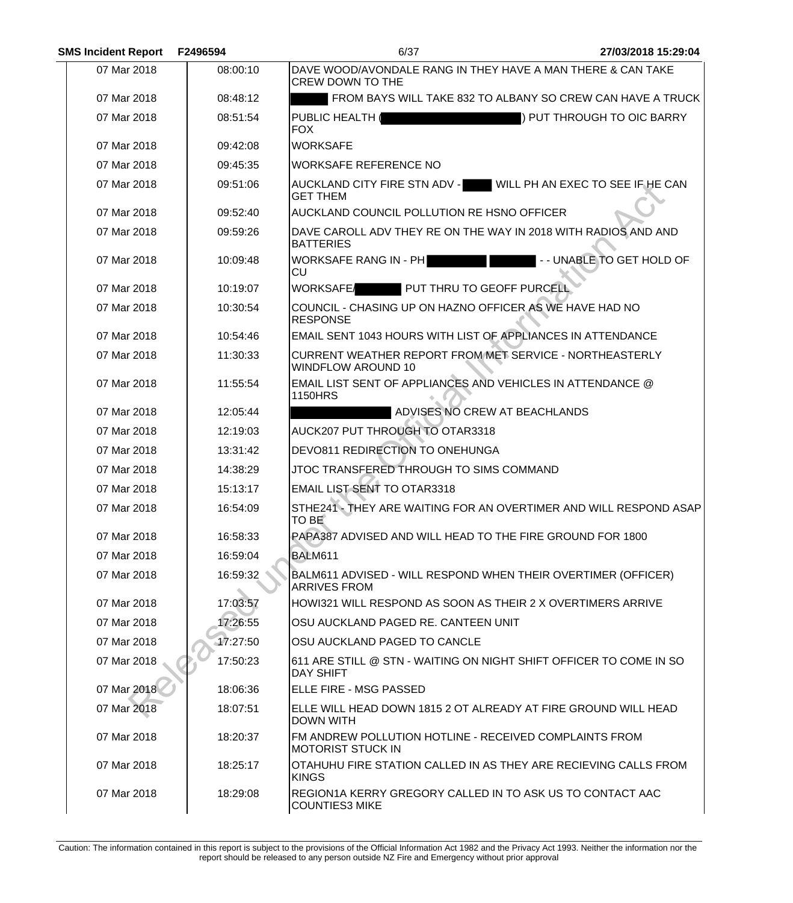| | | |
|---|---|---|
| 07 Mar 2018 | 08:00:10 | DAVE WOOD/AVONDALE RANG IN THEY HAVE A MAN THERE & CAN TAKE CREW DOWN TO THE |
| 07 Mar 2018 | 08:48:12 | FROM BAYS WILL TAKE 832 TO ALBANY SO CREW CAN HAVE A TRUCK |
| 07 Mar 2018 | 08:51:54 | PUBLIC HEALTH ( ) PUT THROUGH TO OIC BARRY FOX |
| 07 Mar 2018 | 09:42:08 | WORKSAFE |
| 07 Mar 2018 | 09:45:35 | WORKSAFE REFERENCE NO |
| 07 Mar 2018 | 09:51:06 | AUCKLAND CITY FIRE STN ADV - WILL PH AN EXEC TO SEE IF HE CAN GET THEM |
| 07 Mar 2018 | 09:52:40 | AUCKLAND COUNCIL POLLUTION RE HSNO OFFICER |
| 07 Mar 2018 | 09:59:26 | DAVE CAROLL ADV THEY RE ON THE WAY IN 2018 WITH RADIOS AND AND BATTERIES |
| 07 Mar 2018 | 10:09:48 | WORKSAFE RANG IN - PH - - UNABLE TO GET HOLD OF CU |
| 07 Mar 2018 | 10:19:07 | WORKSAFE/ PUT THRU TO GEOFF PURCELL |
| 07 Mar 2018 | 10:30:54 | COUNCIL - CHASING UP ON HAZNO OFFICER AS WE HAVE HAD NO RESPONSE |
| 07 Mar 2018 | 10:54:46 | EMAIL SENT 1043 HOURS WITH LIST OF APPLIANCES IN ATTENDANCE |
| 07 Mar 2018 | 11:30:33 | CURRENT WEATHER REPORT FROM MET SERVICE - NORTHEASTERLY WINDFLOW AROUND 10 |
| 07 Mar 2018 | 11:55:54 | EMAIL LIST SENT OF APPLIANCES AND VEHICLES IN ATTENDANCE @ 1150HRS |
| 07 Mar 2018 | 12:05:44 | ADVISES NO CREW AT BEACHLANDS |
| 07 Mar 2018 | 12:19:03 | AUCK207 PUT THROUGH TO OTAR3318 |
| 07 Mar 2018 | 13:31:42 | DEVO811 REDIRECTION TO ONEHUNGA |
| 07 Mar 2018 | 14:38:29 | JTOC TRANSFERED THROUGH TO SIMS COMMAND |
| 07 Mar 2018 | 15:13:17 | EMAIL LIST SENT TO OTAR3318 |
| 07 Mar 2018 | 16:54:09 | STHE241 - THEY ARE WAITING FOR AN OVERTIMER AND WILL RESPOND ASAP TO BE |
| 07 Mar 2018 | 16:58:33 | PAPA387 ADVISED AND WILL HEAD TO THE FIRE GROUND FOR 1800 |
| 07 Mar 2018 | 16:59:04 | BALM611 |
| 07 Mar 2018 | 16:59:32 | BALM611 ADVISED - WILL RESPOND WHEN THEIR OVERTIMER (OFFICER) ARRIVES FROM |
| 07 Mar 2018 | 17:03:57 | HOWI321 WILL RESPOND AS SOON AS THEIR 2 X OVERTIMERS ARRIVE |
| 07 Mar 2018 | 17:26:55 | OSU AUCKLAND PAGED RE. CANTEEN UNIT |
| 07 Mar 2018 | 17:27:50 | OSU AUCKLAND PAGED TO CANCLE |
| 07 Mar 2018 | 17:50:23 | 611 ARE STILL @ STN - WAITING ON NIGHT SHIFT OFFICER TO COME IN SO DAY SHIFT |
| 07 Mar 2018 | 18:06:36 | ELLE FIRE - MSG PASSED |
| 07 Mar 2018 | 18:07:51 | ELLE WILL HEAD DOWN 1815 2 OT ALREADY AT FIRE GROUND WILL HEAD DOWN WITH |
| 07 Mar 2018 | 18:20:37 | FM ANDREW POLLUTION HOTLINE - RECEIVED COMPLAINTS FROM MOTORIST STUCK IN |
| 07 Mar 2018 | 18:25:17 | OTAHUHU FIRE STATION CALLED IN AS THEY ARE RECIEVING CALLS FROM KINGS |
| 07 Mar 2018 | 18:29:08 | REGION1A KERRY GREGORY CALLED IN TO ASK US TO CONTACT AAC COUNTIES3 MIKE |

Caution: The information contained in this report is subject to the provisions of the Official Information Act 1982 and the Privacy Act 1993. Neither the information nor the report should be released to any person outside NZ Fire and Emergency without prior approval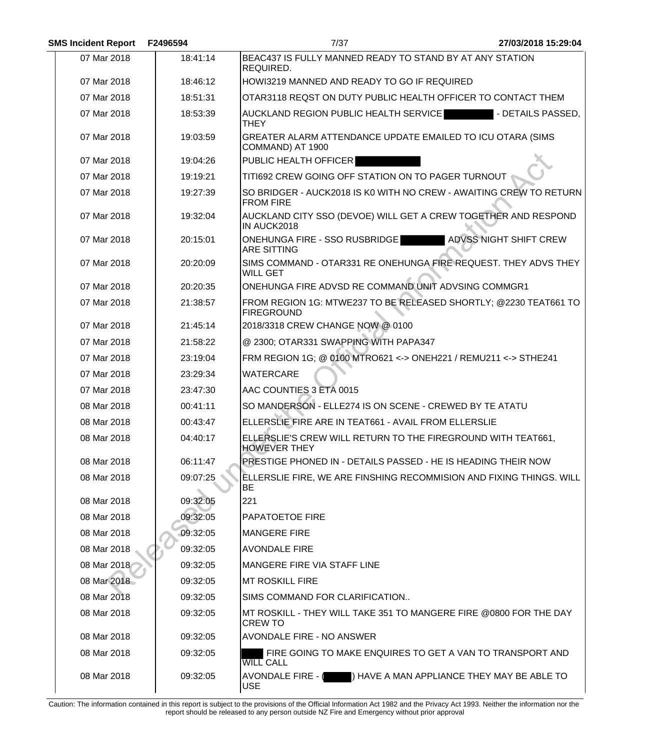| | | |
|---|---|---|
| 07 Mar 2018 | 18:41:14 | BEAC437 IS FULLY MANNED READY TO STAND BY AT ANY STATION REQUIRED. |
| 07 Mar 2018 | 18:46:12 | HOWI3219 MANNED AND READY TO GO IF REQUIRED |
| 07 Mar 2018 | 18:51:31 | OTAR3118 REQST ON DUTY PUBLIC HEALTH OFFICER TO CONTACT THEM |
| 07 Mar 2018 | 18:53:39 | AUCKLAND REGION PUBLIC HEALTH SERVICE ██████ - DETAILS PASSED, THEY |
| 07 Mar 2018 | 19:03:59 | GREATER ALARM ATTENDANCE UPDATE EMAILED TO ICU OTARA (SIMS COMMAND) AT 1900 |
| 07 Mar 2018 | 19:04:26 | PUBLIC HEALTH OFFICER ██████ |
| 07 Mar 2018 | 19:19:21 | TITI692 CREW GOING OFF STATION ON TO PAGER TURNOUT |
| 07 Mar 2018 | 19:27:39 | SO BRIDGER - AUCK2018 IS K0 WITH NO CREW - AWAITING CREW TO RETURN FROM FIRE |
| 07 Mar 2018 | 19:32:04 | AUCKLAND CITY SSO (DEVOE) WILL GET A CREW TOGETHER AND RESPOND IN AUCK2018 |
| 07 Mar 2018 | 20:15:01 | ONEHUNGA FIRE - SSO RUSBRIDGE ██████ ADVSS NIGHT SHIFT CREW ARE SITTING |
| 07 Mar 2018 | 20:20:09 | SIMS COMMAND - OTAR331 RE ONEHUNGA FIRE REQUEST. THEY ADVS THEY WILL GET |
| 07 Mar 2018 | 20:20:35 | ONEHUNGA FIRE ADVSD RE COMMAND UNIT ADVSING COMMGR1 |
| 07 Mar 2018 | 21:38:57 | FROM REGION 1G: MTWE237 TO BE RELEASED SHORTLY; @2230 TEAT661 TO FIREGROUND |
| 07 Mar 2018 | 21:45:14 | 2018/3318 CREW CHANGE NOW @ 0100 |
| 07 Mar 2018 | 21:58:22 | @ 2300; OTAR331 SWAPPING WITH PAPA347 |
| 07 Mar 2018 | 23:19:04 | FRM REGION 1G; @ 0100 MTRO621 <-> ONEH221 / REMU211 <-> STHE241 |
| 07 Mar 2018 | 23:29:34 | WATERCARE |
| 07 Mar 2018 | 23:47:30 | AAC COUNTIES 3 ETA 0015 |
| 08 Mar 2018 | 00:41:11 | SO MANDERSON - ELLE274 IS ON SCENE - CREWED BY TE ATATU |
| 08 Mar 2018 | 00:43:47 | ELLERSLIE FIRE ARE IN TEAT661 - AVAIL FROM ELLERSLIE |
| 08 Mar 2018 | 04:40:17 | ELLERSLIE'S CREW WILL RETURN TO THE FIREGROUND WITH TEAT661, HOWEVER THEY |
| 08 Mar 2018 | 06:11:47 | PRESTIGE PHONED IN - DETAILS PASSED - HE IS HEADING THEIR NOW |
| 08 Mar 2018 | 09:07:25 | ELLERSLIE FIRE, WE ARE FINSHING RECOMMISION AND FIXING THINGS. WILL BE |
| 08 Mar 2018 | 09:32:05 | 221 |
| 08 Mar 2018 | 09:32:05 | PAPATOETOE FIRE |
| 08 Mar 2018 | 09:32:05 | MANGERE FIRE |
| 08 Mar 2018 | 09:32:05 | AVONDALE FIRE |
| 08 Mar 2018 | 09:32:05 | MANGERE FIRE VIA STAFF LINE |
| 08 Mar 2018 | 09:32:05 | MT ROSKILL FIRE |
| 08 Mar 2018 | 09:32:05 | SIMS COMMAND FOR CLARIFICATION.. |
| 08 Mar 2018 | 09:32:05 | MT ROSKILL - THEY WILL TAKE 351 TO MANGERE FIRE @0800 FOR THE DAY CREW TO |
| 08 Mar 2018 | 09:32:05 | AVONDALE FIRE - NO ANSWER |
| 08 Mar 2018 | 09:32:05 | ████ FIRE GOING TO MAKE ENQUIRES TO GET A VAN TO TRANSPORT AND WILL CALL |
| 08 Mar 2018 | 09:32:05 | AVONDALE FIRE - (████) HAVE A MAN APPLIANCE THEY MAY BE ABLE TO USE |

Caution: The information contained in this report is subject to the provisions of the Official Information Act 1982 and the Privacy Act 1993. Neither the information nor the report should be released to any person outside NZ Fire and Emergency without prior approval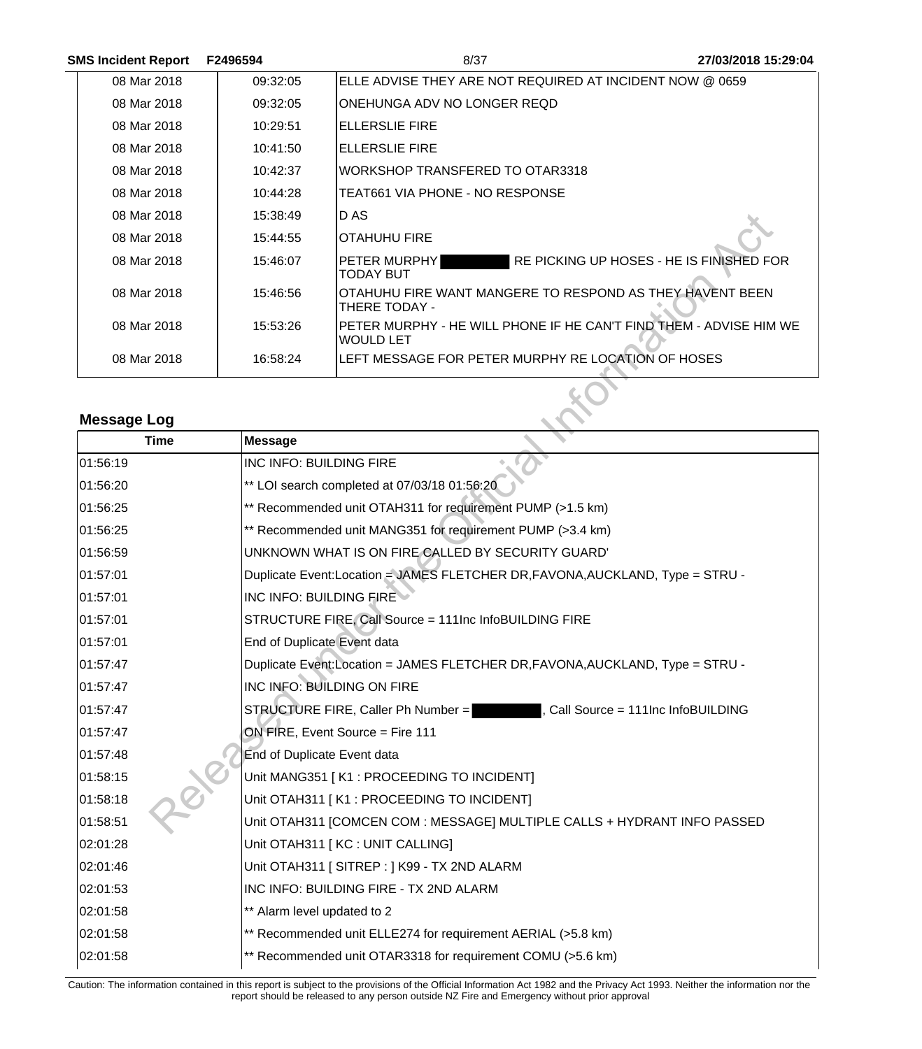| | | |
|---|---|---|
| 08 Mar 2018 | 09:32:05 | ELLE ADVISE THEY ARE NOT REQUIRED AT INCIDENT NOW @ 0659 |
| 08 Mar 2018 | 09:32:05 | ONEHUNGA ADV NO LONGER REQD |
| 08 Mar 2018 | 10:29:51 | ELLERSLIE FIRE |
| 08 Mar 2018 | 10:41:50 | ELLERSLIE FIRE |
| 08 Mar 2018 | 10:42:37 | WORKSHOP TRANSFERED TO OTAR3318 |
| 08 Mar 2018 | 10:44:28 | TEAT661 VIA PHONE - NO RESPONSE |
| 08 Mar 2018 | 15:38:49 | D AS |
| 08 Mar 2018 | 15:44:55 | OTAHUHU FIRE |
| 08 Mar 2018 | 15:46:07 | PETER MURPHY [redacted] RE PICKING UP HOSES - HE IS FINISHED FOR TODAY BUT |
| 08 Mar 2018 | 15:46:56 | OTAHUHU FIRE WANT MANGERE TO RESPOND AS THEY HAVENT BEEN THERE TODAY - |
| 08 Mar 2018 | 15:53:26 | PETER MURPHY - HE WILL PHONE IF HE CAN'T FIND THEM - ADVISE HIM WE WOULD LET |
| 08 Mar 2018 | 16:58:24 | LEFT MESSAGE FOR PETER MURPHY RE LOCATION OF HOSES |

## Message Log

| Time | Message |
|---|---|
| 01:56:19 | INC INFO: BUILDING FIRE |
| 01:56:20 | ** LOI search completed at 07/03/18 01:56:20 |
| 01:56:25 | ** Recommended unit OTAH311 for requirement PUMP (>1.5 km) |
| 01:56:25 | ** Recommended unit MANG351 for requirement PUMP (>3.4 km) |
| 01:56:59 | UNKNOWN WHAT IS ON FIRE CALLED BY SECURITY GUARD' |
| 01:57:01 | Duplicate Event:Location = JAMES FLETCHER DR,FAVONA,AUCKLAND, Type = STRU - |
| 01:57:01 | INC INFO: BUILDING FIRE |
| 01:57:01 | STRUCTURE FIRE, Call Source = 111Inc InfoBUILDING FIRE |
| 01:57:01 | End of Duplicate Event data |
| 01:57:47 | Duplicate Event:Location = JAMES FLETCHER DR,FAVONA,AUCKLAND, Type = STRU - |
| 01:57:47 | INC INFO: BUILDING ON FIRE |
| 01:57:47 | STRUCTURE FIRE, Caller Ph Number = [redacted], Call Source = 111Inc InfoBUILDING |
| 01:57:47 | ON FIRE, Event Source = Fire 111 |
| 01:57:48 | End of Duplicate Event data |
| 01:58:15 | Unit MANG351 [ K1 : PROCEEDING TO INCIDENT] |
| 01:58:18 | Unit OTAH311 [ K1 : PROCEEDING TO INCIDENT] |
| 01:58:51 | Unit OTAH311 [COMCEN COM : MESSAGE] MULTIPLE CALLS + HYDRANT INFO PASSED |
| 02:01:28 | Unit OTAH311 [ KC : UNIT CALLING] |
| 02:01:46 | Unit OTAH311 [ SITREP : ] K99 - TX 2ND ALARM |
| 02:01:53 | INC INFO: BUILDING FIRE - TX 2ND ALARM |
| 02:01:58 | ** Alarm level updated to 2 |
| 02:01:58 | ** Recommended unit ELLE274 for requirement AERIAL (>5.8 km) |
| 02:01:58 | ** Recommended unit OTAR3318 for requirement COMU (>5.6 km) |

Caution: The information contained in this report is subject to the provisions of the Official Information Act 1982 and the Privacy Act 1993. Neither the information nor the report should be released to any person outside NZ Fire and Emergency without prior approval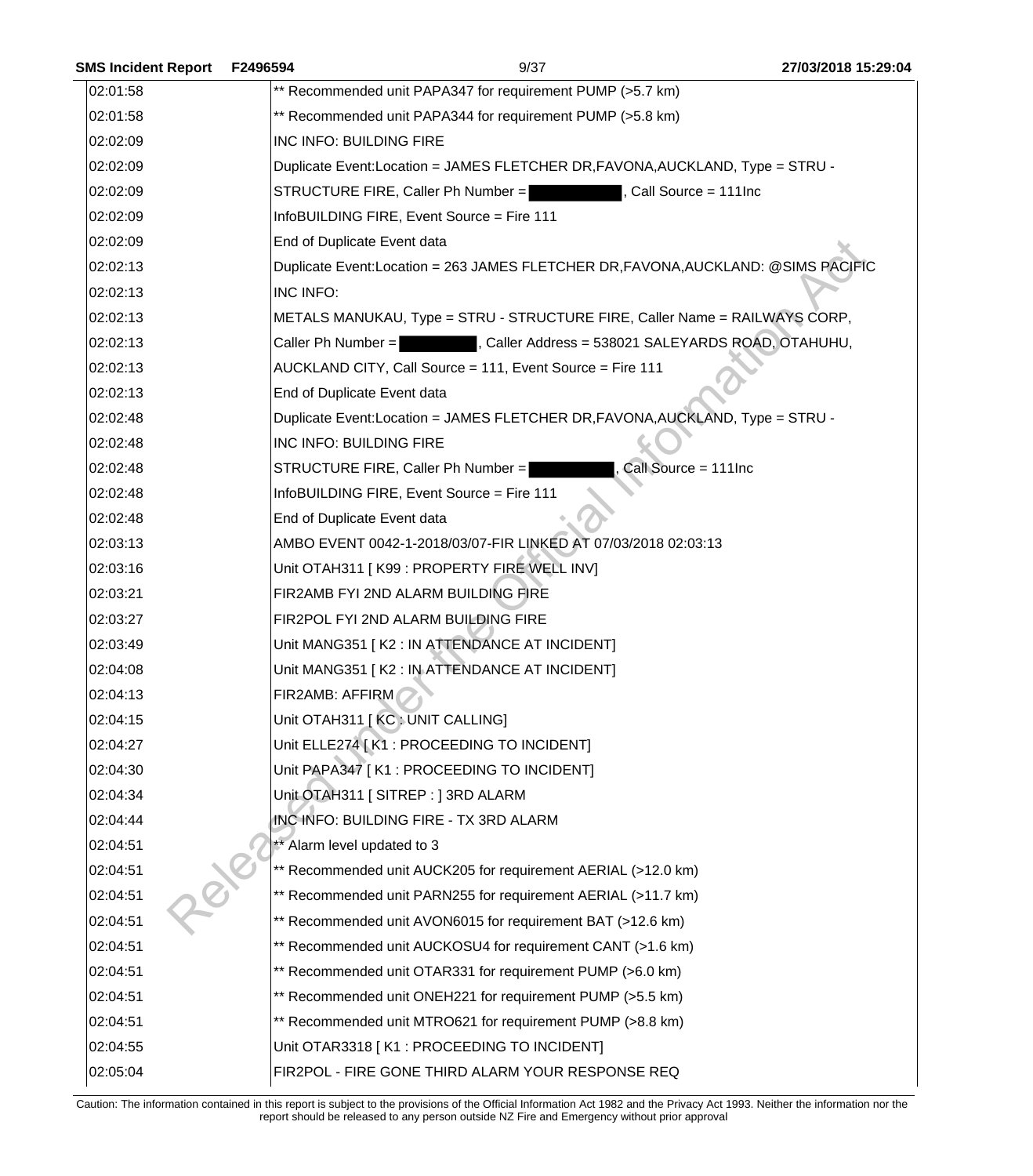| | |
|---|---|
| 02:01:58 | ** Recommended unit PAPA347 for requirement PUMP (>5.7 km) |
| 02:01:58 | ** Recommended unit PAPA344 for requirement PUMP (>5.8 km) |
| 02:02:09 | INC INFO: BUILDING FIRE |
| 02:02:09 | Duplicate Event:Location = JAMES FLETCHER DR,FAVONA,AUCKLAND, Type = STRU - |
| 02:02:09 | STRUCTURE FIRE, Caller Ph Number = [redacted], Call Source = 111Inc |
| 02:02:09 | InfoBUILDING FIRE, Event Source = Fire 111 |
| 02:02:09 | End of Duplicate Event data |
| 02:02:13 | Duplicate Event:Location = 263 JAMES FLETCHER DR,FAVONA,AUCKLAND: @SIMS PACIFIC |
| 02:02:13 | INC INFO: |
| 02:02:13 | METALS MANUKAU, Type = STRU - STRUCTURE FIRE, Caller Name = RAILWAYS CORP, |
| 02:02:13 | Caller Ph Number = [redacted], Caller Address = 538021 SALEYARDS ROAD, OTAHUHU, |
| 02:02:13 | AUCKLAND CITY, Call Source = 111, Event Source = Fire 111 |
| 02:02:13 | End of Duplicate Event data |
| 02:02:48 | Duplicate Event:Location = JAMES FLETCHER DR,FAVONA,AUCKLAND, Type = STRU - |
| 02:02:48 | INC INFO: BUILDING FIRE |
| 02:02:48 | STRUCTURE FIRE, Caller Ph Number = [redacted], Call Source = 111Inc |
| 02:02:48 | InfoBUILDING FIRE, Event Source = Fire 111 |
| 02:02:48 | End of Duplicate Event data |
| 02:03:13 | AMBO EVENT 0042-1-2018/03/07-FIR LINKED AT 07/03/2018 02:03:13 |
| 02:03:16 | Unit OTAH311 [ K99 : PROPERTY FIRE WELL INV] |
| 02:03:21 | FIR2AMB FYI 2ND ALARM BUILDING FIRE |
| 02:03:27 | FIR2POL FYI 2ND ALARM BUILDING FIRE |
| 02:03:49 | Unit MANG351 [ K2 : IN ATTENDANCE AT INCIDENT] |
| 02:04:08 | Unit MANG351 [ K2 : IN ATTENDANCE AT INCIDENT] |
| 02:04:13 | FIR2AMB: AFFIRM |
| 02:04:15 | Unit OTAH311 [ KC : UNIT CALLING] |
| 02:04:27 | Unit ELLE274 [ K1 : PROCEEDING TO INCIDENT] |
| 02:04:30 | Unit PAPA347 [ K1 : PROCEEDING TO INCIDENT] |
| 02:04:34 | Unit OTAH311 [ SITREP : ] 3RD ALARM |
| 02:04:44 | INC INFO: BUILDING FIRE - TX 3RD ALARM |
| 02:04:51 | ** Alarm level updated to 3 |
| 02:04:51 | ** Recommended unit AUCK205 for requirement AERIAL (>12.0 km) |
| 02:04:51 | ** Recommended unit PARN255 for requirement AERIAL (>11.7 km) |
| 02:04:51 | ** Recommended unit AVON6015 for requirement BAT (>12.6 km) |
| 02:04:51 | ** Recommended unit AUCKOSU4 for requirement CANT (>1.6 km) |
| 02:04:51 | ** Recommended unit OTAR331 for requirement PUMP (>6.0 km) |
| 02:04:51 | ** Recommended unit ONEH221 for requirement PUMP (>5.5 km) |
| 02:04:51 | ** Recommended unit MTRO621 for requirement PUMP (>8.8 km) |
| 02:04:55 | Unit OTAR3318 [ K1 : PROCEEDING TO INCIDENT] |
| 02:05:04 | FIR2POL - FIRE GONE THIRD ALARM YOUR RESPONSE REQ |

Caution: The information contained in this report is subject to the provisions of the Official Information Act 1982 and the Privacy Act 1993. Neither the information nor the report should be released to any person outside NZ Fire and Emergency without prior approval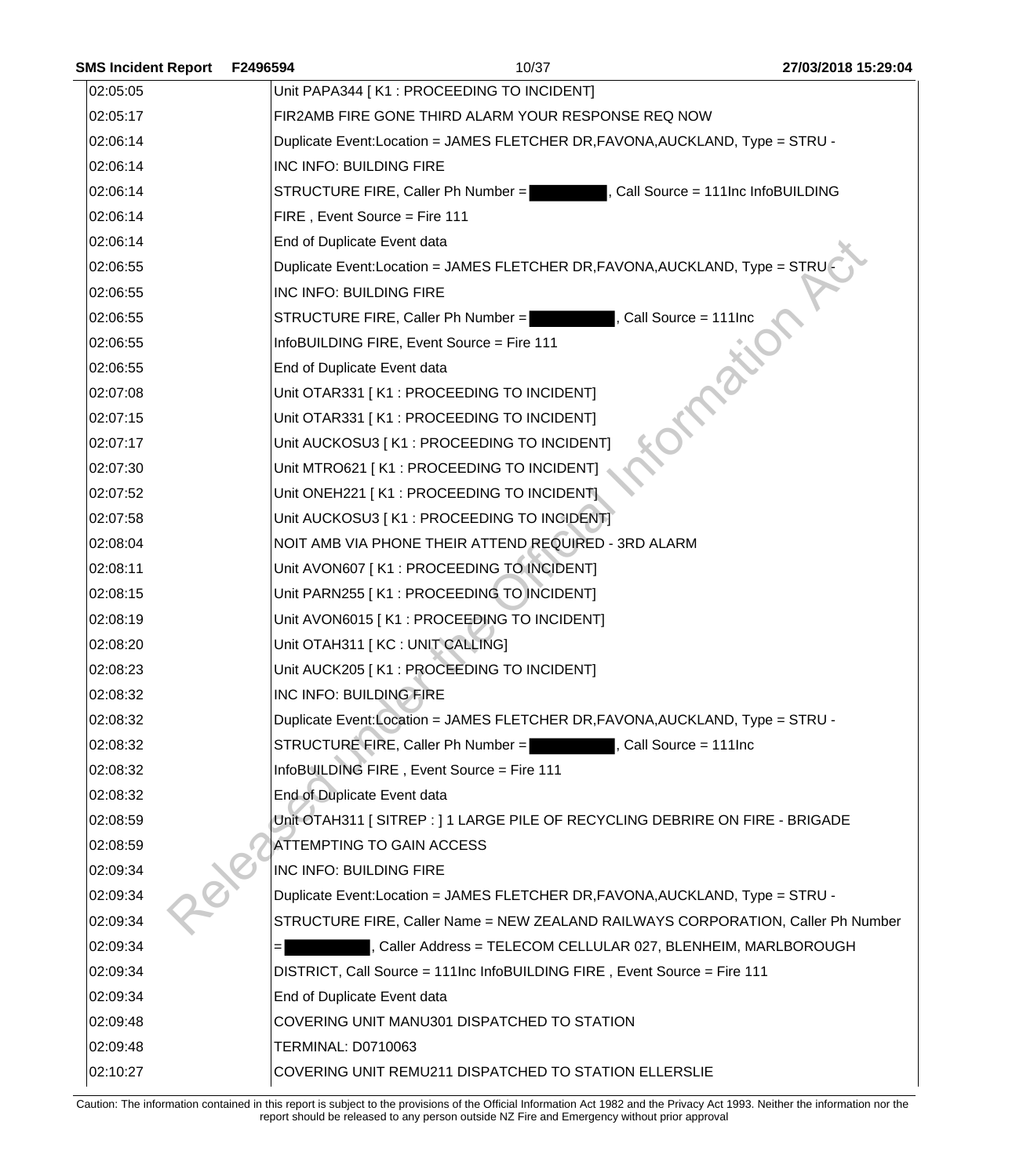| | |
|---|---|
| 02:05:05 | Unit PAPA344 [ K1 : PROCEEDING TO INCIDENT] |
| 02:05:17 | FIR2AMB FIRE GONE THIRD ALARM YOUR RESPONSE REQ NOW |
| 02:06:14 | Duplicate Event:Location = JAMES FLETCHER DR,FAVONA,AUCKLAND, Type = STRU - |
| 02:06:14 | INC INFO: BUILDING FIRE |
| 02:06:14 | STRUCTURE FIRE, Caller Ph Number = ██████, Call Source = 111Inc InfoBUILDING |
| 02:06:14 | FIRE , Event Source = Fire 111 |
| 02:06:14 | End of Duplicate Event data |
| 02:06:55 | Duplicate Event:Location = JAMES FLETCHER DR,FAVONA,AUCKLAND, Type = STRU - |
| 02:06:55 | INC INFO: BUILDING FIRE |
| 02:06:55 | STRUCTURE FIRE, Caller Ph Number = ██████, Call Source = 111Inc |
| 02:06:55 | InfoBUILDING FIRE, Event Source = Fire 111 |
| 02:06:55 | End of Duplicate Event data |
| 02:07:08 | Unit OTAR331 [ K1 : PROCEEDING TO INCIDENT] |
| 02:07:15 | Unit OTAR331 [ K1 : PROCEEDING TO INCIDENT] |
| 02:07:17 | Unit AUCKOSU3 [ K1 : PROCEEDING TO INCIDENT] |
| 02:07:30 | Unit MTRO621 [ K1 : PROCEEDING TO INCIDENT] |
| 02:07:52 | Unit ONEH221 [ K1 : PROCEEDING TO INCIDENT] |
| 02:07:58 | Unit AUCKOSU3 [ K1 : PROCEEDING TO INCIDENT] |
| 02:08:04 | NOIT AMB VIA PHONE THEIR ATTEND REQUIRED - 3RD ALARM |
| 02:08:11 | Unit AVON607 [ K1 : PROCEEDING TO INCIDENT] |
| 02:08:15 | Unit PARN255 [ K1 : PROCEEDING TO INCIDENT] |
| 02:08:19 | Unit AVON6015 [ K1 : PROCEEDING TO INCIDENT] |
| 02:08:20 | Unit OTAH311 [ KC : UNIT CALLING] |
| 02:08:23 | Unit AUCK205 [ K1 : PROCEEDING TO INCIDENT] |
| 02:08:32 | INC INFO: BUILDING FIRE |
| 02:08:32 | Duplicate Event:Location = JAMES FLETCHER DR,FAVONA,AUCKLAND, Type = STRU - |
| 02:08:32 | STRUCTURE FIRE, Caller Ph Number = ██████, Call Source = 111Inc |
| 02:08:32 | InfoBUILDING FIRE , Event Source = Fire 111 |
| 02:08:32 | End of Duplicate Event data |
| 02:08:59 | Unit OTAH311 [ SITREP : ] 1 LARGE PILE OF RECYCLING DEBRIRE ON FIRE - BRIGADE |
| 02:08:59 | ATTEMPTING TO GAIN ACCESS |
| 02:09:34 | INC INFO: BUILDING FIRE |
| 02:09:34 | Duplicate Event:Location = JAMES FLETCHER DR,FAVONA,AUCKLAND, Type = STRU - |
| 02:09:34 | STRUCTURE FIRE, Caller Name = NEW ZEALAND RAILWAYS CORPORATION, Caller Ph Number |
| 02:09:34 | = ██████, Caller Address = TELECOM CELLULAR 027, BLENHEIM, MARLBOROUGH |
| 02:09:34 | DISTRICT, Call Source = 111Inc InfoBUILDING FIRE , Event Source = Fire 111 |
| 02:09:34 | End of Duplicate Event data |
| 02:09:48 | COVERING UNIT MANU301 DISPATCHED TO STATION |
| 02:09:48 | TERMINAL: D0710063 |
| 02:10:27 | COVERING UNIT REMU211 DISPATCHED TO STATION ELLERSLIE |

Caution: The information contained in this report is subject to the provisions of the Official Information Act 1982 and the Privacy Act 1993. Neither the information nor the report should be released to any person outside NZ Fire and Emergency without prior approval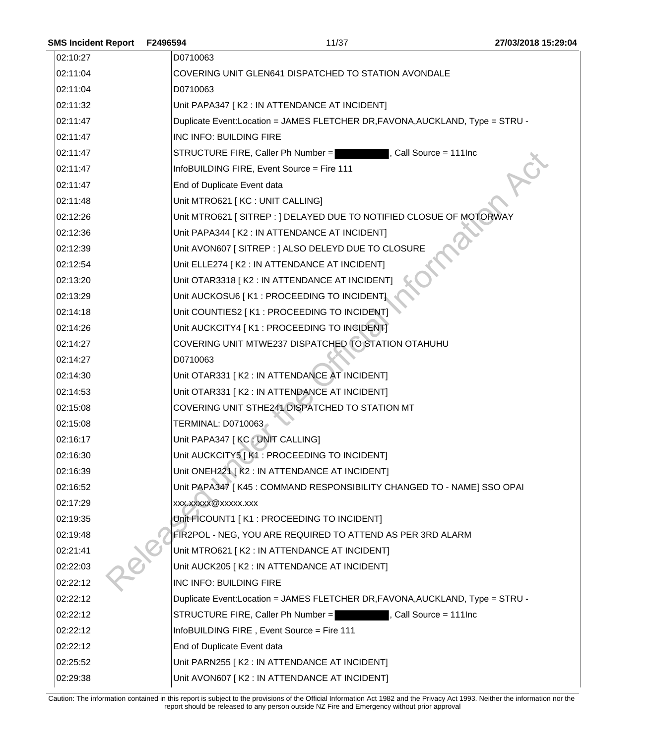| | |
|---|---|
| 02:10:27 | D0710063 |
| 02:11:04 | COVERING UNIT GLEN641 DISPATCHED TO STATION AVONDALE |
| 02:11:04 | D0710063 |
| 02:11:32 | Unit PAPA347 [ K2 : IN ATTENDANCE AT INCIDENT] |
| 02:11:47 | Duplicate Event:Location = JAMES FLETCHER DR,FAVONA,AUCKLAND, Type = STRU - |
| 02:11:47 | INC INFO: BUILDING FIRE |
| 02:11:47 | STRUCTURE FIRE, Caller Ph Number = , Call Source = 111Inc |
| 02:11:47 | InfoBUILDING FIRE, Event Source = Fire 111 |
| 02:11:47 | End of Duplicate Event data |
| 02:11:48 | Unit MTRO621 [ KC : UNIT CALLING] |
| 02:12:26 | Unit MTRO621 [ SITREP : ] DELAYED DUE TO NOTIFIED CLOSUE OF MOTORWAY |
| 02:12:36 | Unit PAPA344 [ K2 : IN ATTENDANCE AT INCIDENT] |
| 02:12:39 | Unit AVON607 [ SITREP : ] ALSO DELEYD DUE TO CLOSURE |
| 02:12:54 | Unit ELLE274 [ K2 : IN ATTENDANCE AT INCIDENT] |
| 02:13:20 | Unit OTAR3318 [ K2 : IN ATTENDANCE AT INCIDENT] |
| 02:13:29 | Unit AUCKOSU6 [ K1 : PROCEEDING TO INCIDENT] |
| 02:14:18 | Unit COUNTIES2 [ K1 : PROCEEDING TO INCIDENT] |
| 02:14:26 | Unit AUCKCITY4 [ K1 : PROCEEDING TO INCIDENT] |
| 02:14:27 | COVERING UNIT MTWE237 DISPATCHED TO STATION OTAHUHU |
| 02:14:27 | D0710063 |
| 02:14:30 | Unit OTAR331 [ K2 : IN ATTENDANCE AT INCIDENT] |
| 02:14:53 | Unit OTAR331 [ K2 : IN ATTENDANCE AT INCIDENT] |
| 02:15:08 | COVERING UNIT STHE241 DISPATCHED TO STATION MT |
| 02:15:08 | TERMINAL: D0710063 |
| 02:16:17 | Unit PAPA347 [ KC : UNIT CALLING] |
| 02:16:30 | Unit AUCKCITY5 [ K1 : PROCEEDING TO INCIDENT] |
| 02:16:39 | Unit ONEH221 [ K2 : IN ATTENDANCE AT INCIDENT] |
| 02:16:52 | Unit PAPA347 [ K45 : COMMAND RESPONSIBILITY CHANGED TO - NAME] SSO OPAI |
| 02:17:29 | xxx.xxxxx@xxxxx.xxx |
| 02:19:35 | Unit FICOUNT1 [ K1 : PROCEEDING TO INCIDENT] |
| 02:19:48 | FIR2POL - NEG, YOU ARE REQUIRED TO ATTEND AS PER 3RD ALARM |
| 02:21:41 | Unit MTRO621 [ K2 : IN ATTENDANCE AT INCIDENT] |
| 02:22:03 | Unit AUCK205 [ K2 : IN ATTENDANCE AT INCIDENT] |
| 02:22:12 | INC INFO: BUILDING FIRE |
| 02:22:12 | Duplicate Event:Location = JAMES FLETCHER DR,FAVONA,AUCKLAND, Type = STRU - |
| 02:22:12 | STRUCTURE FIRE, Caller Ph Number = , Call Source = 111Inc |
| 02:22:12 | InfoBUILDING FIRE , Event Source = Fire 111 |
| 02:22:12 | End of Duplicate Event data |
| 02:25:52 | Unit PARN255 [ K2 : IN ATTENDANCE AT INCIDENT] |
| 02:29:38 | Unit AVON607 [ K2 : IN ATTENDANCE AT INCIDENT] |

Caution: The information contained in this report is subject to the provisions of the Official Information Act 1982 and the Privacy Act 1993. Neither the information nor the report should be released to any person outside NZ Fire and Emergency without prior approval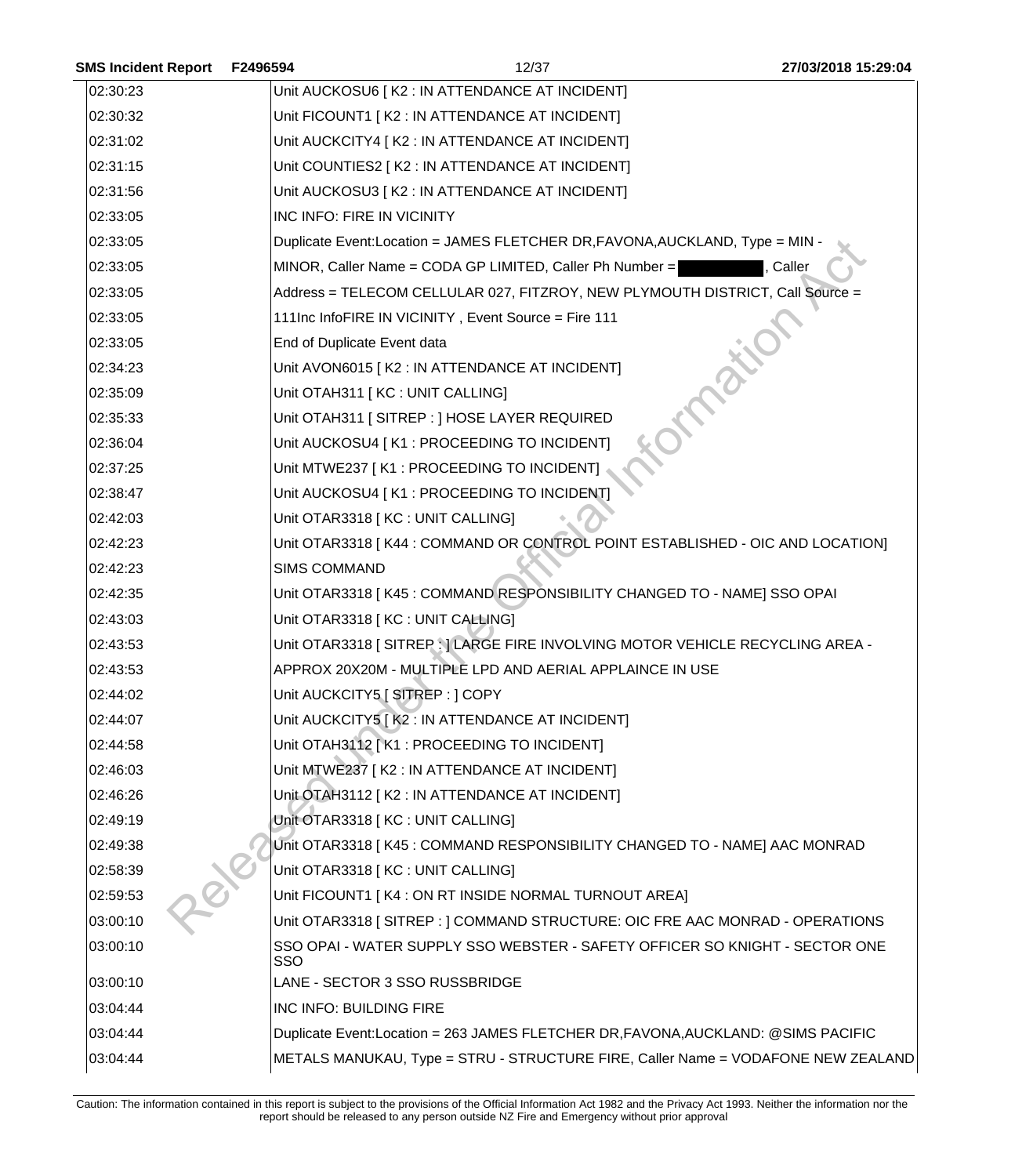| | |
|---|---|
| 02:30:23 | Unit AUCKOSU6 [ K2 : IN ATTENDANCE AT INCIDENT] |
| 02:30:32 | Unit FICOUNT1 [ K2 : IN ATTENDANCE AT INCIDENT] |
| 02:31:02 | Unit AUCKCITY4 [ K2 : IN ATTENDANCE AT INCIDENT] |
| 02:31:15 | Unit COUNTIES2 [ K2 : IN ATTENDANCE AT INCIDENT] |
| 02:31:56 | Unit AUCKOSU3 [ K2 : IN ATTENDANCE AT INCIDENT] |
| 02:33:05 | INC INFO: FIRE IN VICINITY |
| 02:33:05 | Duplicate Event:Location = JAMES FLETCHER DR,FAVONA,AUCKLAND, Type = MIN - |
| 02:33:05 | MINOR, Caller Name = CODA GP LIMITED, Caller Ph Number = [redacted], Caller |
| 02:33:05 | Address = TELECOM CELLULAR 027, FITZROY, NEW PLYMOUTH DISTRICT, Call Source = |
| 02:33:05 | 111Inc InfoFIRE IN VICINITY , Event Source = Fire 111 |
| 02:33:05 | End of Duplicate Event data |
| 02:34:23 | Unit AVON6015 [ K2 : IN ATTENDANCE AT INCIDENT] |
| 02:35:09 | Unit OTAH311 [ KC : UNIT CALLING] |
| 02:35:33 | Unit OTAH311 [ SITREP : ] HOSE LAYER REQUIRED |
| 02:36:04 | Unit AUCKOSU4 [ K1 : PROCEEDING TO INCIDENT] |
| 02:37:25 | Unit MTWE237 [ K1 : PROCEEDING TO INCIDENT] |
| 02:38:47 | Unit AUCKOSU4 [ K1 : PROCEEDING TO INCIDENT] |
| 02:42:03 | Unit OTAR3318 [ KC : UNIT CALLING] |
| 02:42:23 | Unit OTAR3318 [ K44 : COMMAND OR CONTROL POINT ESTABLISHED - OIC AND LOCATION] |
| 02:42:23 | SIMS COMMAND |
| 02:42:35 | Unit OTAR3318 [ K45 : COMMAND RESPONSIBILITY CHANGED TO - NAME] SSO OPAI |
| 02:43:03 | Unit OTAR3318 [ KC : UNIT CALLING] |
| 02:43:53 | Unit OTAR3318 [ SITREP : ] LARGE FIRE INVOLVING MOTOR VEHICLE RECYCLING AREA - |
| 02:43:53 | APPROX 20X20M - MULTIPLE LPD AND AERIAL APPLAINCE IN USE |
| 02:44:02 | Unit AUCKCITY5 [ SITREP : ] COPY |
| 02:44:07 | Unit AUCKCITY5 [ K2 : IN ATTENDANCE AT INCIDENT] |
| 02:44:58 | Unit OTAH3112 [ K1 : PROCEEDING TO INCIDENT] |
| 02:46:03 | Unit MTWE237 [ K2 : IN ATTENDANCE AT INCIDENT] |
| 02:46:26 | Unit OTAH3112 [ K2 : IN ATTENDANCE AT INCIDENT] |
| 02:49:19 | Unit OTAR3318 [ KC : UNIT CALLING] |
| 02:49:38 | Unit OTAR3318 [ K45 : COMMAND RESPONSIBILITY CHANGED TO - NAME] AAC MONRAD |
| 02:58:39 | Unit OTAR3318 [ KC : UNIT CALLING] |
| 02:59:53 | Unit FICOUNT1 [ K4 : ON RT INSIDE NORMAL TURNOUT AREA] |
| 03:00:10 | Unit OTAR3318 [ SITREP : ] COMMAND STRUCTURE: OIC FRE AAC MONRAD - OPERATIONS |
| 03:00:10 | SSO OPAI - WATER SUPPLY SSO WEBSTER - SAFETY OFFICER SO KNIGHT - SECTOR ONE SSO |
| 03:00:10 | LANE - SECTOR 3 SSO RUSSBRIDGE |
| 03:04:44 | INC INFO: BUILDING FIRE |
| 03:04:44 | Duplicate Event:Location = 263 JAMES FLETCHER DR,FAVONA,AUCKLAND: @SIMS PACIFIC |
| 03:04:44 | METALS MANUKAU, Type = STRU - STRUCTURE FIRE, Caller Name = VODAFONE NEW ZEALAND |

Caution: The information contained in this report is subject to the provisions of the Official Information Act 1982 and the Privacy Act 1993. Neither the information nor the report should be released to any person outside NZ Fire and Emergency without prior approval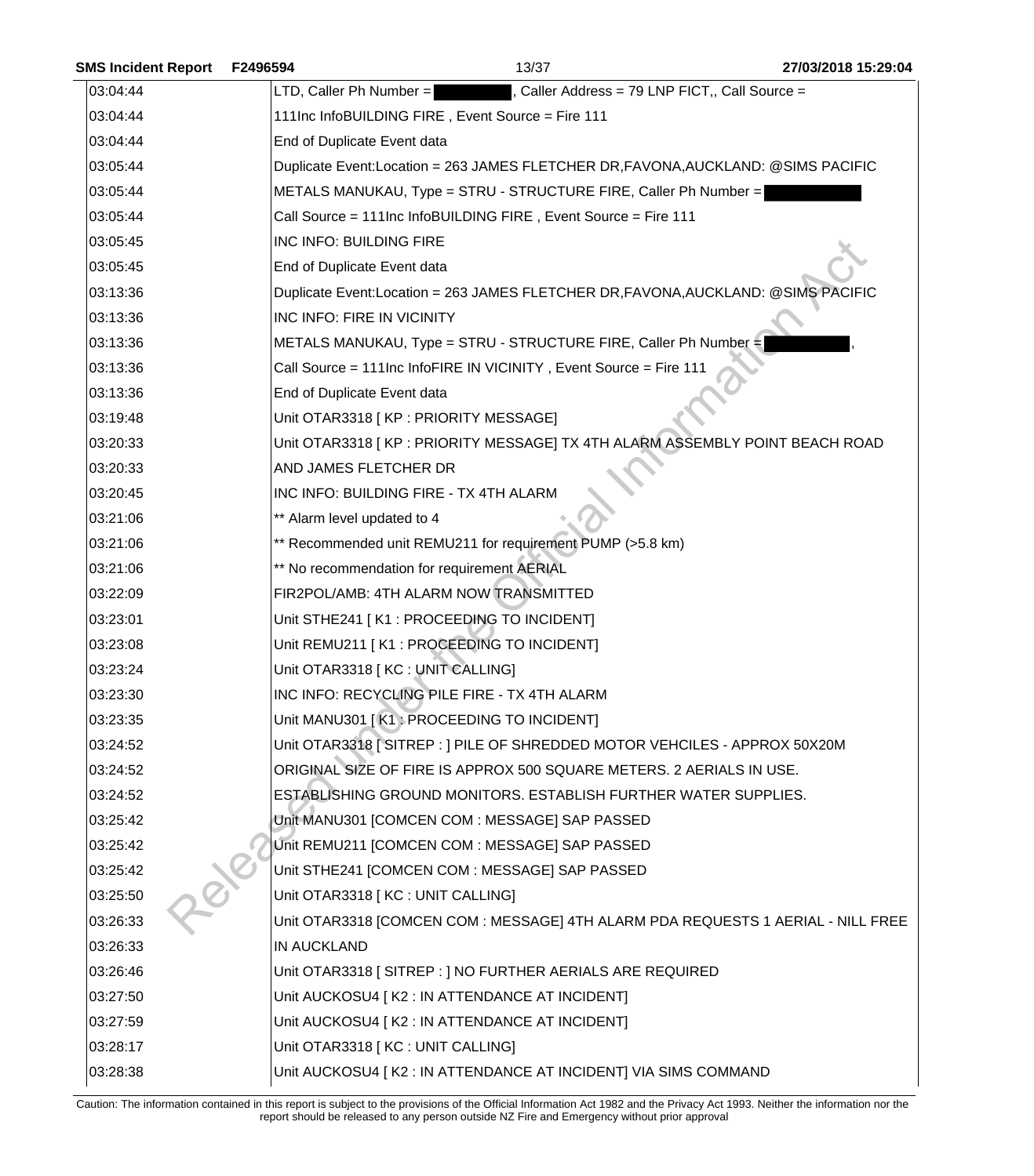| | |
|---|---|
| 03:04:44 | LTD, Caller Ph Number = ██████, Caller Address = 79 LNP FICT,, Call Source = |
| 03:04:44 | 111Inc InfoBUILDING FIRE , Event Source = Fire 111 |
| 03:04:44 | End of Duplicate Event data |
| 03:05:44 | Duplicate Event:Location = 263 JAMES FLETCHER DR,FAVONA,AUCKLAND: @SIMS PACIFIC |
| 03:05:44 | METALS MANUKAU, Type = STRU - STRUCTURE FIRE, Caller Ph Number = ██████ |
| 03:05:44 | Call Source = 111Inc InfoBUILDING FIRE , Event Source = Fire 111 |
| 03:05:45 | INC INFO: BUILDING FIRE |
| 03:05:45 | End of Duplicate Event data |
| 03:13:36 | Duplicate Event:Location = 263 JAMES FLETCHER DR,FAVONA,AUCKLAND: @SIMS PACIFIC |
| 03:13:36 | INC INFO: FIRE IN VICINITY |
| 03:13:36 | METALS MANUKAU, Type = STRU - STRUCTURE FIRE, Caller Ph Number = ██████, |
| 03:13:36 | Call Source = 111Inc InfoFIRE IN VICINITY , Event Source = Fire 111 |
| 03:13:36 | End of Duplicate Event data |
| 03:19:48 | Unit OTAR3318 [ KP : PRIORITY MESSAGE] |
| 03:20:33 | Unit OTAR3318 [ KP : PRIORITY MESSAGE] TX 4TH ALARM ASSEMBLY POINT BEACH ROAD |
| 03:20:33 | AND JAMES FLETCHER DR |
| 03:20:45 | INC INFO: BUILDING FIRE - TX 4TH ALARM |
| 03:21:06 | ** Alarm level updated to 4 |
| 03:21:06 | ** Recommended unit REMU211 for requirement PUMP (>5.8 km) |
| 03:21:06 | ** No recommendation for requirement AERIAL |
| 03:22:09 | FIR2POL/AMB: 4TH ALARM NOW TRANSMITTED |
| 03:23:01 | Unit STHE241 [ K1 : PROCEEDING TO INCIDENT] |
| 03:23:08 | Unit REMU211 [ K1 : PROCEEDING TO INCIDENT] |
| 03:23:24 | Unit OTAR3318 [ KC : UNIT CALLING] |
| 03:23:30 | INC INFO: RECYCLING PILE FIRE - TX 4TH ALARM |
| 03:23:35 | Unit MANU301 [ K1 : PROCEEDING TO INCIDENT] |
| 03:24:52 | Unit OTAR3318 [ SITREP : ] PILE OF SHREDDED MOTOR VEHCILES - APPROX 50X20M |
| 03:24:52 | ORIGINAL SIZE OF FIRE IS APPROX 500 SQUARE METERS. 2 AERIALS IN USE. |
| 03:24:52 | ESTABLISHING GROUND MONITORS. ESTABLISH FURTHER WATER SUPPLIES. |
| 03:25:42 | Unit MANU301 [COMCEN COM : MESSAGE] SAP PASSED |
| 03:25:42 | Unit REMU211 [COMCEN COM : MESSAGE] SAP PASSED |
| 03:25:42 | Unit STHE241 [COMCEN COM : MESSAGE] SAP PASSED |
| 03:25:50 | Unit OTAR3318 [ KC : UNIT CALLING] |
| 03:26:33 | Unit OTAR3318 [COMCEN COM : MESSAGE] 4TH ALARM PDA REQUESTS 1 AERIAL - NILL FREE |
| 03:26:33 | IN AUCKLAND |
| 03:26:46 | Unit OTAR3318 [ SITREP : ] NO FURTHER AERIALS ARE REQUIRED |
| 03:27:50 | Unit AUCKOSU4 [ K2 : IN ATTENDANCE AT INCIDENT] |
| 03:27:59 | Unit AUCKOSU4 [ K2 : IN ATTENDANCE AT INCIDENT] |
| 03:28:17 | Unit OTAR3318 [ KC : UNIT CALLING] |
| 03:28:38 | Unit AUCKOSU4 [ K2 : IN ATTENDANCE AT INCIDENT] VIA SIMS COMMAND |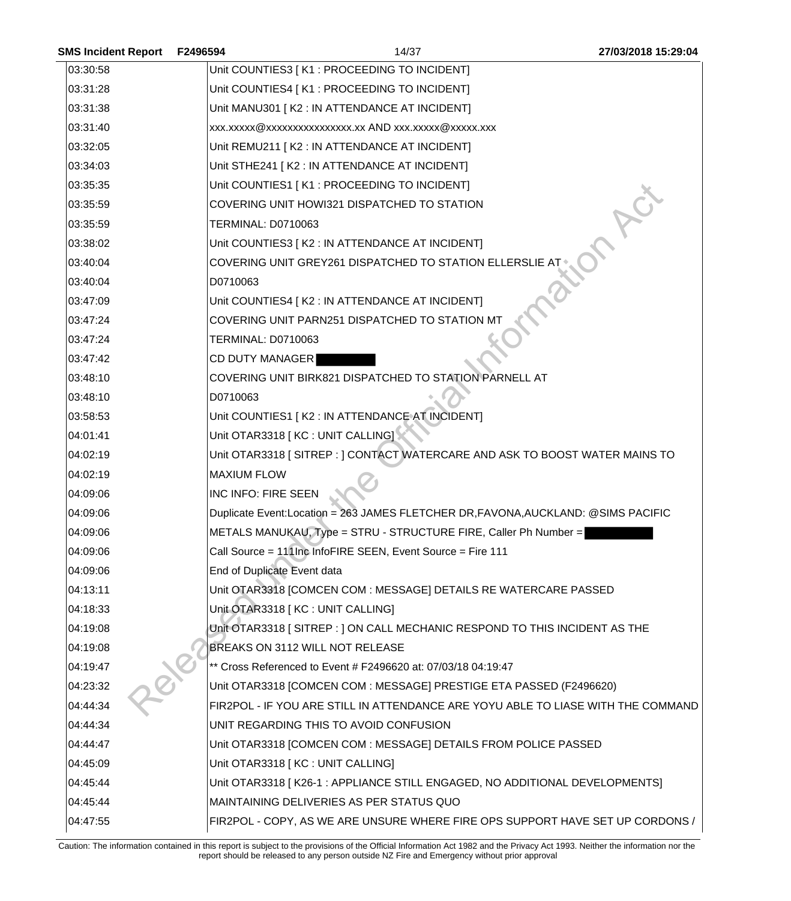| | |
|---|---|
| 03:30:58 | Unit COUNTIES3 [ K1 : PROCEEDING TO INCIDENT] |
| 03:31:28 | Unit COUNTIES4 [ K1 : PROCEEDING TO INCIDENT] |
| 03:31:38 | Unit MANU301 [ K2 : IN ATTENDANCE AT INCIDENT] |
| 03:31:40 | xxx.xxxxx@xxxxxxxxxxxxxxxx.xx AND xxx.xxxxx@xxxxx.xxx |
| 03:32:05 | Unit REMU211 [ K2 : IN ATTENDANCE AT INCIDENT] |
| 03:34:03 | Unit STHE241 [ K2 : IN ATTENDANCE AT INCIDENT] |
| 03:35:35 | Unit COUNTIES1 [ K1 : PROCEEDING TO INCIDENT] |
| 03:35:59 | COVERING UNIT HOWI321 DISPATCHED TO STATION |
| 03:35:59 | TERMINAL: D0710063 |
| 03:38:02 | Unit COUNTIES3 [ K2 : IN ATTENDANCE AT INCIDENT] |
| 03:40:04 | COVERING UNIT GREY261 DISPATCHED TO STATION ELLERSLIE AT |
| 03:40:04 | D0710063 |
| 03:47:09 | Unit COUNTIES4 [ K2 : IN ATTENDANCE AT INCIDENT] |
| 03:47:24 | COVERING UNIT PARN251 DISPATCHED TO STATION MT |
| 03:47:24 | TERMINAL: D0710063 |
| 03:47:42 | CD DUTY MANAGER ████ |
| 03:48:10 | COVERING UNIT BIRK821 DISPATCHED TO STATION PARNELL AT |
| 03:48:10 | D0710063 |
| 03:58:53 | Unit COUNTIES1 [ K2 : IN ATTENDANCE AT INCIDENT] |
| 04:01:41 | Unit OTAR3318 [ KC : UNIT CALLING] |
| 04:02:19 | Unit OTAR3318 [ SITREP : ] CONTACT WATERCARE AND ASK TO BOOST WATER MAINS TO |
| 04:02:19 | MAXIUM FLOW |
| 04:09:06 | INC INFO: FIRE SEEN |
| 04:09:06 | Duplicate Event:Location = 263 JAMES FLETCHER DR,FAVONA,AUCKLAND: @SIMS PACIFIC |
| 04:09:06 | METALS MANUKAU, Type = STRU - STRUCTURE FIRE, Caller Ph Number = ████ |
| 04:09:06 | Call Source = 111Inc InfoFIRE SEEN, Event Source = Fire 111 |
| 04:09:06 | End of Duplicate Event data |
| 04:13:11 | Unit OTAR3318 [COMCEN COM : MESSAGE] DETAILS RE WATERCARE PASSED |
| 04:18:33 | Unit OTAR3318 [ KC : UNIT CALLING] |
| 04:19:08 | Unit OTAR3318 [ SITREP : ] ON CALL MECHANIC RESPOND TO THIS INCIDENT AS THE |
| 04:19:08 | BREAKS ON 3112 WILL NOT RELEASE |
| 04:19:47 | ** Cross Referenced to Event # F2496620 at: 07/03/18 04:19:47 |
| 04:23:32 | Unit OTAR3318 [COMCEN COM : MESSAGE] PRESTIGE ETA PASSED (F2496620) |
| 04:44:34 | FIR2POL - IF YOU ARE STILL IN ATTENDANCE ARE YOYU ABLE TO LIASE WITH THE COMMAND |
| 04:44:34 | UNIT REGARDING THIS TO AVOID CONFUSION |
| 04:44:47 | Unit OTAR3318 [COMCEN COM : MESSAGE] DETAILS FROM POLICE PASSED |
| 04:45:09 | Unit OTAR3318 [ KC : UNIT CALLING] |
| 04:45:44 | Unit OTAR3318 [ K26-1 : APPLIANCE STILL ENGAGED, NO ADDITIONAL DEVELOPMENTS] |
| 04:45:44 | MAINTAINING DELIVERIES AS PER STATUS QUO |
| 04:47:55 | FIR2POL - COPY, AS WE ARE UNSURE WHERE FIRE OPS SUPPORT HAVE SET UP CORDONS / |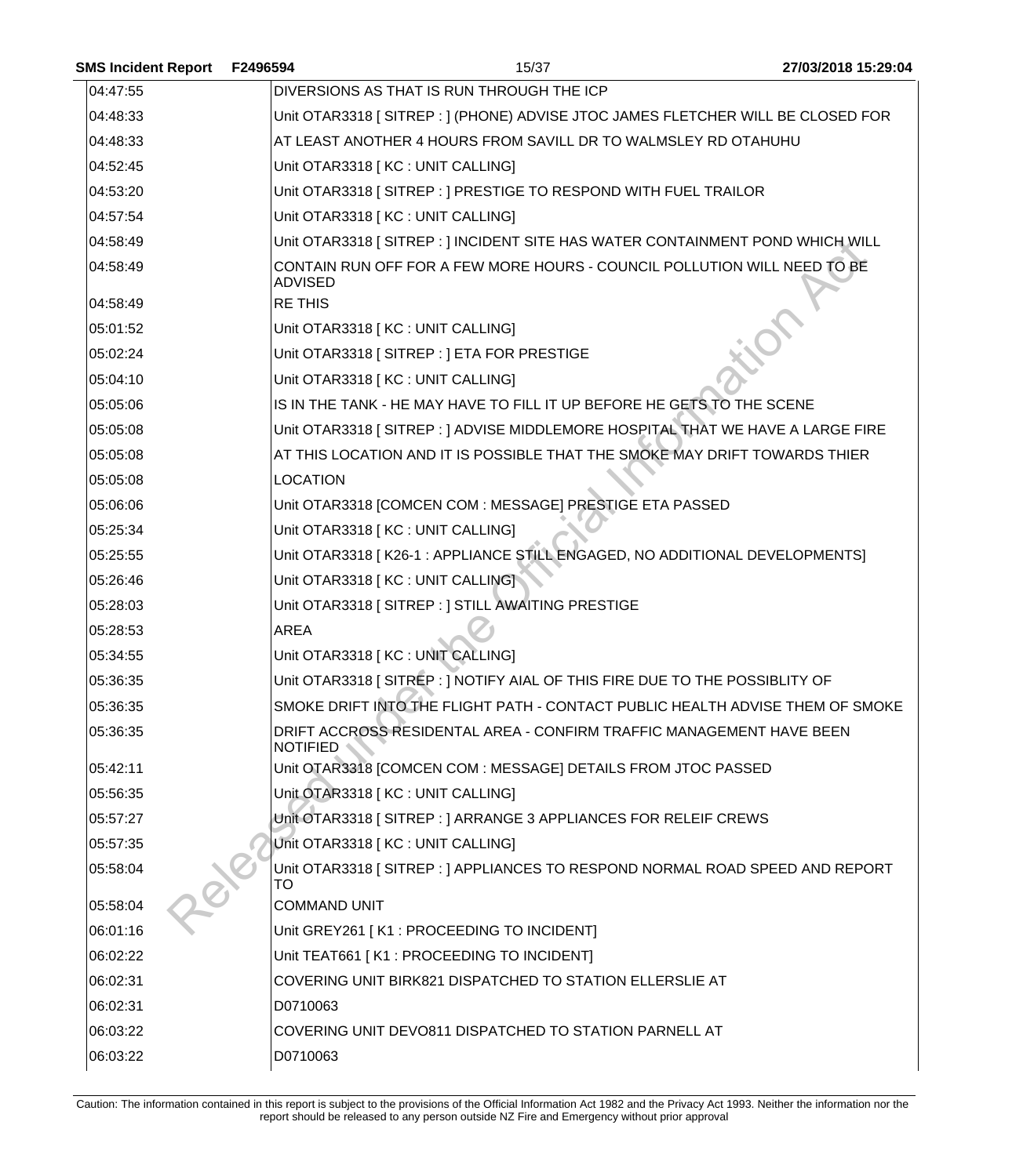| | |
|---|---|
| 04:47:55 | DIVERSIONS AS THAT IS RUN THROUGH THE ICP |
| 04:48:33 | Unit OTAR3318 [ SITREP : ] (PHONE) ADVISE JTOC JAMES FLETCHER WILL BE CLOSED FOR |
| 04:48:33 | AT LEAST ANOTHER 4 HOURS FROM SAVILL DR TO WALMSLEY RD OTAHUHU |
| 04:52:45 | Unit OTAR3318 [ KC : UNIT CALLING] |
| 04:53:20 | Unit OTAR3318 [ SITREP : ] PRESTIGE TO RESPOND WITH FUEL TRAILOR |
| 04:57:54 | Unit OTAR3318 [ KC : UNIT CALLING] |
| 04:58:49 | Unit OTAR3318 [ SITREP : ] INCIDENT SITE HAS WATER CONTAINMENT POND WHICH WILL |
| 04:58:49 | CONTAIN RUN OFF FOR A FEW MORE HOURS - COUNCIL POLLUTION WILL NEED TO BE ADVISED |
| 04:58:49 | RE THIS |
| 05:01:52 | Unit OTAR3318 [ KC : UNIT CALLING] |
| 05:02:24 | Unit OTAR3318 [ SITREP : ] ETA FOR PRESTIGE |
| 05:04:10 | Unit OTAR3318 [ KC : UNIT CALLING] |
| 05:05:06 | IS IN THE TANK - HE MAY HAVE TO FILL IT UP BEFORE HE GETS TO THE SCENE |
| 05:05:08 | Unit OTAR3318 [ SITREP : ] ADVISE MIDDLEMORE HOSPITAL THAT WE HAVE A LARGE FIRE |
| 05:05:08 | AT THIS LOCATION AND IT IS POSSIBLE THAT THE SMOKE MAY DRIFT TOWARDS THIER |
| 05:05:08 | LOCATION |
| 05:06:06 | Unit OTAR3318 [COMCEN COM : MESSAGE] PRESTIGE ETA PASSED |
| 05:25:34 | Unit OTAR3318 [ KC : UNIT CALLING] |
| 05:25:55 | Unit OTAR3318 [ K26-1 : APPLIANCE STILL ENGAGED, NO ADDITIONAL DEVELOPMENTS] |
| 05:26:46 | Unit OTAR3318 [ KC : UNIT CALLING] |
| 05:28:03 | Unit OTAR3318 [ SITREP : ] STILL AWAITING PRESTIGE |
| 05:28:53 | AREA |
| 05:34:55 | Unit OTAR3318 [ KC : UNIT CALLING] |
| 05:36:35 | Unit OTAR3318 [ SITREP : ] NOTIFY AIAL OF THIS FIRE DUE TO THE POSSIBLITY OF |
| 05:36:35 | SMOKE DRIFT INTO THE FLIGHT PATH - CONTACT PUBLIC HEALTH ADVISE THEM OF SMOKE |
| 05:36:35 | DRIFT ACCROSS RESIDENTAL AREA - CONFIRM TRAFFIC MANAGEMENT HAVE BEEN NOTIFIED |
| 05:42:11 | Unit OTAR3318 [COMCEN COM : MESSAGE] DETAILS FROM JTOC PASSED |
| 05:56:35 | Unit OTAR3318 [ KC : UNIT CALLING] |
| 05:57:27 | Unit OTAR3318 [ SITREP : ] ARRANGE 3 APPLIANCES FOR RELEIF CREWS |
| 05:57:35 | Unit OTAR3318 [ KC : UNIT CALLING] |
| 05:58:04 | Unit OTAR3318 [ SITREP : ] APPLIANCES TO RESPOND NORMAL ROAD SPEED AND REPORT TO |
| 05:58:04 | COMMAND UNIT |
| 06:01:16 | Unit GREY261 [ K1 : PROCEEDING TO INCIDENT] |
| 06:02:22 | Unit TEAT661 [ K1 : PROCEEDING TO INCIDENT] |
| 06:02:31 | COVERING UNIT BIRK821 DISPATCHED TO STATION ELLERSLIE AT |
| 06:02:31 | D0710063 |
| 06:03:22 | COVERING UNIT DEVO811 DISPATCHED TO STATION PARNELL AT |
| 06:03:22 | D0710063 |

Caution: The information contained in this report is subject to the provisions of the Official Information Act 1982 and the Privacy Act 1993. Neither the information nor the report should be released to any person outside NZ Fire and Emergency without prior approval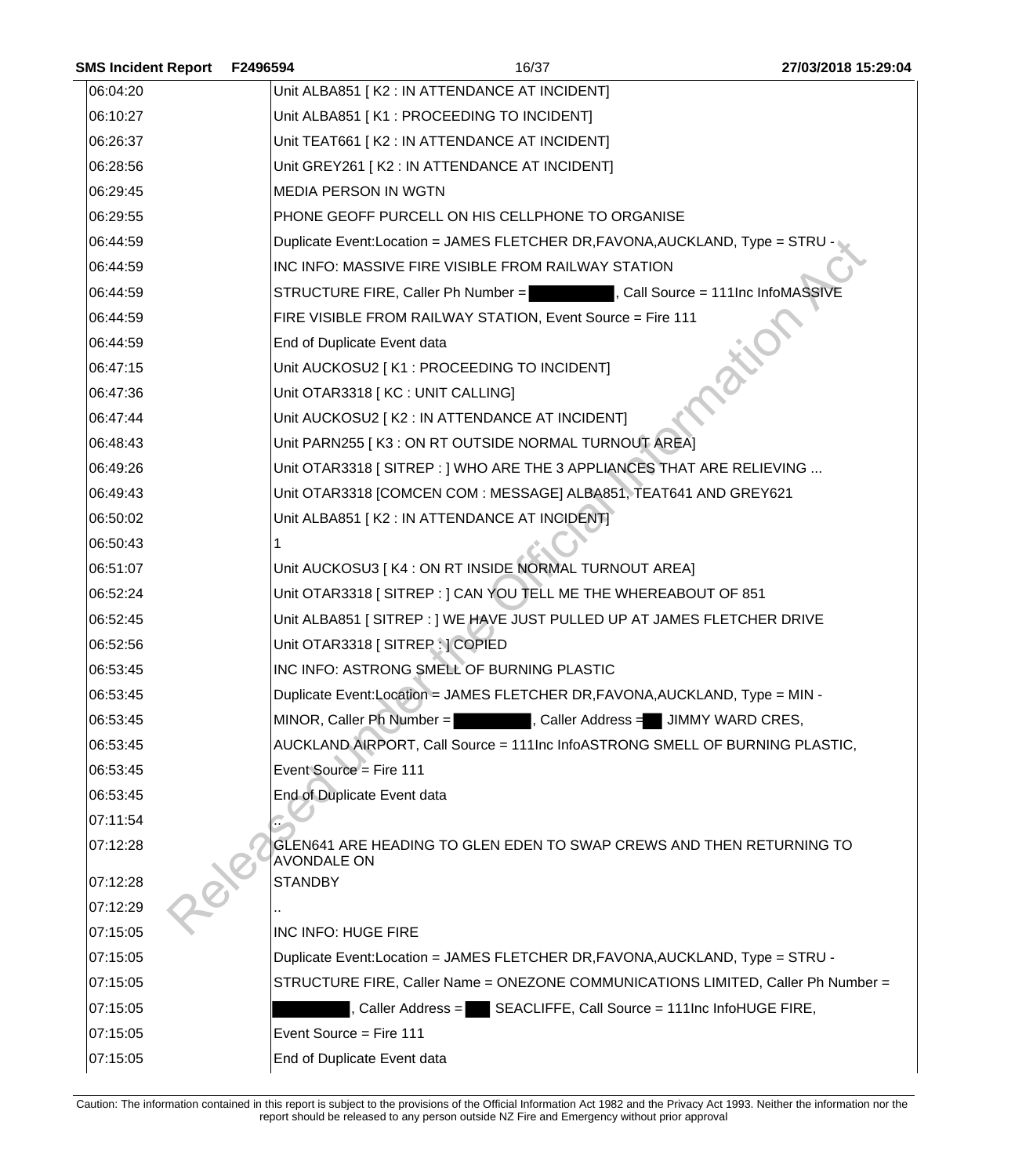| | |
|---|---|
| 06:04:20 | Unit ALBA851 [ K2 : IN ATTENDANCE AT INCIDENT] |
| 06:10:27 | Unit ALBA851 [ K1 : PROCEEDING TO INCIDENT] |
| 06:26:37 | Unit TEAT661 [ K2 : IN ATTENDANCE AT INCIDENT] |
| 06:28:56 | Unit GREY261 [ K2 : IN ATTENDANCE AT INCIDENT] |
| 06:29:45 | MEDIA PERSON IN WGTN |
| 06:29:55 | PHONE GEOFF PURCELL ON HIS CELLPHONE TO ORGANISE |
| 06:44:59 | Duplicate Event:Location = JAMES FLETCHER DR,FAVONA,AUCKLAND, Type = STRU - |
| 06:44:59 | INC INFO: MASSIVE FIRE VISIBLE FROM RAILWAY STATION |
| 06:44:59 | STRUCTURE FIRE, Caller Ph Number = ████████, Call Source = 111Inc InfoMASSIVE |
| 06:44:59 | FIRE VISIBLE FROM RAILWAY STATION, Event Source = Fire 111 |
| 06:44:59 | End of Duplicate Event data |
| 06:47:15 | Unit AUCKOSU2 [ K1 : PROCEEDING TO INCIDENT] |
| 06:47:36 | Unit OTAR3318 [ KC : UNIT CALLING] |
| 06:47:44 | Unit AUCKOSU2 [ K2 : IN ATTENDANCE AT INCIDENT] |
| 06:48:43 | Unit PARN255 [ K3 : ON RT OUTSIDE NORMAL TURNOUT AREA] |
| 06:49:26 | Unit OTAR3318 [ SITREP : ] WHO ARE THE 3 APPLIANCES THAT ARE RELIEVING ... |
| 06:49:43 | Unit OTAR3318 [COMCEN COM : MESSAGE] ALBA851, TEAT641 AND GREY621 |
| 06:50:02 | Unit ALBA851 [ K2 : IN ATTENDANCE AT INCIDENT] |
| 06:50:43 | 1 |
| 06:51:07 | Unit AUCKOSU3 [ K4 : ON RT INSIDE NORMAL TURNOUT AREA] |
| 06:52:24 | Unit OTAR3318 [ SITREP : ] CAN YOU TELL ME THE WHEREABOUT OF 851 |
| 06:52:45 | Unit ALBA851 [ SITREP : ] WE HAVE JUST PULLED UP AT JAMES FLETCHER DRIVE |
| 06:52:56 | Unit OTAR3318 [ SITREP : ] COPIED |
| 06:53:45 | INC INFO: ASTRONG SMELL OF BURNING PLASTIC |
| 06:53:45 | Duplicate Event:Location = JAMES FLETCHER DR,FAVONA,AUCKLAND, Type = MIN - |
| 06:53:45 | MINOR, Caller Ph Number = ████████, Caller Address = ██ JIMMY WARD CRES, |
| 06:53:45 | AUCKLAND AIRPORT, Call Source = 111Inc InfoASTRONG SMELL OF BURNING PLASTIC, |
| 06:53:45 | Event Source = Fire 111 |
| 06:53:45 | End of Duplicate Event data |
| 07:11:54 | .. |
| 07:12:28 | GLEN641 ARE HEADING TO GLEN EDEN TO SWAP CREWS AND THEN RETURNING TO AVONDALE ON |
| 07:12:28 | STANDBY |
| 07:12:29 | .. |
| 07:15:05 | INC INFO: HUGE FIRE |
| 07:15:05 | Duplicate Event:Location = JAMES FLETCHER DR,FAVONA,AUCKLAND, Type = STRU - |
| 07:15:05 | STRUCTURE FIRE, Caller Name = ONEZONE COMMUNICATIONS LIMITED, Caller Ph Number = |
| 07:15:05 | ████████, Caller Address = ██ SEACLIFFE, Call Source = 111Inc InfoHUGE FIRE, |
| 07:15:05 | Event Source = Fire 111 |
| 07:15:05 | End of Duplicate Event data |

Caution: The information contained in this report is subject to the provisions of the Official Information Act 1982 and the Privacy Act 1993. Neither the information nor the report should be released to any person outside NZ Fire and Emergency without prior approval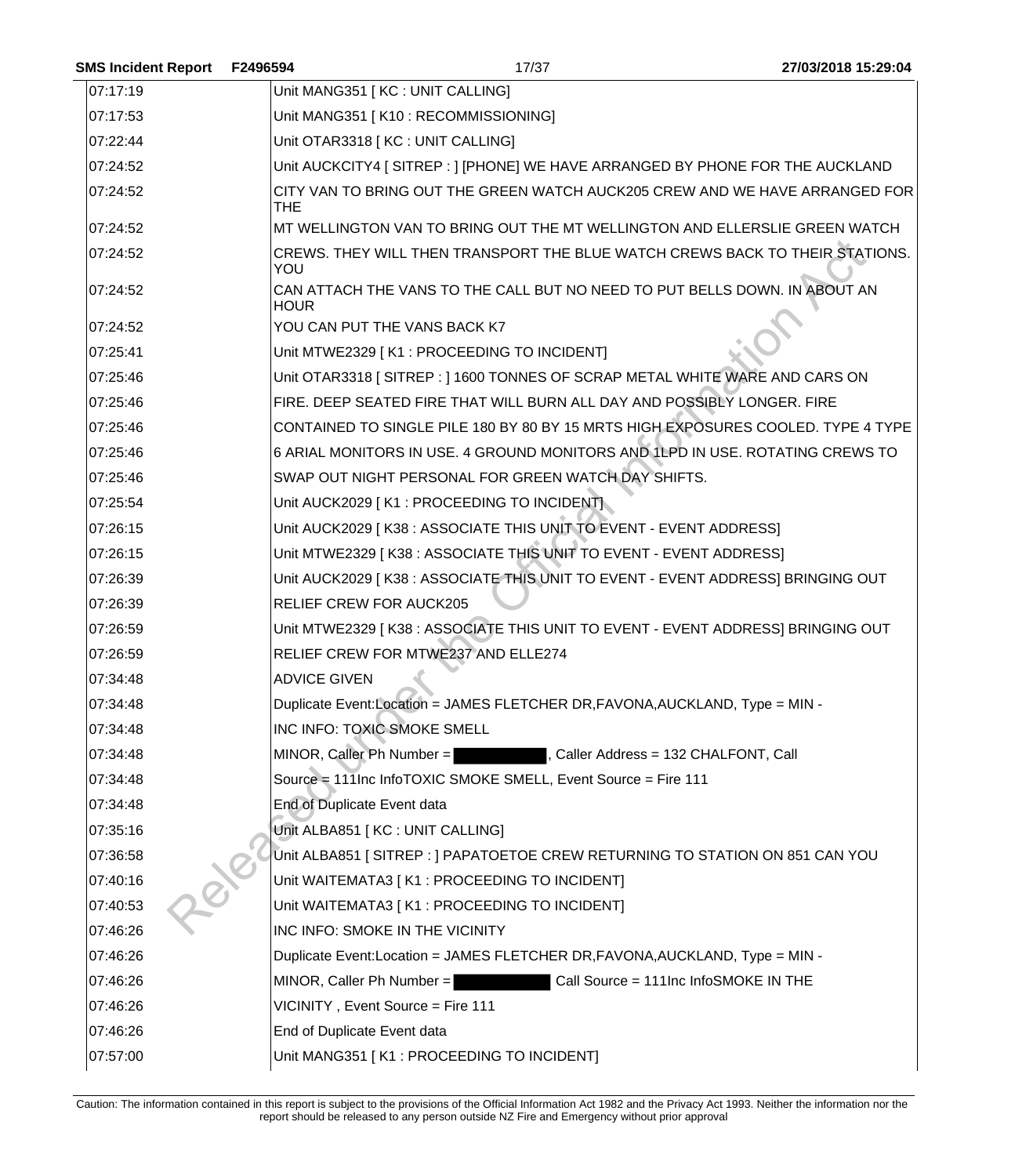| | |
|---|---|
| 07:17:19 | Unit MANG351 [ KC : UNIT CALLING] |
| 07:17:53 | Unit MANG351 [ K10 : RECOMMISSIONING] |
| 07:22:44 | Unit OTAR3318 [ KC : UNIT CALLING] |
| 07:24:52 | Unit AUCKCITY4 [ SITREP : ] [PHONE] WE HAVE ARRANGED BY PHONE FOR THE AUCKLAND |
| 07:24:52 | CITY VAN TO BRING OUT THE GREEN WATCH AUCK205 CREW AND WE HAVE ARRANGED FOR THE |
| 07:24:52 | MT WELLINGTON VAN TO BRING OUT THE MT WELLINGTON AND ELLERSLIE GREEN WATCH |
| 07:24:52 | CREWS. THEY WILL THEN TRANSPORT THE BLUE WATCH CREWS BACK TO THEIR STATIONS. YOU |
| 07:24:52 | CAN ATTACH THE VANS TO THE CALL BUT NO NEED TO PUT BELLS DOWN. IN ABOUT AN HOUR |
| 07:24:52 | YOU CAN PUT THE VANS BACK K7 |
| 07:25:41 | Unit MTWE2329 [ K1 : PROCEEDING TO INCIDENT] |
| 07:25:46 | Unit OTAR3318 [ SITREP : ] 1600 TONNES OF SCRAP METAL WHITE WARE AND CARS ON |
| 07:25:46 | FIRE. DEEP SEATED FIRE THAT WILL BURN ALL DAY AND POSSIBLY LONGER. FIRE |
| 07:25:46 | CONTAINED TO SINGLE PILE 180 BY 80 BY 15 MRTS HIGH EXPOSURES COOLED. TYPE 4 TYPE |
| 07:25:46 | 6 ARIAL MONITORS IN USE. 4 GROUND MONITORS AND 1LPD IN USE. ROTATING CREWS TO |
| 07:25:46 | SWAP OUT NIGHT PERSONAL FOR GREEN WATCH DAY SHIFTS. |
| 07:25:54 | Unit AUCK2029 [ K1 : PROCEEDING TO INCIDENT] |
| 07:26:15 | Unit AUCK2029 [ K38 : ASSOCIATE THIS UNIT TO EVENT - EVENT ADDRESS] |
| 07:26:15 | Unit MTWE2329 [ K38 : ASSOCIATE THIS UNIT TO EVENT - EVENT ADDRESS] |
| 07:26:39 | Unit AUCK2029 [ K38 : ASSOCIATE THIS UNIT TO EVENT - EVENT ADDRESS] BRINGING OUT |
| 07:26:39 | RELIEF CREW FOR AUCK205 |
| 07:26:59 | Unit MTWE2329 [ K38 : ASSOCIATE THIS UNIT TO EVENT - EVENT ADDRESS] BRINGING OUT |
| 07:26:59 | RELIEF CREW FOR MTWE237 AND ELLE274 |
| 07:34:48 | ADVICE GIVEN |
| 07:34:48 | Duplicate Event:Location = JAMES FLETCHER DR,FAVONA,AUCKLAND, Type = MIN - |
| 07:34:48 | INC INFO: TOXIC SMOKE SMELL |
| 07:34:48 | MINOR, Caller Ph Number = [REDACTED], Caller Address = 132 CHALFONT, Call |
| 07:34:48 | Source = 111Inc InfoTOXIC SMOKE SMELL, Event Source = Fire 111 |
| 07:34:48 | End of Duplicate Event data |
| 07:35:16 | Unit ALBA851 [ KC : UNIT CALLING] |
| 07:36:58 | Unit ALBA851 [ SITREP : ] PAPATOETOE CREW RETURNING TO STATION ON 851 CAN YOU |
| 07:40:16 | Unit WAITEMATA3 [ K1 : PROCEEDING TO INCIDENT] |
| 07:40:53 | Unit WAITEMATA3 [ K1 : PROCEEDING TO INCIDENT] |
| 07:46:26 | INC INFO: SMOKE IN THE VICINITY |
| 07:46:26 | Duplicate Event:Location = JAMES FLETCHER DR,FAVONA,AUCKLAND, Type = MIN - |
| 07:46:26 | MINOR, Caller Ph Number = [REDACTED] Call Source = 111Inc InfoSMOKE IN THE |
| 07:46:26 | VICINITY , Event Source = Fire 111 |
| 07:46:26 | End of Duplicate Event data |
| 07:57:00 | Unit MANG351 [ K1 : PROCEEDING TO INCIDENT] |

Caution: The information contained in this report is subject to the provisions of the Official Information Act 1982 and the Privacy Act 1993. Neither the information nor the report should be released to any person outside NZ Fire and Emergency without prior approval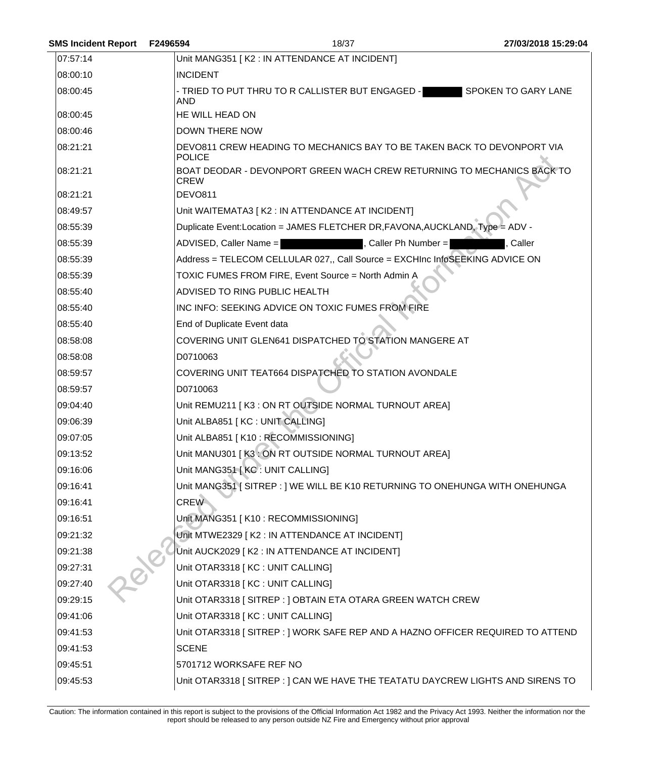| | |
|---|---|
| 07:57:14 | Unit MANG351 [ K2 : IN ATTENDANCE AT INCIDENT] |
| 08:00:10 | INCIDENT |
| 08:00:45 | - TRIED TO PUT THRU TO R CALLISTER BUT ENGAGED - ████ SPOKEN TO GARY LANE AND |
| 08:00:45 | HE WILL HEAD ON |
| 08:00:46 | DOWN THERE NOW |
| 08:21:21 | DEVO811 CREW HEADING TO MECHANICS BAY TO BE TAKEN BACK TO DEVONPORT VIA POLICE |
| 08:21:21 | BOAT DEODAR - DEVONPORT GREEN WACH CREW RETURNING TO MECHANICS BACK TO CREW |
| 08:21:21 | DEVO811 |
| 08:49:57 | Unit WAITEMATA3 [ K2 : IN ATTENDANCE AT INCIDENT] |
| 08:55:39 | Duplicate Event:Location = JAMES FLETCHER DR,FAVONA,AUCKLAND, Type = ADV - |
| 08:55:39 | ADVISED, Caller Name = ████, Caller Ph Number = ████, Caller |
| 08:55:39 | Address = TELECOM CELLULAR 027,, Call Source = EXCHInc InfoSEEKING ADVICE ON |
| 08:55:39 | TOXIC FUMES FROM FIRE, Event Source = North Admin A |
| 08:55:40 | ADVISED TO RING PUBLIC HEALTH |
| 08:55:40 | INC INFO: SEEKING ADVICE ON TOXIC FUMES FROM FIRE |
| 08:55:40 | End of Duplicate Event data |
| 08:58:08 | COVERING UNIT GLEN641 DISPATCHED TO STATION MANGERE AT |
| 08:58:08 | D0710063 |
| 08:59:57 | COVERING UNIT TEAT664 DISPATCHED TO STATION AVONDALE |
| 08:59:57 | D0710063 |
| 09:04:40 | Unit REMU211 [ K3 : ON RT OUTSIDE NORMAL TURNOUT AREA] |
| 09:06:39 | Unit ALBA851 [ KC : UNIT CALLING] |
| 09:07:05 | Unit ALBA851 [ K10 : RECOMMISSIONING] |
| 09:13:52 | Unit MANU301 [ K3 : ON RT OUTSIDE NORMAL TURNOUT AREA] |
| 09:16:06 | Unit MANG351 [ KC : UNIT CALLING] |
| 09:16:41 | Unit MANG351 [ SITREP : ] WE WILL BE K10 RETURNING TO ONEHUNGA WITH ONEHUNGA |
| 09:16:41 | CREW |
| 09:16:51 | Unit MANG351 [ K10 : RECOMMISSIONING] |
| 09:21:32 | Unit MTWE2329 [ K2 : IN ATTENDANCE AT INCIDENT] |
| 09:21:38 | Unit AUCK2029 [ K2 : IN ATTENDANCE AT INCIDENT] |
| 09:27:31 | Unit OTAR3318 [ KC : UNIT CALLING] |
| 09:27:40 | Unit OTAR3318 [ KC : UNIT CALLING] |
| 09:29:15 | Unit OTAR3318 [ SITREP : ] OBTAIN ETA OTARA GREEN WATCH CREW |
| 09:41:06 | Unit OTAR3318 [ KC : UNIT CALLING] |
| 09:41:53 | Unit OTAR3318 [ SITREP : ] WORK SAFE REP AND A HAZNO OFFICER REQUIRED TO ATTEND |
| 09:41:53 | SCENE |
| 09:45:51 | 5701712 WORKSAFE REF NO |
| 09:45:53 | Unit OTAR3318 [ SITREP : ] CAN WE HAVE THE TEATATU DAYCREW LIGHTS AND SIRENS TO |

Caution: The information contained in this report is subject to the provisions of the Official Information Act 1982 and the Privacy Act 1993. Neither the information nor the report should be released to any person outside NZ Fire and Emergency without prior approval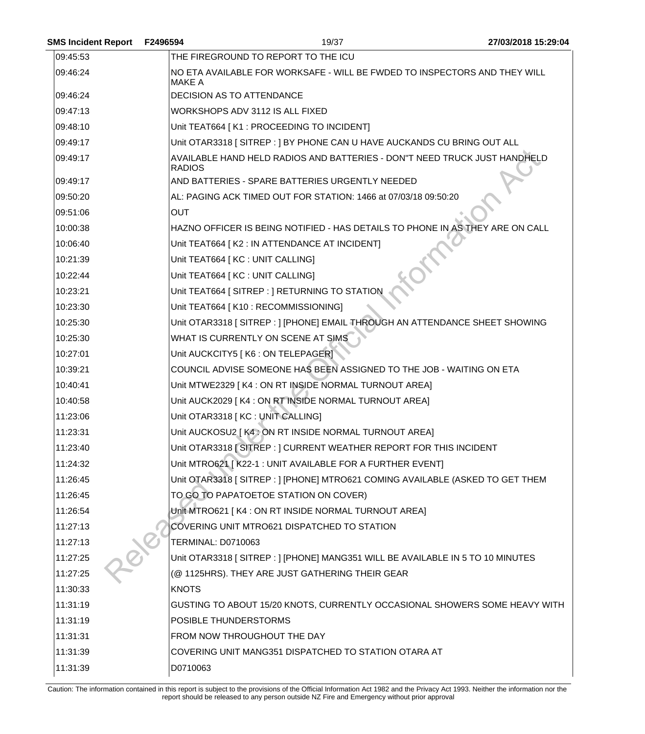| | |
|---|---|
| 09:45:53 | THE FIREGROUND TO REPORT TO THE ICU |
| 09:46:24 | NO ETA AVAILABLE FOR WORKSAFE - WILL BE FWDED TO INSPECTORS AND THEY WILL MAKE A |
| 09:46:24 | DECISION AS TO ATTENDANCE |
| 09:47:13 | WORKSHOPS ADV 3112 IS ALL FIXED |
| 09:48:10 | Unit TEAT664 [ K1 : PROCEEDING TO INCIDENT] |
| 09:49:17 | Unit OTAR3318 [ SITREP : ] BY PHONE CAN U HAVE AUCKANDS CU BRING OUT ALL |
| 09:49:17 | AVAILABLE HAND HELD RADIOS AND BATTERIES - DON"T NEED TRUCK JUST HANDHELD RADIOS |
| 09:49:17 | AND BATTERIES - SPARE BATTERIES URGENTLY NEEDED |
| 09:50:20 | AL: PAGING ACK TIMED OUT FOR STATION: 1466 at 07/03/18 09:50:20 |
| 09:51:06 | OUT |
| 10:00:38 | HAZNO OFFICER IS BEING NOTIFIED - HAS DETAILS TO PHONE IN AS THEY ARE ON CALL |
| 10:06:40 | Unit TEAT664 [ K2 : IN ATTENDANCE AT INCIDENT] |
| 10:21:39 | Unit TEAT664 [ KC : UNIT CALLING] |
| 10:22:44 | Unit TEAT664 [ KC : UNIT CALLING] |
| 10:23:21 | Unit TEAT664 [ SITREP : ] RETURNING TO STATION |
| 10:23:30 | Unit TEAT664 [ K10 : RECOMMISSIONING] |
| 10:25:30 | Unit OTAR3318 [ SITREP : ] [PHONE] EMAIL THROUGH AN ATTENDANCE SHEET SHOWING |
| 10:25:30 | WHAT IS CURRENTLY ON SCENE AT SIMS |
| 10:27:01 | Unit AUCKCITY5 [ K6 : ON TELEPAGER] |
| 10:39:21 | COUNCIL ADVISE SOMEONE HAS BEEN ASSIGNED TO THE JOB - WAITING ON ETA |
| 10:40:41 | Unit MTWE2329 [ K4 : ON RT INSIDE NORMAL TURNOUT AREA] |
| 10:40:58 | Unit AUCK2029 [ K4 : ON RT INSIDE NORMAL TURNOUT AREA] |
| 11:23:06 | Unit OTAR3318 [ KC : UNIT CALLING] |
| 11:23:31 | Unit AUCKOSU2 [ K4 : ON RT INSIDE NORMAL TURNOUT AREA] |
| 11:23:40 | Unit OTAR3318 [ SITREP : ] CURRENT WEATHER REPORT FOR THIS INCIDENT |
| 11:24:32 | Unit MTRO621 [ K22-1 : UNIT AVAILABLE FOR A FURTHER EVENT] |
| 11:26:45 | Unit OTAR3318 [ SITREP : ] [PHONE] MTRO621 COMING AVAILABLE (ASKED TO GET THEM |
| 11:26:45 | TO GO TO PAPATOETOE STATION ON COVER) |
| 11:26:54 | Unit MTRO621 [ K4 : ON RT INSIDE NORMAL TURNOUT AREA] |
| 11:27:13 | COVERING UNIT MTRO621 DISPATCHED TO STATION |
| 11:27:13 | TERMINAL: D0710063 |
| 11:27:25 | Unit OTAR3318 [ SITREP : ] [PHONE] MANG351 WILL BE AVAILABLE IN 5 TO 10 MINUTES |
| 11:27:25 | (@ 1125HRS). THEY ARE JUST GATHERING THEIR GEAR |
| 11:30:33 | KNOTS |
| 11:31:19 | GUSTING TO ABOUT 15/20 KNOTS, CURRENTLY OCCASIONAL SHOWERS SOME HEAVY WITH |
| 11:31:19 | POSIBLE THUNDERSTORMS |
| 11:31:31 | FROM NOW THROUGHOUT THE DAY |
| 11:31:39 | COVERING UNIT MANG351 DISPATCHED TO STATION OTARA AT |
| 11:31:39 | D0710063 |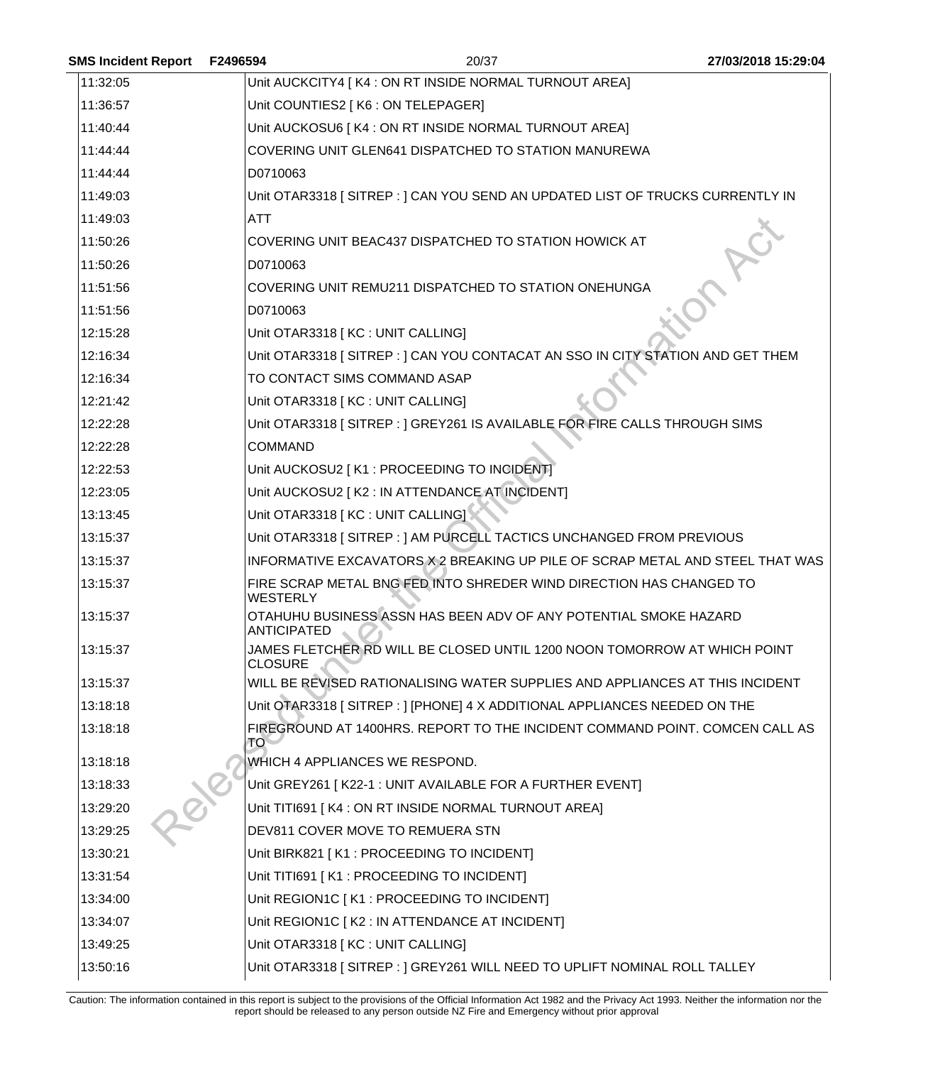| | |
|---|---|
| 11:32:05 | Unit AUCKCITY4 [ K4 : ON RT INSIDE NORMAL TURNOUT AREA] |
| 11:36:57 | Unit COUNTIES2 [ K6 : ON TELEPAGER] |
| 11:40:44 | Unit AUCKOSU6 [ K4 : ON RT INSIDE NORMAL TURNOUT AREA] |
| 11:44:44 | COVERING UNIT GLEN641 DISPATCHED TO STATION MANUREWA |
| 11:44:44 | D0710063 |
| 11:49:03 | Unit OTAR3318 [ SITREP : ] CAN YOU SEND AN UPDATED LIST OF TRUCKS CURRENTLY IN |
| 11:49:03 | ATT |
| 11:50:26 | COVERING UNIT BEAC437 DISPATCHED TO STATION HOWICK AT |
| 11:50:26 | D0710063 |
| 11:51:56 | COVERING UNIT REMU211 DISPATCHED TO STATION ONEHUNGA |
| 11:51:56 | D0710063 |
| 12:15:28 | Unit OTAR3318 [ KC : UNIT CALLING] |
| 12:16:34 | Unit OTAR3318 [ SITREP : ] CAN YOU CONTACAT AN SSO IN CITY STATION AND GET THEM |
| 12:16:34 | TO CONTACT SIMS COMMAND ASAP |
| 12:21:42 | Unit OTAR3318 [ KC : UNIT CALLING] |
| 12:22:28 | Unit OTAR3318 [ SITREP : ] GREY261 IS AVAILABLE FOR FIRE CALLS THROUGH SIMS |
| 12:22:28 | COMMAND |
| 12:22:53 | Unit AUCKOSU2 [ K1 : PROCEEDING TO INCIDENT] |
| 12:23:05 | Unit AUCKOSU2 [ K2 : IN ATTENDANCE AT INCIDENT] |
| 13:13:45 | Unit OTAR3318 [ KC : UNIT CALLING] |
| 13:15:37 | Unit OTAR3318 [ SITREP : ] AM PURCELL TACTICS UNCHANGED FROM PREVIOUS |
| 13:15:37 | INFORMATIVE EXCAVATORS X 2 BREAKING UP PILE OF SCRAP METAL AND STEEL THAT WAS |
| 13:15:37 | FIRE SCRAP METAL BNG FED INTO SHREDER WIND DIRECTION HAS CHANGED TO WESTERLY |
| 13:15:37 | OTAHUHU BUSINESS ASSN HAS BEEN ADV OF ANY POTENTIAL SMOKE HAZARD ANTICIPATED |
| 13:15:37 | JAMES FLETCHER RD WILL BE CLOSED UNTIL 1200 NOON TOMORROW AT WHICH POINT CLOSURE |
| 13:15:37 | WILL BE REVISED RATIONALISING WATER SUPPLIES AND APPLIANCES AT THIS INCIDENT |
| 13:18:18 | Unit OTAR3318 [ SITREP : ] [PHONE] 4 X ADDITIONAL APPLIANCES NEEDED ON THE |
| 13:18:18 | FIREGROUND AT 1400HRS. REPORT TO THE INCIDENT COMMAND POINT. COMCEN CALL AS TO |
| 13:18:18 | WHICH 4 APPLIANCES WE RESPOND. |
| 13:18:33 | Unit GREY261 [ K22-1 : UNIT AVAILABLE FOR A FURTHER EVENT] |
| 13:29:20 | Unit TITI691 [ K4 : ON RT INSIDE NORMAL TURNOUT AREA] |
| 13:29:25 | DEV811 COVER MOVE TO REMUERA STN |
| 13:30:21 | Unit BIRK821 [ K1 : PROCEEDING TO INCIDENT] |
| 13:31:54 | Unit TITI691 [ K1 : PROCEEDING TO INCIDENT] |
| 13:34:00 | Unit REGION1C [ K1 : PROCEEDING TO INCIDENT] |
| 13:34:07 | Unit REGION1C [ K2 : IN ATTENDANCE AT INCIDENT] |
| 13:49:25 | Unit OTAR3318 [ KC : UNIT CALLING] |
| 13:50:16 | Unit OTAR3318 [ SITREP : ] GREY261 WILL NEED TO UPLIFT NOMINAL ROLL TALLEY |

Caution: The information contained in this report is subject to the provisions of the Official Information Act 1982 and the Privacy Act 1993. Neither the information nor the report should be released to any person outside NZ Fire and Emergency without prior approval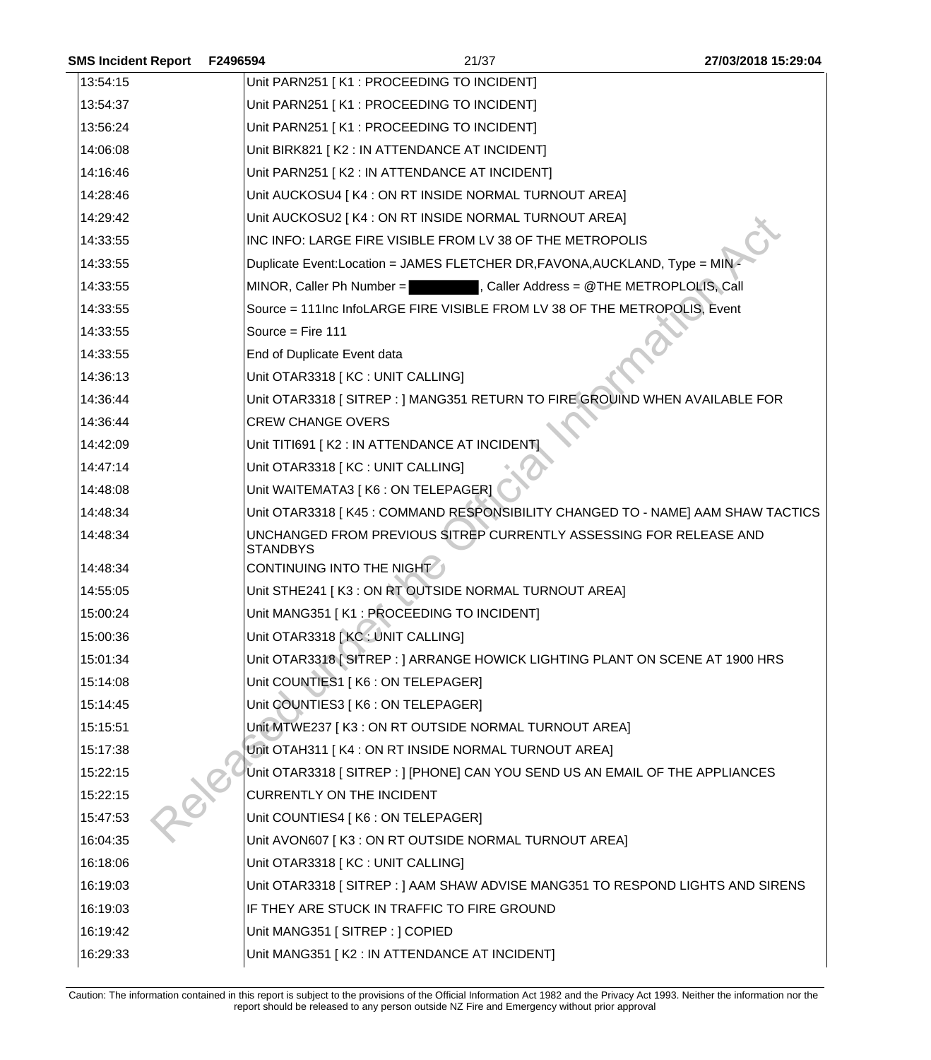| | |
|---|---|
| 13:54:15 | Unit PARN251 [ K1 : PROCEEDING TO INCIDENT] |
| 13:54:37 | Unit PARN251 [ K1 : PROCEEDING TO INCIDENT] |
| 13:56:24 | Unit PARN251 [ K1 : PROCEEDING TO INCIDENT] |
| 14:06:08 | Unit BIRK821 [ K2 : IN ATTENDANCE AT INCIDENT] |
| 14:16:46 | Unit PARN251 [ K2 : IN ATTENDANCE AT INCIDENT] |
| 14:28:46 | Unit AUCKOSU4 [ K4 : ON RT INSIDE NORMAL TURNOUT AREA] |
| 14:29:42 | Unit AUCKOSU2 [ K4 : ON RT INSIDE NORMAL TURNOUT AREA] |
| 14:33:55 | INC INFO: LARGE FIRE VISIBLE FROM LV 38 OF THE METROPOLIS |
| 14:33:55 | Duplicate Event:Location = JAMES FLETCHER DR,FAVONA,AUCKLAND, Type = MIN - |
| 14:33:55 | MINOR, Caller Ph Number = [REDACTED], Caller Address = @THE METROPLOLIS, Call |
| 14:33:55 | Source = 111Inc InfoLARGE FIRE VISIBLE FROM LV 38 OF THE METROPOLIS, Event |
| 14:33:55 | Source = Fire 111 |
| 14:33:55 | End of Duplicate Event data |
| 14:36:13 | Unit OTAR3318 [ KC : UNIT CALLING] |
| 14:36:44 | Unit OTAR3318 [ SITREP : ] MANG351 RETURN TO FIRE GROUIND WHEN AVAILABLE FOR |
| 14:36:44 | CREW CHANGE OVERS |
| 14:42:09 | Unit TITI691 [ K2 : IN ATTENDANCE AT INCIDENT] |
| 14:47:14 | Unit OTAR3318 [ KC : UNIT CALLING] |
| 14:48:08 | Unit WAITEMATA3 [ K6 : ON TELEPAGER] |
| 14:48:34 | Unit OTAR3318 [ K45 : COMMAND RESPONSIBILITY CHANGED TO - NAME] AAM SHAW TACTICS |
| 14:48:34 | UNCHANGED FROM PREVIOUS SITREP CURRENTLY ASSESSING FOR RELEASE AND STANDBYS |
| 14:48:34 | CONTINUING INTO THE NIGHT |
| 14:55:05 | Unit STHE241 [ K3 : ON RT OUTSIDE NORMAL TURNOUT AREA] |
| 15:00:24 | Unit MANG351 [ K1 : PROCEEDING TO INCIDENT] |
| 15:00:36 | Unit OTAR3318 [ KC : UNIT CALLING] |
| 15:01:34 | Unit OTAR3318 [ SITREP : ] ARRANGE HOWICK LIGHTING PLANT ON SCENE AT 1900 HRS |
| 15:14:08 | Unit COUNTIES1 [ K6 : ON TELEPAGER] |
| 15:14:45 | Unit COUNTIES3 [ K6 : ON TELEPAGER] |
| 15:15:51 | Unit MTWE237 [ K3 : ON RT OUTSIDE NORMAL TURNOUT AREA] |
| 15:17:38 | Unit OTAH311 [ K4 : ON RT INSIDE NORMAL TURNOUT AREA] |
| 15:22:15 | Unit OTAR3318 [ SITREP : ] [PHONE] CAN YOU SEND US AN EMAIL OF THE APPLIANCES |
| 15:22:15 | CURRENTLY ON THE INCIDENT |
| 15:47:53 | Unit COUNTIES4 [ K6 : ON TELEPAGER] |
| 16:04:35 | Unit AVON607 [ K3 : ON RT OUTSIDE NORMAL TURNOUT AREA] |
| 16:18:06 | Unit OTAR3318 [ KC : UNIT CALLING] |
| 16:19:03 | Unit OTAR3318 [ SITREP : ] AAM SHAW ADVISE MANG351 TO RESPOND LIGHTS AND SIRENS |
| 16:19:03 | IF THEY ARE STUCK IN TRAFFIC TO FIRE GROUND |
| 16:19:42 | Unit MANG351 [ SITREP : ] COPIED |
| 16:29:33 | Unit MANG351 [ K2 : IN ATTENDANCE AT INCIDENT] |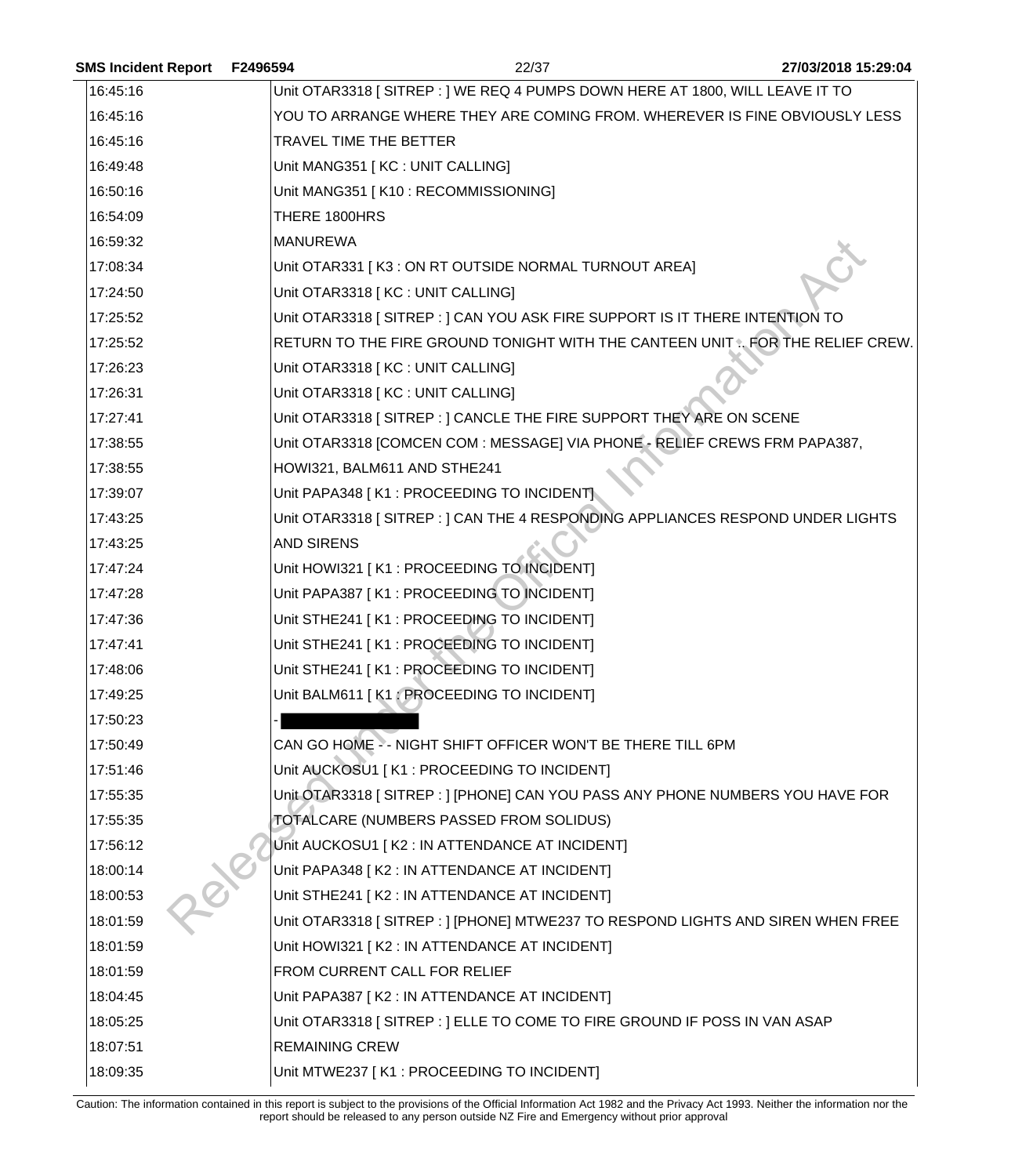| | |
|---|---|
| 16:45:16 | Unit OTAR3318 [ SITREP : ] WE REQ 4 PUMPS DOWN HERE AT 1800, WILL LEAVE IT TO |
| 16:45:16 | YOU TO ARRANGE WHERE THEY ARE COMING FROM. WHEREVER IS FINE OBVIOUSLY LESS |
| 16:45:16 | TRAVEL TIME THE BETTER |
| 16:49:48 | Unit MANG351 [ KC : UNIT CALLING] |
| 16:50:16 | Unit MANG351 [ K10 : RECOMMISSIONING] |
| 16:54:09 | THERE 1800HRS |
| 16:59:32 | MANUREWA |
| 17:08:34 | Unit OTAR331 [ K3 : ON RT OUTSIDE NORMAL TURNOUT AREA] |
| 17:24:50 | Unit OTAR3318 [ KC : UNIT CALLING] |
| 17:25:52 | Unit OTAR3318 [ SITREP : ] CAN YOU ASK FIRE SUPPORT IS IT THERE INTENTION TO |
| 17:25:52 | RETURN TO THE FIRE GROUND TONIGHT WITH THE CANTEEN UNIT .. FOR THE RELIEF CREW. |
| 17:26:23 | Unit OTAR3318 [ KC : UNIT CALLING] |
| 17:26:31 | Unit OTAR3318 [ KC : UNIT CALLING] |
| 17:27:41 | Unit OTAR3318 [ SITREP : ] CANCLE THE FIRE SUPPORT THEY ARE ON SCENE |
| 17:38:55 | Unit OTAR3318 [COMCEN COM : MESSAGE] VIA PHONE - RELIEF CREWS FRM PAPA387, |
| 17:38:55 | HOWI321, BALM611 AND STHE241 |
| 17:39:07 | Unit PAPA348 [ K1 : PROCEEDING TO INCIDENT] |
| 17:43:25 | Unit OTAR3318 [ SITREP : ] CAN THE 4 RESPONDING APPLIANCES RESPOND UNDER LIGHTS |
| 17:43:25 | AND SIRENS |
| 17:47:24 | Unit HOWI321 [ K1 : PROCEEDING TO INCIDENT] |
| 17:47:28 | Unit PAPA387 [ K1 : PROCEEDING TO INCIDENT] |
| 17:47:36 | Unit STHE241 [ K1 : PROCEEDING TO INCIDENT] |
| 17:47:41 | Unit STHE241 [ K1 : PROCEEDING TO INCIDENT] |
| 17:48:06 | Unit STHE241 [ K1 : PROCEEDING TO INCIDENT] |
| 17:49:25 | Unit BALM611 [ K1 : PROCEEDING TO INCIDENT] |
| 17:50:23 | - [REDACTED] |
| 17:50:49 | CAN GO HOME - - NIGHT SHIFT OFFICER WON'T BE THERE TILL 6PM |
| 17:51:46 | Unit AUCKOSU1 [ K1 : PROCEEDING TO INCIDENT] |
| 17:55:35 | Unit OTAR3318 [ SITREP : ] [PHONE] CAN YOU PASS ANY PHONE NUMBERS YOU HAVE FOR |
| 17:55:35 | TOTALCARE (NUMBERS PASSED FROM SOLIDUS) |
| 17:56:12 | Unit AUCKOSU1 [ K2 : IN ATTENDANCE AT INCIDENT] |
| 18:00:14 | Unit PAPA348 [ K2 : IN ATTENDANCE AT INCIDENT] |
| 18:00:53 | Unit STHE241 [ K2 : IN ATTENDANCE AT INCIDENT] |
| 18:01:59 | Unit OTAR3318 [ SITREP : ] [PHONE] MTWE237 TO RESPOND LIGHTS AND SIREN WHEN FREE |
| 18:01:59 | Unit HOWI321 [ K2 : IN ATTENDANCE AT INCIDENT] |
| 18:01:59 | FROM CURRENT CALL FOR RELIEF |
| 18:04:45 | Unit PAPA387 [ K2 : IN ATTENDANCE AT INCIDENT] |
| 18:05:25 | Unit OTAR3318 [ SITREP : ] ELLE TO COME TO FIRE GROUND IF POSS IN VAN ASAP |
| 18:07:51 | REMAINING CREW |
| 18:09:35 | Unit MTWE237 [ K1 : PROCEEDING TO INCIDENT] |

Caution: The information contained in this report is subject to the provisions of the Official Information Act 1982 and the Privacy Act 1993. Neither the information nor the report should be released to any person outside NZ Fire and Emergency without prior approval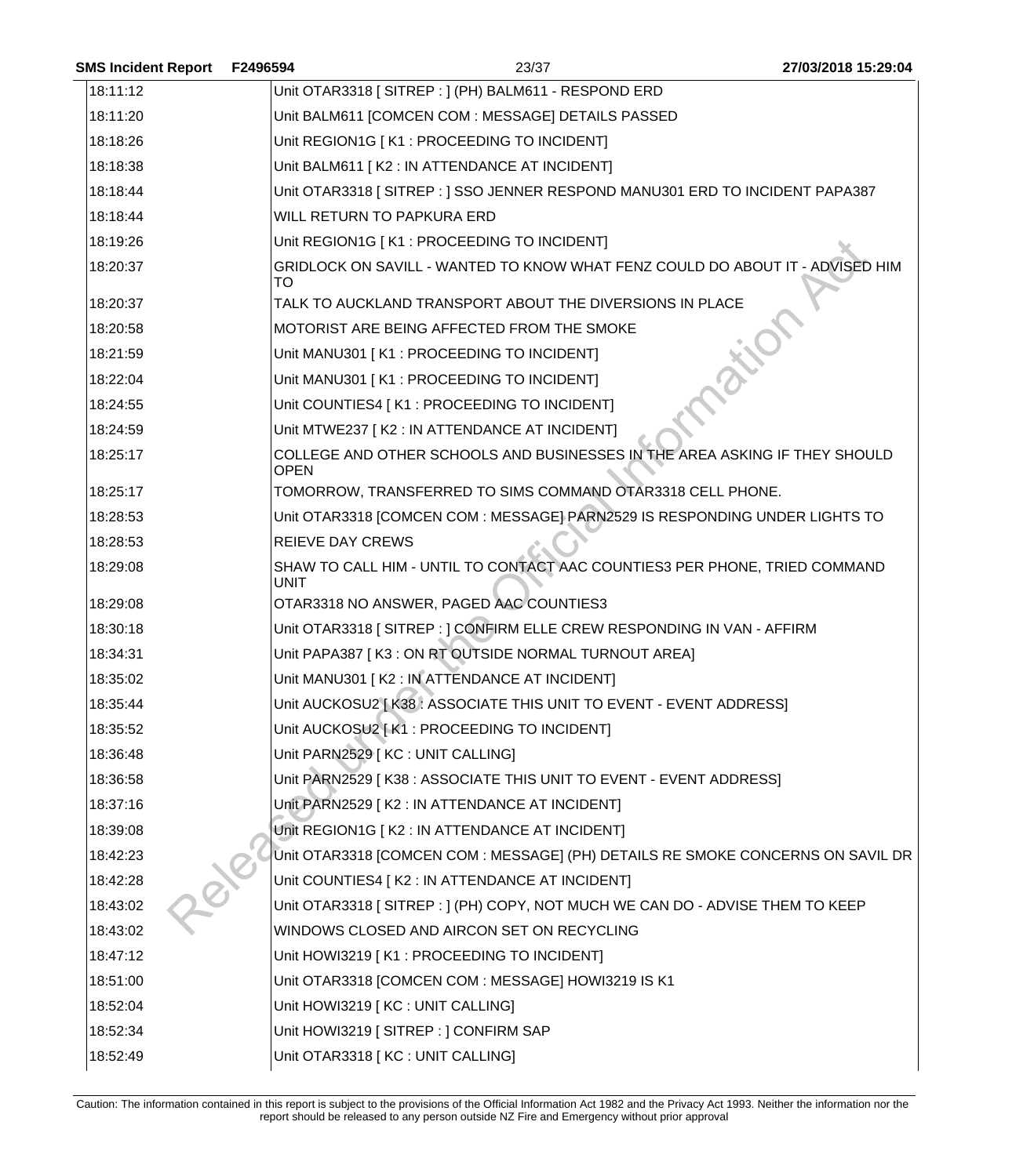| | |
|---|---|
| 18:11:12 | Unit OTAR3318 [ SITREP : ] (PH) BALM611 - RESPOND ERD |
| 18:11:20 | Unit BALM611 [COMCEN COM : MESSAGE] DETAILS PASSED |
| 18:18:26 | Unit REGION1G [ K1 : PROCEEDING TO INCIDENT] |
| 18:18:38 | Unit BALM611 [ K2 : IN ATTENDANCE AT INCIDENT] |
| 18:18:44 | Unit OTAR3318 [ SITREP : ] SSO JENNER RESPOND MANU301 ERD TO INCIDENT PAPA387 |
| 18:18:44 | WILL RETURN TO PAPKURA ERD |
| 18:19:26 | Unit REGION1G [ K1 : PROCEEDING TO INCIDENT] |
| 18:20:37 | GRIDLOCK ON SAVILL - WANTED TO KNOW WHAT FENZ COULD DO ABOUT IT - ADVISED HIM TO |
| 18:20:37 | TALK TO AUCKLAND TRANSPORT ABOUT THE DIVERSIONS IN PLACE |
| 18:20:58 | MOTORIST ARE BEING AFFECTED FROM THE SMOKE |
| 18:21:59 | Unit MANU301 [ K1 : PROCEEDING TO INCIDENT] |
| 18:22:04 | Unit MANU301 [ K1 : PROCEEDING TO INCIDENT] |
| 18:24:55 | Unit COUNTIES4 [ K1 : PROCEEDING TO INCIDENT] |
| 18:24:59 | Unit MTWE237 [ K2 : IN ATTENDANCE AT INCIDENT] |
| 18:25:17 | COLLEGE AND OTHER SCHOOLS AND BUSINESSES IN THE AREA ASKING IF THEY SHOULD OPEN |
| 18:25:17 | TOMORROW, TRANSFERRED TO SIMS COMMAND OTAR3318 CELL PHONE. |
| 18:28:53 | Unit OTAR3318 [COMCEN COM : MESSAGE] PARN2529 IS RESPONDING UNDER LIGHTS TO |
| 18:28:53 | REIEVE DAY CREWS |
| 18:29:08 | SHAW TO CALL HIM - UNTIL TO CONTACT AAC COUNTIES3 PER PHONE, TRIED COMMAND UNIT |
| 18:29:08 | OTAR3318 NO ANSWER, PAGED AAC COUNTIES3 |
| 18:30:18 | Unit OTAR3318 [ SITREP : ] CONFIRM ELLE CREW RESPONDING IN VAN - AFFIRM |
| 18:34:31 | Unit PAPA387 [ K3 : ON RT OUTSIDE NORMAL TURNOUT AREA] |
| 18:35:02 | Unit MANU301 [ K2 : IN ATTENDANCE AT INCIDENT] |
| 18:35:44 | Unit AUCKOSU2 [ K38 : ASSOCIATE THIS UNIT TO EVENT - EVENT ADDRESS] |
| 18:35:52 | Unit AUCKOSU2 [ K1 : PROCEEDING TO INCIDENT] |
| 18:36:48 | Unit PARN2529 [ KC : UNIT CALLING] |
| 18:36:58 | Unit PARN2529 [ K38 : ASSOCIATE THIS UNIT TO EVENT - EVENT ADDRESS] |
| 18:37:16 | Unit PARN2529 [ K2 : IN ATTENDANCE AT INCIDENT] |
| 18:39:08 | Unit REGION1G [ K2 : IN ATTENDANCE AT INCIDENT] |
| 18:42:23 | Unit OTAR3318 [COMCEN COM : MESSAGE] (PH) DETAILS RE SMOKE CONCERNS ON SAVIL DR |
| 18:42:28 | Unit COUNTIES4 [ K2 : IN ATTENDANCE AT INCIDENT] |
| 18:43:02 | Unit OTAR3318 [ SITREP : ] (PH) COPY, NOT MUCH WE CAN DO - ADVISE THEM TO KEEP |
| 18:43:02 | WINDOWS CLOSED AND AIRCON SET ON RECYCLING |
| 18:47:12 | Unit HOWI3219 [ K1 : PROCEEDING TO INCIDENT] |
| 18:51:00 | Unit OTAR3318 [COMCEN COM : MESSAGE] HOWI3219 IS K1 |
| 18:52:04 | Unit HOWI3219 [ KC : UNIT CALLING] |
| 18:52:34 | Unit HOWI3219 [ SITREP : ] CONFIRM SAP |
| 18:52:49 | Unit OTAR3318 [ KC : UNIT CALLING] |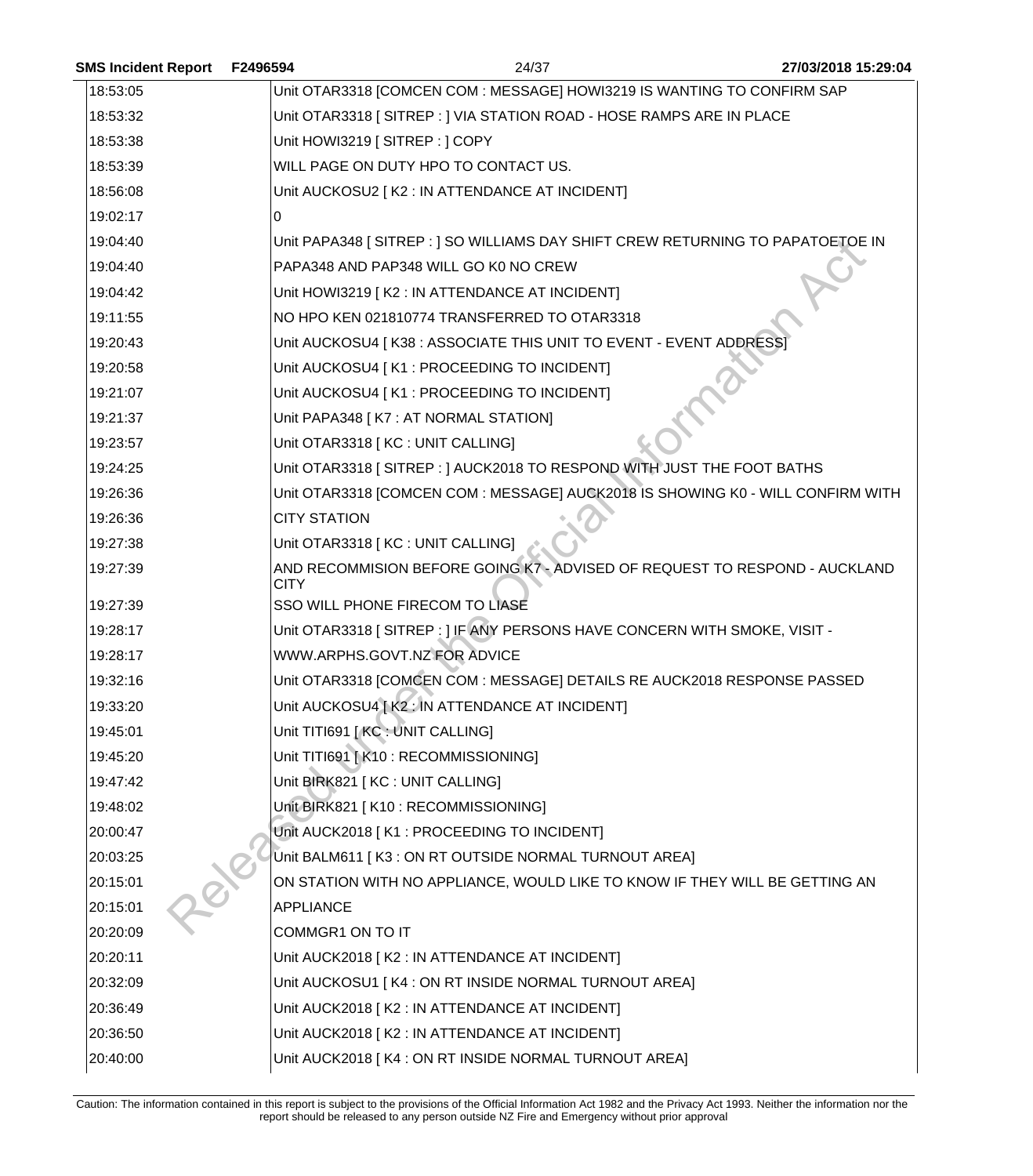| | |
|---|---|
| 18:53:05 | Unit OTAR3318 [COMCEN COM : MESSAGE] HOWI3219 IS WANTING TO CONFIRM SAP |
| 18:53:32 | Unit OTAR3318 [ SITREP : ] VIA STATION ROAD - HOSE RAMPS ARE IN PLACE |
| 18:53:38 | Unit HOWI3219 [ SITREP : ] COPY |
| 18:53:39 | WILL PAGE ON DUTY HPO TO CONTACT US. |
| 18:56:08 | Unit AUCKOSU2 [ K2 : IN ATTENDANCE AT INCIDENT] |
| 19:02:17 | 0 |
| 19:04:40 | Unit PAPA348 [ SITREP : ] SO WILLIAMS DAY SHIFT CREW RETURNING TO PAPATOETOE IN |
| 19:04:40 | PAPA348 AND PAP348 WILL GO K0 NO CREW |
| 19:04:42 | Unit HOWI3219 [ K2 : IN ATTENDANCE AT INCIDENT] |
| 19:11:55 | NO HPO KEN 021810774 TRANSFERRED TO OTAR3318 |
| 19:20:43 | Unit AUCKOSU4 [ K38 : ASSOCIATE THIS UNIT TO EVENT - EVENT ADDRESS] |
| 19:20:58 | Unit AUCKOSU4 [ K1 : PROCEEDING TO INCIDENT] |
| 19:21:07 | Unit AUCKOSU4 [ K1 : PROCEEDING TO INCIDENT] |
| 19:21:37 | Unit PAPA348 [ K7 : AT NORMAL STATION] |
| 19:23:57 | Unit OTAR3318 [ KC : UNIT CALLING] |
| 19:24:25 | Unit OTAR3318 [ SITREP : ] AUCK2018 TO RESPOND WITH JUST THE FOOT BATHS |
| 19:26:36 | Unit OTAR3318 [COMCEN COM : MESSAGE] AUCK2018 IS SHOWING K0 - WILL CONFIRM WITH |
| 19:26:36 | CITY STATION |
| 19:27:38 | Unit OTAR3318 [ KC : UNIT CALLING] |
| 19:27:39 | AND RECOMMISION BEFORE GOING K7 - ADVISED OF REQUEST TO RESPOND - AUCKLAND CITY |
| 19:27:39 | SSO WILL PHONE FIRECOM TO LIASE |
| 19:28:17 | Unit OTAR3318 [ SITREP : ] IF ANY PERSONS HAVE CONCERN WITH SMOKE, VISIT - |
| 19:28:17 | WWW.ARPHS.GOVT.NZ FOR ADVICE |
| 19:32:16 | Unit OTAR3318 [COMCEN COM : MESSAGE] DETAILS RE AUCK2018 RESPONSE PASSED |
| 19:33:20 | Unit AUCKOSU4 [ K2 : IN ATTENDANCE AT INCIDENT] |
| 19:45:01 | Unit TITI691 [ KC : UNIT CALLING] |
| 19:45:20 | Unit TITI691 [ K10 : RECOMMISSIONING] |
| 19:47:42 | Unit BIRK821 [ KC : UNIT CALLING] |
| 19:48:02 | Unit BIRK821 [ K10 : RECOMMISSIONING] |
| 20:00:47 | Unit AUCK2018 [ K1 : PROCEEDING TO INCIDENT] |
| 20:03:25 | Unit BALM611 [ K3 : ON RT OUTSIDE NORMAL TURNOUT AREA] |
| 20:15:01 | ON STATION WITH NO APPLIANCE, WOULD LIKE TO KNOW IF THEY WILL BE GETTING AN |
| 20:15:01 | APPLIANCE |
| 20:20:09 | COMMGR1 ON TO IT |
| 20:20:11 | Unit AUCK2018 [ K2 : IN ATTENDANCE AT INCIDENT] |
| 20:32:09 | Unit AUCKOSU1 [ K4 : ON RT INSIDE NORMAL TURNOUT AREA] |
| 20:36:49 | Unit AUCK2018 [ K2 : IN ATTENDANCE AT INCIDENT] |
| 20:36:50 | Unit AUCK2018 [ K2 : IN ATTENDANCE AT INCIDENT] |
| 20:40:00 | Unit AUCK2018 [ K4 : ON RT INSIDE NORMAL TURNOUT AREA] |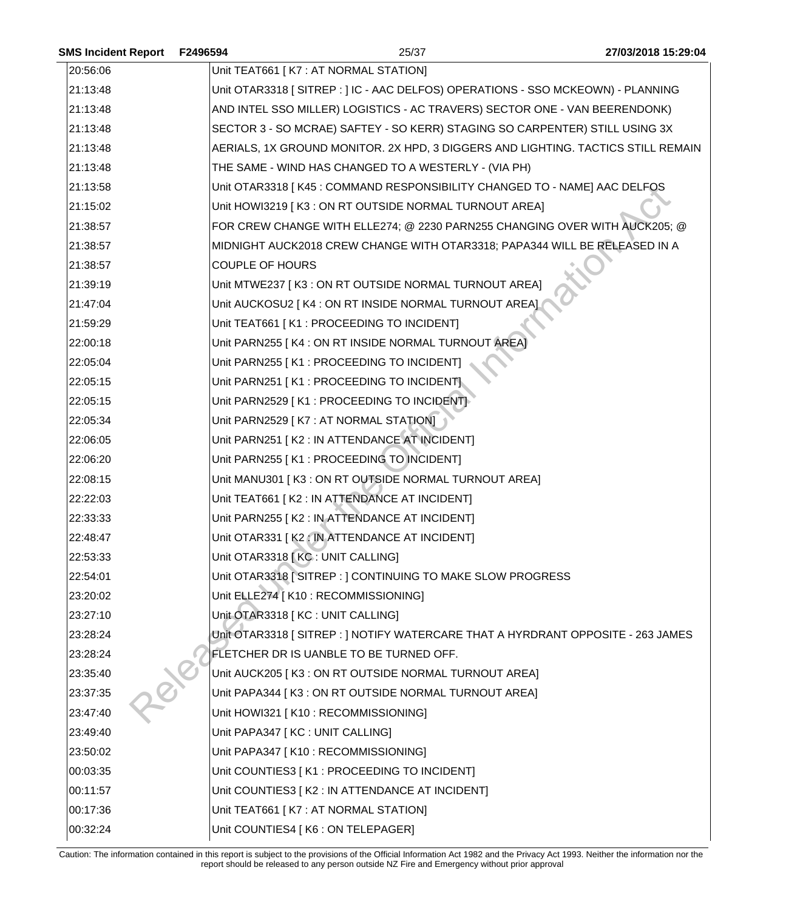| | |
|---|---|
| 20:56:06 | Unit TEAT661 [ K7 : AT NORMAL STATION] |
| 21:13:48 | Unit OTAR3318 [ SITREP : ] IC - AAC DELFOS) OPERATIONS - SSO MCKEOWN) - PLANNING |
| 21:13:48 | AND INTEL SSO MILLER) LOGISTICS - AC TRAVERS) SECTOR ONE - VAN BEERENDONK) |
| 21:13:48 | SECTOR 3 - SO MCRAE) SAFTEY - SO KERR) STAGING SO CARPENTER) STILL USING 3X |
| 21:13:48 | AERIALS, 1X GROUND MONITOR. 2X HPD, 3 DIGGERS AND LIGHTING. TACTICS STILL REMAIN |
| 21:13:48 | THE SAME - WIND HAS CHANGED TO A WESTERLY - (VIA PH) |
| 21:13:58 | Unit OTAR3318 [ K45 : COMMAND RESPONSIBILITY CHANGED TO - NAME] AAC DELFOS |
| 21:15:02 | Unit HOWI3219 [ K3 : ON RT OUTSIDE NORMAL TURNOUT AREA] |
| 21:38:57 | FOR CREW CHANGE WITH ELLE274; @ 2230 PARN255 CHANGING OVER WITH AUCK205; @ |
| 21:38:57 | MIDNIGHT AUCK2018 CREW CHANGE WITH OTAR3318; PAPA344 WILL BE RELEASED IN A |
| 21:38:57 | COUPLE OF HOURS |
| 21:39:19 | Unit MTWE237 [ K3 : ON RT OUTSIDE NORMAL TURNOUT AREA] |
| 21:47:04 | Unit AUCKOSU2 [ K4 : ON RT INSIDE NORMAL TURNOUT AREA] |
| 21:59:29 | Unit TEAT661 [ K1 : PROCEEDING TO INCIDENT] |
| 22:00:18 | Unit PARN255 [ K4 : ON RT INSIDE NORMAL TURNOUT AREA] |
| 22:05:04 | Unit PARN255 [ K1 : PROCEEDING TO INCIDENT] |
| 22:05:15 | Unit PARN251 [ K1 : PROCEEDING TO INCIDENT] |
| 22:05:15 | Unit PARN2529 [ K1 : PROCEEDING TO INCIDENT] |
| 22:05:34 | Unit PARN2529 [ K7 : AT NORMAL STATION] |
| 22:06:05 | Unit PARN251 [ K2 : IN ATTENDANCE AT INCIDENT] |
| 22:06:20 | Unit PARN255 [ K1 : PROCEEDING TO INCIDENT] |
| 22:08:15 | Unit MANU301 [ K3 : ON RT OUTSIDE NORMAL TURNOUT AREA] |
| 22:22:03 | Unit TEAT661 [ K2 : IN ATTENDANCE AT INCIDENT] |
| 22:33:33 | Unit PARN255 [ K2 : IN ATTENDANCE AT INCIDENT] |
| 22:48:47 | Unit OTAR331 [ K2 : IN ATTENDANCE AT INCIDENT] |
| 22:53:33 | Unit OTAR3318 [ KC : UNIT CALLING] |
| 22:54:01 | Unit OTAR3318 [ SITREP : ] CONTINUING TO MAKE SLOW PROGRESS |
| 23:20:02 | Unit ELLE274 [ K10 : RECOMMISSIONING] |
| 23:27:10 | Unit OTAR3318 [ KC : UNIT CALLING] |
| 23:28:24 | Unit OTAR3318 [ SITREP : ] NOTIFY WATERCARE THAT A HYRDRANT OPPOSITE - 263 JAMES |
| 23:28:24 | FLETCHER DR IS UANBLE TO BE TURNED OFF. |
| 23:35:40 | Unit AUCK205 [ K3 : ON RT OUTSIDE NORMAL TURNOUT AREA] |
| 23:37:35 | Unit PAPA344 [ K3 : ON RT OUTSIDE NORMAL TURNOUT AREA] |
| 23:47:40 | Unit HOWI321 [ K10 : RECOMMISSIONING] |
| 23:49:40 | Unit PAPA347 [ KC : UNIT CALLING] |
| 23:50:02 | Unit PAPA347 [ K10 : RECOMMISSIONING] |
| 00:03:35 | Unit COUNTIES3 [ K1 : PROCEEDING TO INCIDENT] |
| 00:11:57 | Unit COUNTIES3 [ K2 : IN ATTENDANCE AT INCIDENT] |
| 00:17:36 | Unit TEAT661 [ K7 : AT NORMAL STATION] |
| 00:32:24 | Unit COUNTIES4 [ K6 : ON TELEPAGER] |

Caution: The information contained in this report is subject to the provisions of the Official Information Act 1982 and the Privacy Act 1993. Neither the information nor the report should be released to any person outside NZ Fire and Emergency without prior approval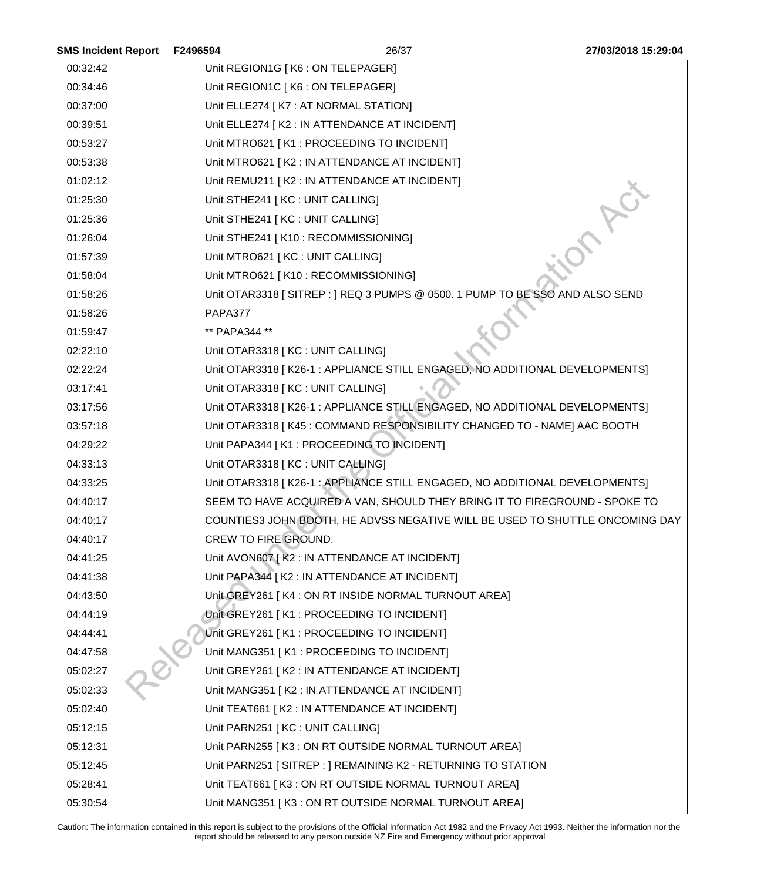| | |
|---|---|
| 00:32:42 | Unit REGION1G [ K6 : ON TELEPAGER] |
| 00:34:46 | Unit REGION1C [ K6 : ON TELEPAGER] |
| 00:37:00 | Unit ELLE274 [ K7 : AT NORMAL STATION] |
| 00:39:51 | Unit ELLE274 [ K2 : IN ATTENDANCE AT INCIDENT] |
| 00:53:27 | Unit MTRO621 [ K1 : PROCEEDING TO INCIDENT] |
| 00:53:38 | Unit MTRO621 [ K2 : IN ATTENDANCE AT INCIDENT] |
| 01:02:12 | Unit REMU211 [ K2 : IN ATTENDANCE AT INCIDENT] |
| 01:25:30 | Unit STHE241 [ KC : UNIT CALLING] |
| 01:25:36 | Unit STHE241 [ KC : UNIT CALLING] |
| 01:26:04 | Unit STHE241 [ K10 : RECOMMISSIONING] |
| 01:57:39 | Unit MTRO621 [ KC : UNIT CALLING] |
| 01:58:04 | Unit MTRO621 [ K10 : RECOMMISSIONING] |
| 01:58:26 | Unit OTAR3318 [ SITREP : ] REQ 3 PUMPS @ 0500. 1 PUMP TO BE SSO AND ALSO SEND |
| 01:58:26 | PAPA377 |
| 01:59:47 | ** PAPA344 ** |
| 02:22:10 | Unit OTAR3318 [ KC : UNIT CALLING] |
| 02:22:24 | Unit OTAR3318 [ K26-1 : APPLIANCE STILL ENGAGED, NO ADDITIONAL DEVELOPMENTS] |
| 03:17:41 | Unit OTAR3318 [ KC : UNIT CALLING] |
| 03:17:56 | Unit OTAR3318 [ K26-1 : APPLIANCE STILL ENGAGED, NO ADDITIONAL DEVELOPMENTS] |
| 03:57:18 | Unit OTAR3318 [ K45 : COMMAND RESPONSIBILITY CHANGED TO - NAME] AAC BOOTH |
| 04:29:22 | Unit PAPA344 [ K1 : PROCEEDING TO INCIDENT] |
| 04:33:13 | Unit OTAR3318 [ KC : UNIT CALLING] |
| 04:33:25 | Unit OTAR3318 [ K26-1 : APPLIANCE STILL ENGAGED, NO ADDITIONAL DEVELOPMENTS] |
| 04:40:17 | SEEM TO HAVE ACQUIRED A VAN, SHOULD THEY BRING IT TO FIREGROUND - SPOKE TO |
| 04:40:17 | COUNTIES3 JOHN BOOTH, HE ADVSS NEGATIVE WILL BE USED TO SHUTTLE ONCOMING DAY |
| 04:40:17 | CREW TO FIRE GROUND. |
| 04:41:25 | Unit AVON607 [ K2 : IN ATTENDANCE AT INCIDENT] |
| 04:41:38 | Unit PAPA344 [ K2 : IN ATTENDANCE AT INCIDENT] |
| 04:43:50 | Unit GREY261 [ K4 : ON RT INSIDE NORMAL TURNOUT AREA] |
| 04:44:19 | Unit GREY261 [ K1 : PROCEEDING TO INCIDENT] |
| 04:44:41 | Unit GREY261 [ K1 : PROCEEDING TO INCIDENT] |
| 04:47:58 | Unit MANG351 [ K1 : PROCEEDING TO INCIDENT] |
| 05:02:27 | Unit GREY261 [ K2 : IN ATTENDANCE AT INCIDENT] |
| 05:02:33 | Unit MANG351 [ K2 : IN ATTENDANCE AT INCIDENT] |
| 05:02:40 | Unit TEAT661 [ K2 : IN ATTENDANCE AT INCIDENT] |
| 05:12:15 | Unit PARN251 [ KC : UNIT CALLING] |
| 05:12:31 | Unit PARN255 [ K3 : ON RT OUTSIDE NORMAL TURNOUT AREA] |
| 05:12:45 | Unit PARN251 [ SITREP : ] REMAINING K2 - RETURNING TO STATION |
| 05:28:41 | Unit TEAT661 [ K3 : ON RT OUTSIDE NORMAL TURNOUT AREA] |
| 05:30:54 | Unit MANG351 [ K3 : ON RT OUTSIDE NORMAL TURNOUT AREA] |

Caution: The information contained in this report is subject to the provisions of the Official Information Act 1982 and the Privacy Act 1993. Neither the information nor the report should be released to any person outside NZ Fire and Emergency without prior approval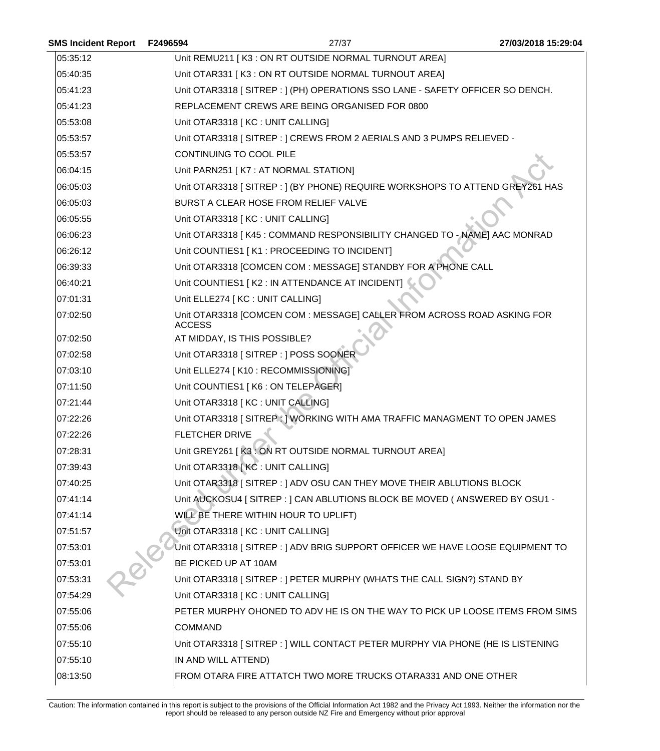| | |
|---|---|
| 05:35:12 | Unit REMU211 [ K3 : ON RT OUTSIDE NORMAL TURNOUT AREA] |
| 05:40:35 | Unit OTAR331 [ K3 : ON RT OUTSIDE NORMAL TURNOUT AREA] |
| 05:41:23 | Unit OTAR3318 [ SITREP : ] (PH) OPERATIONS SSO LANE - SAFETY OFFICER SO DENCH. |
| 05:41:23 | REPLACEMENT CREWS ARE BEING ORGANISED FOR 0800 |
| 05:53:08 | Unit OTAR3318 [ KC : UNIT CALLING] |
| 05:53:57 | Unit OTAR3318 [ SITREP : ] CREWS FROM 2 AERIALS AND 3 PUMPS RELIEVED - |
| 05:53:57 | CONTINUING TO COOL PILE |
| 06:04:15 | Unit PARN251 [ K7 : AT NORMAL STATION] |
| 06:05:03 | Unit OTAR3318 [ SITREP : ] (BY PHONE) REQUIRE WORKSHOPS TO ATTEND GREY261 HAS |
| 06:05:03 | BURST A CLEAR HOSE FROM RELIEF VALVE |
| 06:05:55 | Unit OTAR3318 [ KC : UNIT CALLING] |
| 06:06:23 | Unit OTAR3318 [ K45 : COMMAND RESPONSIBILITY CHANGED TO - NAME] AAC MONRAD |
| 06:26:12 | Unit COUNTIES1 [ K1 : PROCEEDING TO INCIDENT] |
| 06:39:33 | Unit OTAR3318 [COMCEN COM : MESSAGE] STANDBY FOR A PHONE CALL |
| 06:40:21 | Unit COUNTIES1 [ K2 : IN ATTENDANCE AT INCIDENT] |
| 07:01:31 | Unit ELLE274 [ KC : UNIT CALLING] |
| 07:02:50 | Unit OTAR3318 [COMCEN COM : MESSAGE] CALLER FROM ACROSS ROAD ASKING FOR ACCESS |
| 07:02:50 | AT MIDDAY, IS THIS POSSIBLE? |
| 07:02:58 | Unit OTAR3318 [ SITREP : ] POSS SOONER |
| 07:03:10 | Unit ELLE274 [ K10 : RECOMMISSIONING] |
| 07:11:50 | Unit COUNTIES1 [ K6 : ON TELEPAGER] |
| 07:21:44 | Unit OTAR3318 [ KC : UNIT CALLING] |
| 07:22:26 | Unit OTAR3318 [ SITREP : ] WORKING WITH AMA TRAFFIC MANAGMENT TO OPEN JAMES |
| 07:22:26 | FLETCHER DRIVE |
| 07:28:31 | Unit GREY261 [ K3 : ON RT OUTSIDE NORMAL TURNOUT AREA] |
| 07:39:43 | Unit OTAR3318 [ KC : UNIT CALLING] |
| 07:40:25 | Unit OTAR3318 [ SITREP : ] ADV OSU CAN THEY MOVE THEIR ABLUTIONS BLOCK |
| 07:41:14 | Unit AUCKOSU4 [ SITREP : ] CAN ABLUTIONS BLOCK BE MOVED ( ANSWERED BY OSU1 - |
| 07:41:14 | WILL BE THERE WITHIN HOUR TO UPLIFT) |
| 07:51:57 | Unit OTAR3318 [ KC : UNIT CALLING] |
| 07:53:01 | Unit OTAR3318 [ SITREP : ] ADV BRIG SUPPORT OFFICER WE HAVE LOOSE EQUIPMENT TO |
| 07:53:01 | BE PICKED UP AT 10AM |
| 07:53:31 | Unit OTAR3318 [ SITREP : ] PETER MURPHY (WHATS THE CALL SIGN?) STAND BY |
| 07:54:29 | Unit OTAR3318 [ KC : UNIT CALLING] |
| 07:55:06 | PETER MURPHY OHONED TO ADV HE IS ON THE WAY TO PICK UP LOOSE ITEMS FROM SIMS |
| 07:55:06 | COMMAND |
| 07:55:10 | Unit OTAR3318 [ SITREP : ] WILL CONTACT PETER MURPHY VIA PHONE (HE IS LISTENING |
| 07:55:10 | IN AND WILL ATTEND) |
| 08:13:50 | FROM OTARA FIRE ATTATCH TWO MORE TRUCKS OTARA331 AND ONE OTHER |

Caution: The information contained in this report is subject to the provisions of the Official Information Act 1982 and the Privacy Act 1993. Neither the information nor the report should be released to any person outside NZ Fire and Emergency without prior approval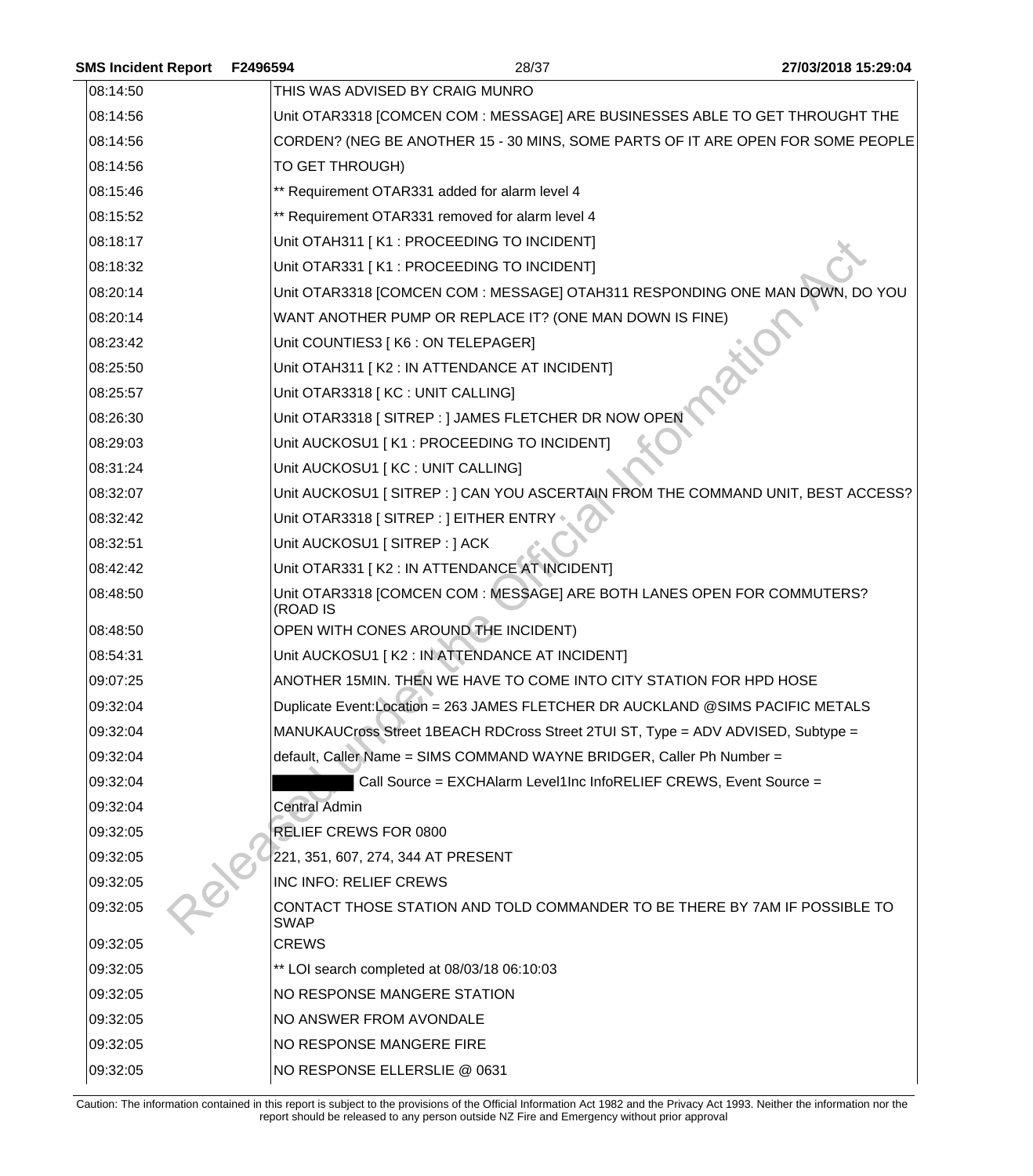| | |
|---|---|
| 08:14:50 | THIS WAS ADVISED BY CRAIG MUNRO |
| 08:14:56 | Unit OTAR3318 [COMCEN COM : MESSAGE] ARE BUSINESSES ABLE TO GET THROUGHT THE |
| 08:14:56 | CORDEN? (NEG BE ANOTHER 15 - 30 MINS, SOME PARTS OF IT ARE OPEN FOR SOME PEOPLE |
| 08:14:56 | TO GET THROUGH) |
| 08:15:46 | ** Requirement OTAR331 added for alarm level 4 |
| 08:15:52 | ** Requirement OTAR331 removed for alarm level 4 |
| 08:18:17 | Unit OTAH311 [ K1 : PROCEEDING TO INCIDENT] |
| 08:18:32 | Unit OTAR331 [ K1 : PROCEEDING TO INCIDENT] |
| 08:20:14 | Unit OTAR3318 [COMCEN COM : MESSAGE] OTAH311 RESPONDING ONE MAN DOWN, DO YOU |
| 08:20:14 | WANT ANOTHER PUMP OR REPLACE IT? (ONE MAN DOWN IS FINE) |
| 08:23:42 | Unit COUNTIES3 [ K6 : ON TELEPAGER] |
| 08:25:50 | Unit OTAH311 [ K2 : IN ATTENDANCE AT INCIDENT] |
| 08:25:57 | Unit OTAR3318 [ KC : UNIT CALLING] |
| 08:26:30 | Unit OTAR3318 [ SITREP : ] JAMES FLETCHER DR NOW OPEN |
| 08:29:03 | Unit AUCKOSU1 [ K1 : PROCEEDING TO INCIDENT] |
| 08:31:24 | Unit AUCKOSU1 [ KC : UNIT CALLING] |
| 08:32:07 | Unit AUCKOSU1 [ SITREP : ] CAN YOU ASCERTAIN FROM THE COMMAND UNIT, BEST ACCESS? |
| 08:32:42 | Unit OTAR3318 [ SITREP : ] EITHER ENTRY |
| 08:32:51 | Unit AUCKOSU1 [ SITREP : ] ACK |
| 08:42:42 | Unit OTAR331 [ K2 : IN ATTENDANCE AT INCIDENT] |
| 08:48:50 | Unit OTAR3318 [COMCEN COM : MESSAGE] ARE BOTH LANES OPEN FOR COMMUTERS? (ROAD IS |
| 08:48:50 | OPEN WITH CONES AROUND THE INCIDENT) |
| 08:54:31 | Unit AUCKOSU1 [ K2 : IN ATTENDANCE AT INCIDENT] |
| 09:07:25 | ANOTHER 15MIN. THEN WE HAVE TO COME INTO CITY STATION FOR HPD HOSE |
| 09:32:04 | Duplicate Event:Location = 263 JAMES FLETCHER DR AUCKLAND @SIMS PACIFIC METALS |
| 09:32:04 | MANUKAUCross Street 1BEACH RDCross Street 2TUI ST, Type = ADV ADVISED, Subtype = |
| 09:32:04 | default, Caller Name = SIMS COMMAND WAYNE BRIDGER, Caller Ph Number = |
| 09:32:04 | [REDACTED] Call Source = EXCHAlarm Level1Inc InfoRELIEF CREWS, Event Source = |
| 09:32:04 | Central Admin |
| 09:32:05 | RELIEF CREWS FOR 0800 |
| 09:32:05 | 221, 351, 607, 274, 344 AT PRESENT |
| 09:32:05 | INC INFO: RELIEF CREWS |
| 09:32:05 | CONTACT THOSE STATION AND TOLD COMMANDER TO BE THERE BY 7AM IF POSSIBLE TO SWAP |
| 09:32:05 | CREWS |
| 09:32:05 | ** LOI search completed at 08/03/18 06:10:03 |
| 09:32:05 | NO RESPONSE MANGERE STATION |
| 09:32:05 | NO ANSWER FROM AVONDALE |
| 09:32:05 | NO RESPONSE MANGERE FIRE |
| 09:32:05 | NO RESPONSE ELLERSLIE @ 0631 |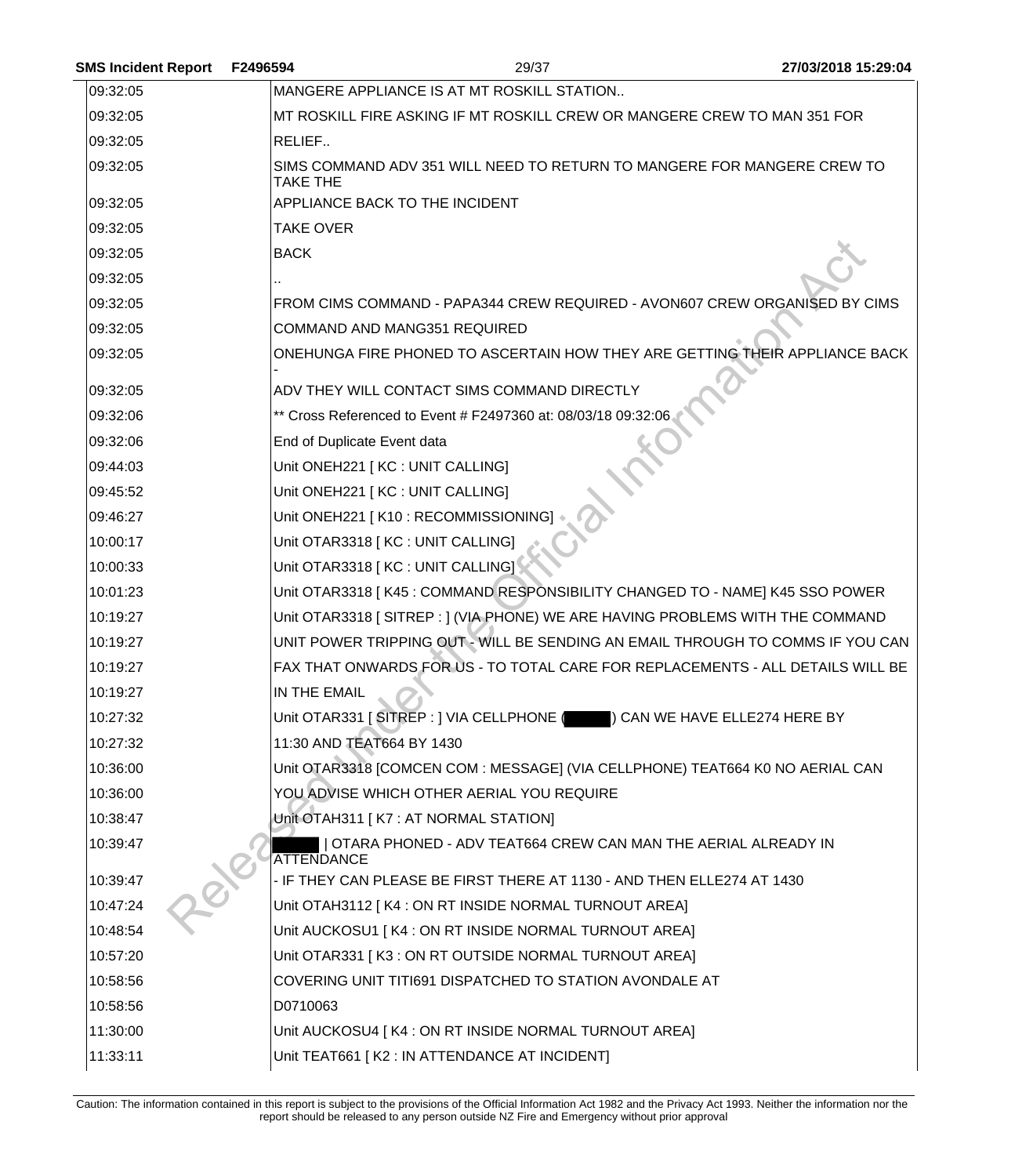| | |
|---|---|
| 09:32:05 | MANGERE APPLIANCE IS AT MT ROSKILL STATION.. |
| 09:32:05 | MT ROSKILL FIRE ASKING IF MT ROSKILL CREW OR MANGERE CREW TO MAN 351 FOR |
| 09:32:05 | RELIEF.. |
| 09:32:05 | SIMS COMMAND ADV 351 WILL NEED TO RETURN TO MANGERE FOR MANGERE CREW TO TAKE THE |
| 09:32:05 | APPLIANCE BACK TO THE INCIDENT |
| 09:32:05 | TAKE OVER |
| 09:32:05 | BACK |
| 09:32:05 | .. |
| 09:32:05 | FROM CIMS COMMAND - PAPA344 CREW REQUIRED - AVON607 CREW ORGANISED BY CIMS |
| 09:32:05 | COMMAND AND MANG351 REQUIRED |
| 09:32:05 | ONEHUNGA FIRE PHONED TO ASCERTAIN HOW THEY ARE GETTING THEIR APPLIANCE BACK - |
| 09:32:05 | ADV THEY WILL CONTACT SIMS COMMAND DIRECTLY |
| 09:32:06 | ** Cross Referenced to Event # F2497360 at: 08/03/18 09:32:06 |
| 09:32:06 | End of Duplicate Event data |
| 09:44:03 | Unit ONEH221 [ KC : UNIT CALLING] |
| 09:45:52 | Unit ONEH221 [ KC : UNIT CALLING] |
| 09:46:27 | Unit ONEH221 [ K10 : RECOMMISSIONING] |
| 10:00:17 | Unit OTAR3318 [ KC : UNIT CALLING] |
| 10:00:33 | Unit OTAR3318 [ KC : UNIT CALLING] |
| 10:01:23 | Unit OTAR3318 [ K45 : COMMAND RESPONSIBILITY CHANGED TO - NAME] K45 SSO POWER |
| 10:19:27 | Unit OTAR3318 [ SITREP : ] (VIA PHONE) WE ARE HAVING PROBLEMS WITH THE COMMAND |
| 10:19:27 | UNIT POWER TRIPPING OUT - WILL BE SENDING AN EMAIL THROUGH TO COMMS IF YOU CAN |
| 10:19:27 | FAX THAT ONWARDS FOR US - TO TOTAL CARE FOR REPLACEMENTS - ALL DETAILS WILL BE |
| 10:19:27 | IN THE EMAIL |
| 10:27:32 | Unit OTAR331 [ SITREP : ] VIA CELLPHONE ( ) CAN WE HAVE ELLE274 HERE BY |
| 10:27:32 | 11:30 AND TEAT664 BY 1430 |
| 10:36:00 | Unit OTAR3318 [COMCEN COM : MESSAGE] (VIA CELLPHONE) TEAT664 K0 NO AERIAL CAN |
| 10:36:00 | YOU ADVISE WHICH OTHER AERIAL YOU REQUIRE |
| 10:38:47 | Unit OTAH311 [ K7 : AT NORMAL STATION] |
| 10:39:47 | \| OTARA PHONED - ADV TEAT664 CREW CAN MAN THE AERIAL ALREADY IN ATTENDANCE |
| 10:39:47 | - IF THEY CAN PLEASE BE FIRST THERE AT 1130 - AND THEN ELLE274 AT 1430 |
| 10:47:24 | Unit OTAH3112 [ K4 : ON RT INSIDE NORMAL TURNOUT AREA] |
| 10:48:54 | Unit AUCKOSU1 [ K4 : ON RT INSIDE NORMAL TURNOUT AREA] |
| 10:57:20 | Unit OTAR331 [ K3 : ON RT OUTSIDE NORMAL TURNOUT AREA] |
| 10:58:56 | COVERING UNIT TITI691 DISPATCHED TO STATION AVONDALE AT |
| 10:58:56 | D0710063 |
| 11:30:00 | Unit AUCKOSU4 [ K4 : ON RT INSIDE NORMAL TURNOUT AREA] |
| 11:33:11 | Unit TEAT661 [ K2 : IN ATTENDANCE AT INCIDENT] |

Caution: The information contained in this report is subject to the provisions of the Official Information Act 1982 and the Privacy Act 1993. Neither the information nor the report should be released to any person outside NZ Fire and Emergency without prior approval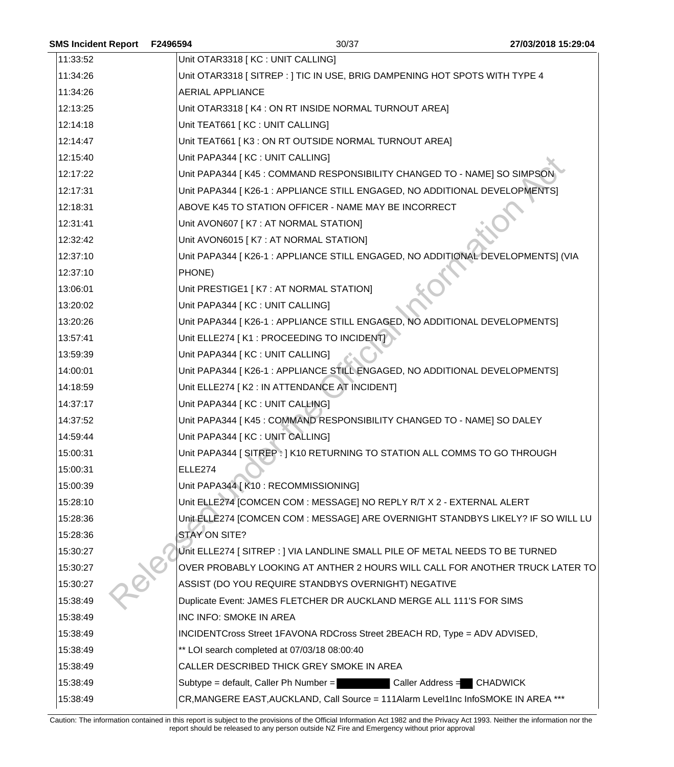| | |
|---|---|
| 11:33:52 | Unit OTAR3318 [ KC : UNIT CALLING] |
| 11:34:26 | Unit OTAR3318 [ SITREP : ] TIC IN USE, BRIG DAMPENING HOT SPOTS WITH TYPE 4 |
| 11:34:26 | AERIAL APPLIANCE |
| 12:13:25 | Unit OTAR3318 [ K4 : ON RT INSIDE NORMAL TURNOUT AREA] |
| 12:14:18 | Unit TEAT661 [ KC : UNIT CALLING] |
| 12:14:47 | Unit TEAT661 [ K3 : ON RT OUTSIDE NORMAL TURNOUT AREA] |
| 12:15:40 | Unit PAPA344 [ KC : UNIT CALLING] |
| 12:17:22 | Unit PAPA344 [ K45 : COMMAND RESPONSIBILITY CHANGED TO - NAME] SO SIMPSON |
| 12:17:31 | Unit PAPA344 [ K26-1 : APPLIANCE STILL ENGAGED, NO ADDITIONAL DEVELOPMENTS] |
| 12:18:31 | ABOVE K45 TO STATION OFFICER - NAME MAY BE INCORRECT |
| 12:31:41 | Unit AVON607 [ K7 : AT NORMAL STATION] |
| 12:32:42 | Unit AVON6015 [ K7 : AT NORMAL STATION] |
| 12:37:10 | Unit PAPA344 [ K26-1 : APPLIANCE STILL ENGAGED, NO ADDITIONAL DEVELOPMENTS] (VIA |
| 12:37:10 | PHONE) |
| 13:06:01 | Unit PRESTIGE1 [ K7 : AT NORMAL STATION] |
| 13:20:02 | Unit PAPA344 [ KC : UNIT CALLING] |
| 13:20:26 | Unit PAPA344 [ K26-1 : APPLIANCE STILL ENGAGED, NO ADDITIONAL DEVELOPMENTS] |
| 13:57:41 | Unit ELLE274 [ K1 : PROCEEDING TO INCIDENT] |
| 13:59:39 | Unit PAPA344 [ KC : UNIT CALLING] |
| 14:00:01 | Unit PAPA344 [ K26-1 : APPLIANCE STILL ENGAGED, NO ADDITIONAL DEVELOPMENTS] |
| 14:18:59 | Unit ELLE274 [ K2 : IN ATTENDANCE AT INCIDENT] |
| 14:37:17 | Unit PAPA344 [ KC : UNIT CALLING] |
| 14:37:52 | Unit PAPA344 [ K45 : COMMAND RESPONSIBILITY CHANGED TO - NAME] SO DALEY |
| 14:59:44 | Unit PAPA344 [ KC : UNIT CALLING] |
| 15:00:31 | Unit PAPA344 [ SITREP : ] K10 RETURNING TO STATION ALL COMMS TO GO THROUGH |
| 15:00:31 | ELLE274 |
| 15:00:39 | Unit PAPA344 [ K10 : RECOMMISSIONING] |
| 15:28:10 | Unit ELLE274 [COMCEN COM : MESSAGE] NO REPLY R/T X 2 - EXTERNAL ALERT |
| 15:28:36 | Unit ELLE274 [COMCEN COM : MESSAGE] ARE OVERNIGHT STANDBYS LIKELY? IF SO WILL LU |
| 15:28:36 | STAY ON SITE? |
| 15:30:27 | Unit ELLE274 [ SITREP : ] VIA LANDLINE SMALL PILE OF METAL NEEDS TO BE TURNED |
| 15:30:27 | OVER PROBABLY LOOKING AT ANTHER 2 HOURS WILL CALL FOR ANOTHER TRUCK LATER TO |
| 15:30:27 | ASSIST (DO YOU REQUIRE STANDBYS OVERNIGHT) NEGATIVE |
| 15:38:49 | Duplicate Event: JAMES FLETCHER DR AUCKLAND MERGE ALL 111'S FOR SIMS |
| 15:38:49 | INC INFO: SMOKE IN AREA |
| 15:38:49 | INCIDENTCross Street 1FAVONA RDCross Street 2BEACH RD, Type = ADV ADVISED, |
| 15:38:49 | ** LOI search completed at 07/03/18 08:00:40 |
| 15:38:49 | CALLER DESCRIBED THICK GREY SMOKE IN AREA |
| 15:38:49 | Subtype = default, Caller Ph Number = [redacted] Caller Address = [redacted] CHADWICK |
| 15:38:49 | CR,MANGERE EAST,AUCKLAND, Call Source = 111Alarm Level1Inc InfoSMOKE IN AREA *** |

Caution: The information contained in this report is subject to the provisions of the Official Information Act 1982 and the Privacy Act 1993. Neither the information nor the report should be released to any person outside NZ Fire and Emergency without prior approval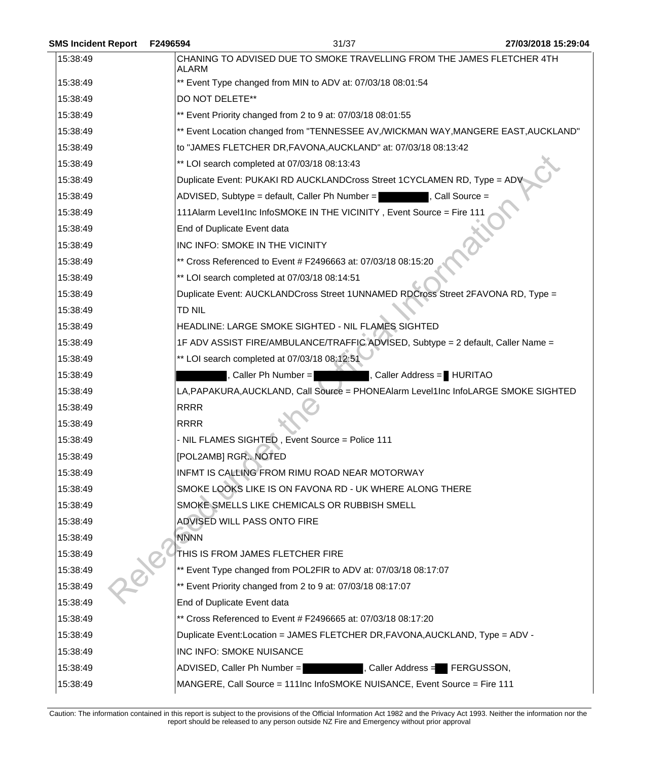| | |
|---|---|
| 15:38:49 | CHANING TO ADVISED DUE TO SMOKE TRAVELLING FROM THE JAMES FLETCHER 4TH ALARM |
| 15:38:49 | ** Event Type changed from MIN to ADV at: 07/03/18 08:01:54 |
| 15:38:49 | DO NOT DELETE** |
| 15:38:49 | ** Event Priority changed from 2 to 9 at: 07/03/18 08:01:55 |
| 15:38:49 | ** Event Location changed from "TENNESSEE AV,/WICKMAN WAY,MANGERE EAST,AUCKLAND" |
| 15:38:49 | to "JAMES FLETCHER DR,FAVONA,AUCKLAND" at: 07/03/18 08:13:42 |
| 15:38:49 | ** LOI search completed at 07/03/18 08:13:43 |
| 15:38:49 | Duplicate Event: PUKAKI RD AUCKLANDCross Street 1CYCLAMEN RD, Type = ADV |
| 15:38:49 | ADVISED, Subtype = default, Caller Ph Number = [redacted], Call Source = |
| 15:38:49 | 111Alarm Level1Inc InfoSMOKE IN THE VICINITY , Event Source = Fire 111 |
| 15:38:49 | End of Duplicate Event data |
| 15:38:49 | INC INFO: SMOKE IN THE VICINITY |
| 15:38:49 | ** Cross Referenced to Event # F2496663 at: 07/03/18 08:15:20 |
| 15:38:49 | ** LOI search completed at 07/03/18 08:14:51 |
| 15:38:49 | Duplicate Event: AUCKLANDCross Street 1UNNAMED RDCross Street 2FAVONA RD, Type = |
| 15:38:49 | TD NIL |
| 15:38:49 | HEADLINE: LARGE SMOKE SIGHTED - NIL FLAMES SIGHTED |
| 15:38:49 | 1F ADV ASSIST FIRE/AMBULANCE/TRAFFIC ADVISED, Subtype = 2 default, Caller Name = |
| 15:38:49 | ** LOI search completed at 07/03/18 08:12:51 |
| 15:38:49 | [redacted], Caller Ph Number = [redacted], Caller Address = [redacted] HURITAO |
| 15:38:49 | LA,PAPAKURA,AUCKLAND, Call Source = PHONEAlarm Level1Inc InfoLARGE SMOKE SIGHTED |
| 15:38:49 | RRRR |
| 15:38:49 | RRRR |
| 15:38:49 | - NIL FLAMES SIGHTED , Event Source = Police 111 |
| 15:38:49 | [POL2AMB] RGR.. NOTED |
| 15:38:49 | INFMT IS CALLING FROM RIMU ROAD NEAR MOTORWAY |
| 15:38:49 | SMOKE LOOKS LIKE IS ON FAVONA RD - UK WHERE ALONG THERE |
| 15:38:49 | SMOKE SMELLS LIKE CHEMICALS OR RUBBISH SMELL |
| 15:38:49 | ADVISED WILL PASS ONTO FIRE |
| 15:38:49 | NNNN |
| 15:38:49 | THIS IS FROM JAMES FLETCHER FIRE |
| 15:38:49 | ** Event Type changed from POL2FIR to ADV at: 07/03/18 08:17:07 |
| 15:38:49 | ** Event Priority changed from 2 to 9 at: 07/03/18 08:17:07 |
| 15:38:49 | End of Duplicate Event data |
| 15:38:49 | ** Cross Referenced to Event # F2496665 at: 07/03/18 08:17:20 |
| 15:38:49 | Duplicate Event:Location = JAMES FLETCHER DR,FAVONA,AUCKLAND, Type = ADV - |
| 15:38:49 | INC INFO: SMOKE NUISANCE |
| 15:38:49 | ADVISED, Caller Ph Number = [redacted], Caller Address = [redacted] FERGUSSON, |
| 15:38:49 | MANGERE, Call Source = 111Inc InfoSMOKE NUISANCE, Event Source = Fire 111 |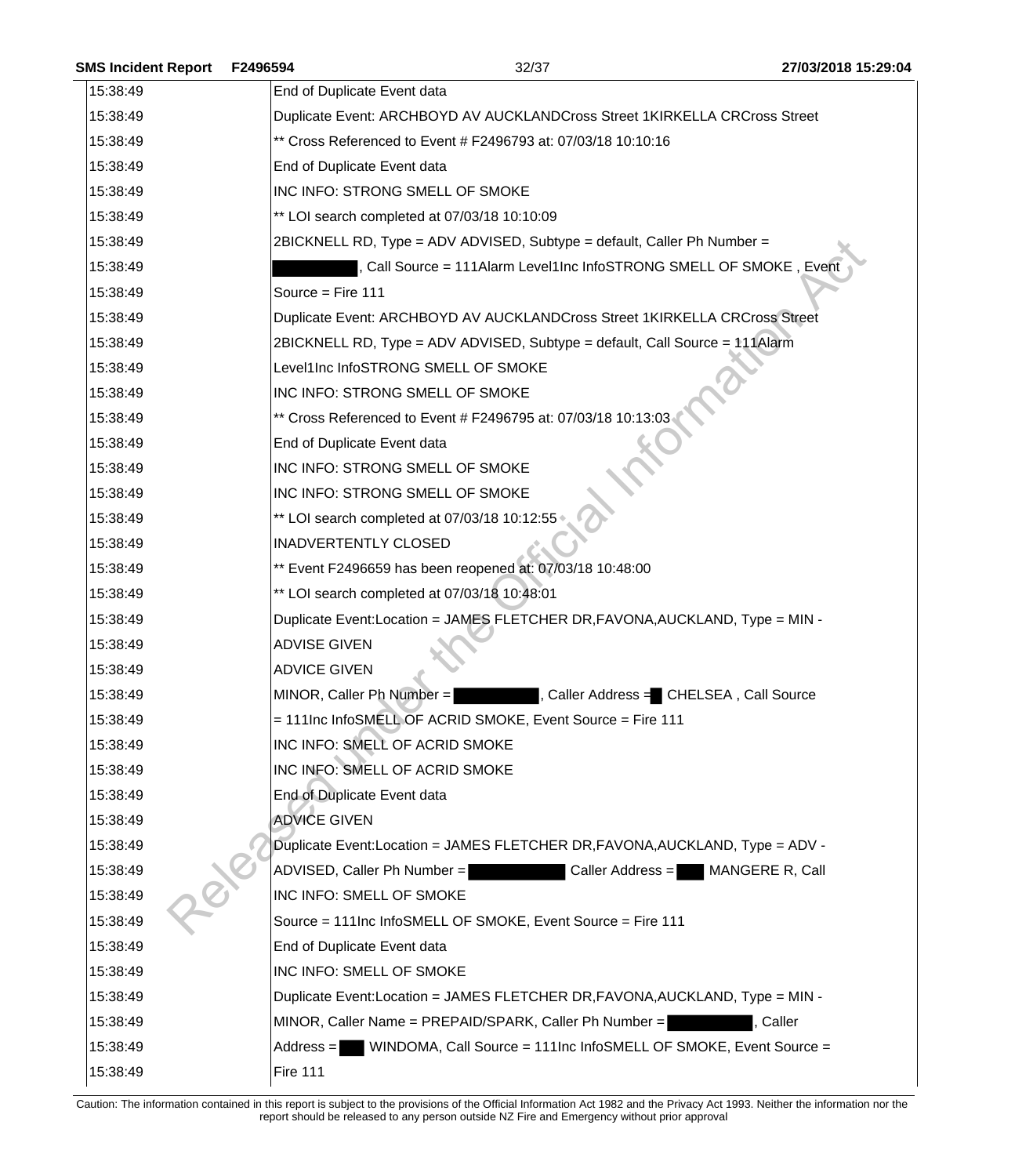| | |
|---|---|
| 15:38:49 | End of Duplicate Event data |
| 15:38:49 | Duplicate Event: ARCHBOYD AV AUCKLANDCross Street 1KIRKELLA CRCross Street |
| 15:38:49 | ** Cross Referenced to Event # F2496793 at: 07/03/18 10:10:16 |
| 15:38:49 | End of Duplicate Event data |
| 15:38:49 | INC INFO: STRONG SMELL OF SMOKE |
| 15:38:49 | ** LOI search completed at 07/03/18 10:10:09 |
| 15:38:49 | 2BICKNELL RD, Type = ADV ADVISED, Subtype = default, Caller Ph Number = |
| 15:38:49 | , Call Source = 111Alarm Level1Inc InfoSTRONG SMELL OF SMOKE , Event |
| 15:38:49 | Source = Fire 111 |
| 15:38:49 | Duplicate Event: ARCHBOYD AV AUCKLANDCross Street 1KIRKELLA CRCross Street |
| 15:38:49 | 2BICKNELL RD, Type = ADV ADVISED, Subtype = default, Call Source = 111Alarm |
| 15:38:49 | Level1Inc InfoSTRONG SMELL OF SMOKE |
| 15:38:49 | INC INFO: STRONG SMELL OF SMOKE |
| 15:38:49 | ** Cross Referenced to Event # F2496795 at: 07/03/18 10:13:03 |
| 15:38:49 | End of Duplicate Event data |
| 15:38:49 | INC INFO: STRONG SMELL OF SMOKE |
| 15:38:49 | INC INFO: STRONG SMELL OF SMOKE |
| 15:38:49 | ** LOI search completed at 07/03/18 10:12:55 |
| 15:38:49 | INADVERTENTLY CLOSED |
| 15:38:49 | ** Event F2496659 has been reopened at: 07/03/18 10:48:00 |
| 15:38:49 | ** LOI search completed at 07/03/18 10:48:01 |
| 15:38:49 | Duplicate Event:Location = JAMES FLETCHER DR,FAVONA,AUCKLAND, Type = MIN - |
| 15:38:49 | ADVISE GIVEN |
| 15:38:49 | ADVICE GIVEN |
| 15:38:49 | MINOR, Caller Ph Number = , Caller Address = CHELSEA , Call Source |
| 15:38:49 | = 111Inc InfoSMELL OF ACRID SMOKE, Event Source = Fire 111 |
| 15:38:49 | INC INFO: SMELL OF ACRID SMOKE |
| 15:38:49 | INC INFO: SMELL OF ACRID SMOKE |
| 15:38:49 | End of Duplicate Event data |
| 15:38:49 | ADVICE GIVEN |
| 15:38:49 | Duplicate Event:Location = JAMES FLETCHER DR,FAVONA,AUCKLAND, Type = ADV - |
| 15:38:49 | ADVISED, Caller Ph Number = Caller Address = MANGERE R, Call |
| 15:38:49 | INC INFO: SMELL OF SMOKE |
| 15:38:49 | Source = 111Inc InfoSMELL OF SMOKE, Event Source = Fire 111 |
| 15:38:49 | End of Duplicate Event data |
| 15:38:49 | INC INFO: SMELL OF SMOKE |
| 15:38:49 | Duplicate Event:Location = JAMES FLETCHER DR,FAVONA,AUCKLAND, Type = MIN - |
| 15:38:49 | MINOR, Caller Name = PREPAID/SPARK, Caller Ph Number = , Caller |
| 15:38:49 | Address = WINDOMA, Call Source = 111Inc InfoSMELL OF SMOKE, Event Source = |
| 15:38:49 | Fire 111 |

Caution: The information contained in this report is subject to the provisions of the Official Information Act 1982 and the Privacy Act 1993. Neither the information nor the report should be released to any person outside NZ Fire and Emergency without prior approval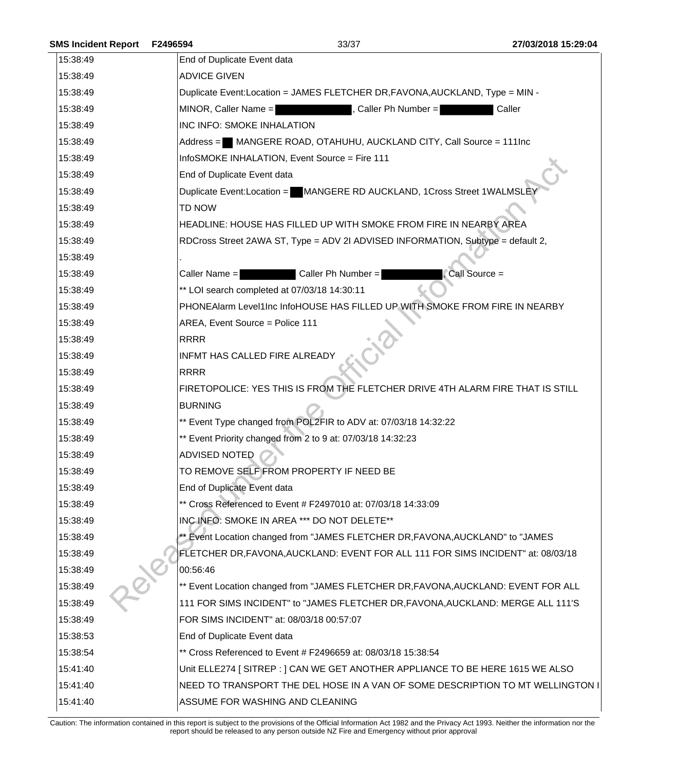| | |
|---|---|
| 15:38:49 | End of Duplicate Event data |
| 15:38:49 | ADVICE GIVEN |
| 15:38:49 | Duplicate Event:Location = JAMES FLETCHER DR,FAVONA,AUCKLAND, Type = MIN - |
| 15:38:49 | MINOR, Caller Name = [redacted], Caller Ph Number = [redacted] Caller |
| 15:38:49 | INC INFO: SMOKE INHALATION |
| 15:38:49 | Address = [redacted] MANGERE ROAD, OTAHUHU, AUCKLAND CITY, Call Source = 111Inc |
| 15:38:49 | InfoSMOKE INHALATION, Event Source = Fire 111 |
| 15:38:49 | End of Duplicate Event data |
| 15:38:49 | Duplicate Event:Location = [redacted] MANGERE RD AUCKLAND, 1Cross Street 1WALMSLEY |
| 15:38:49 | TD NOW |
| 15:38:49 | HEADLINE: HOUSE HAS FILLED UP WITH SMOKE FROM FIRE IN NEARBY AREA |
| 15:38:49 | RDCross Street 2AWA ST, Type = ADV 2I ADVISED INFORMATION, Subtype = default 2, |
| 15:38:49 | . |
| 15:38:49 | Caller Name = [redacted] Caller Ph Number = [redacted], Call Source = |
| 15:38:49 | ** LOI search completed at 07/03/18 14:30:11 |
| 15:38:49 | PHONEAlarm Level1Inc InfoHOUSE HAS FILLED UP WITH SMOKE FROM FIRE IN NEARBY |
| 15:38:49 | AREA, Event Source = Police 111 |
| 15:38:49 | RRRR |
| 15:38:49 | INFMT HAS CALLED FIRE ALREADY |
| 15:38:49 | RRRR |
| 15:38:49 | FIRETOPOLICE: YES THIS IS FROM THE FLETCHER DRIVE 4TH ALARM FIRE THAT IS STILL |
| 15:38:49 | BURNING |
| 15:38:49 | ** Event Type changed from POL2FIR to ADV at: 07/03/18 14:32:22 |
| 15:38:49 | ** Event Priority changed from 2 to 9 at: 07/03/18 14:32:23 |
| 15:38:49 | ADVISED NOTED |
| 15:38:49 | TO REMOVE SELF FROM PROPERTY IF NEED BE |
| 15:38:49 | End of Duplicate Event data |
| 15:38:49 | ** Cross Referenced to Event # F2497010 at: 07/03/18 14:33:09 |
| 15:38:49 | INC INFO: SMOKE IN AREA *** DO NOT DELETE** |
| 15:38:49 | ** Event Location changed from "JAMES FLETCHER DR,FAVONA,AUCKLAND" to "JAMES |
| 15:38:49 | FLETCHER DR,FAVONA,AUCKLAND: EVENT FOR ALL 111 FOR SIMS INCIDENT" at: 08/03/18 |
| 15:38:49 | 00:56:46 |
| 15:38:49 | ** Event Location changed from "JAMES FLETCHER DR,FAVONA,AUCKLAND: EVENT FOR ALL |
| 15:38:49 | 111 FOR SIMS INCIDENT" to "JAMES FLETCHER DR,FAVONA,AUCKLAND: MERGE ALL 111'S |
| 15:38:49 | FOR SIMS INCIDENT" at: 08/03/18 00:57:07 |
| 15:38:53 | End of Duplicate Event data |
| 15:38:54 | ** Cross Referenced to Event # F2496659 at: 08/03/18 15:38:54 |
| 15:41:40 | Unit ELLE274 [ SITREP : ] CAN WE GET ANOTHER APPLIANCE TO BE HERE 1615 WE ALSO |
| 15:41:40 | NEED TO TRANSPORT THE DEL HOSE IN A VAN OF SOME DESCRIPTION TO MT WELLINGTON I |
| 15:41:40 | ASSUME FOR WASHING AND CLEANING |

Caution: The information contained in this report is subject to the provisions of the Official Information Act 1982 and the Privacy Act 1993. Neither the information nor the report should be released to any person outside NZ Fire and Emergency without prior approval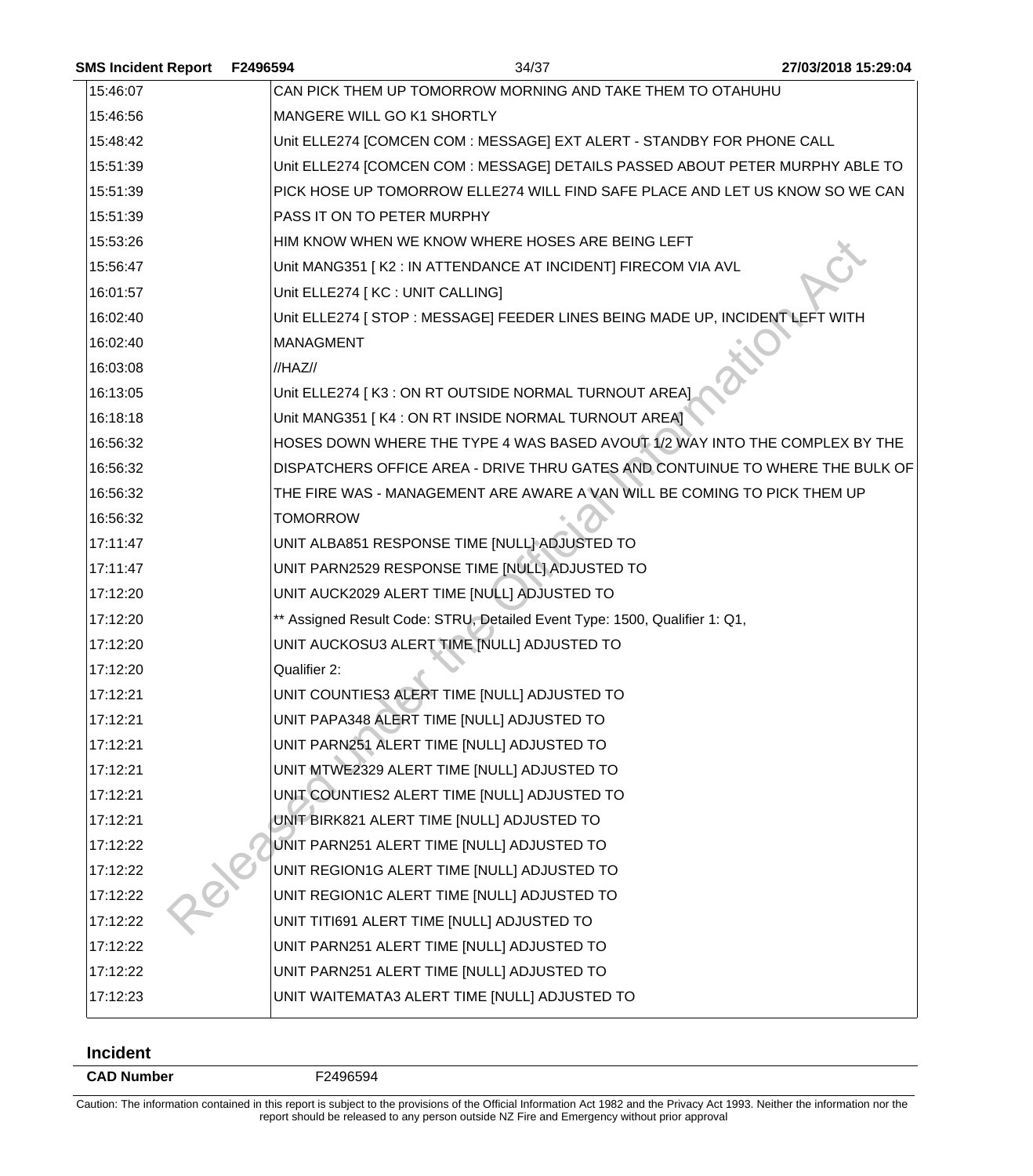| | |
|---|---|
| 15:46:07 | CAN PICK THEM UP TOMORROW MORNING AND TAKE THEM TO OTAHUHU |
| 15:46:56 | MANGERE WILL GO K1 SHORTLY |
| 15:48:42 | Unit ELLE274 [COMCEN COM : MESSAGE] EXT ALERT - STANDBY FOR PHONE CALL |
| 15:51:39 | Unit ELLE274 [COMCEN COM : MESSAGE] DETAILS PASSED ABOUT PETER MURPHY ABLE TO |
| 15:51:39 | PICK HOSE UP TOMORROW ELLE274 WILL FIND SAFE PLACE AND LET US KNOW SO WE CAN |
| 15:51:39 | PASS IT ON TO PETER MURPHY |
| 15:53:26 | HIM KNOW WHEN WE KNOW WHERE HOSES ARE BEING LEFT |
| 15:56:47 | Unit MANG351 [ K2 : IN ATTENDANCE AT INCIDENT] FIRECOM VIA AVL |
| 16:01:57 | Unit ELLE274 [ KC : UNIT CALLING] |
| 16:02:40 | Unit ELLE274 [ STOP : MESSAGE] FEEDER LINES BEING MADE UP, INCIDENT LEFT WITH |
| 16:02:40 | MANAGMENT |
| 16:03:08 | //HAZ// |
| 16:13:05 | Unit ELLE274 [ K3 : ON RT OUTSIDE NORMAL TURNOUT AREA] |
| 16:18:18 | Unit MANG351 [ K4 : ON RT INSIDE NORMAL TURNOUT AREA] |
| 16:56:32 | HOSES DOWN WHERE THE TYPE 4 WAS BASED AVOUT 1/2 WAY INTO THE COMPLEX BY THE |
| 16:56:32 | DISPATCHERS OFFICE AREA - DRIVE THRU GATES AND CONTUINUE TO WHERE THE BULK OF |
| 16:56:32 | THE FIRE WAS - MANAGEMENT ARE AWARE A VAN WILL BE COMING TO PICK THEM UP |
| 16:56:32 | TOMORROW |
| 17:11:47 | UNIT ALBA851 RESPONSE TIME [NULL] ADJUSTED TO |
| 17:11:47 | UNIT PARN2529 RESPONSE TIME [NULL] ADJUSTED TO |
| 17:12:20 | UNIT AUCK2029 ALERT TIME [NULL] ADJUSTED TO |
| 17:12:20 | ** Assigned Result Code: STRU, Detailed Event Type: 1500, Qualifier 1: Q1, |
| 17:12:20 | UNIT AUCKOSU3 ALERT TIME [NULL] ADJUSTED TO |
| 17:12:20 | Qualifier 2: |
| 17:12:21 | UNIT COUNTIES3 ALERT TIME [NULL] ADJUSTED TO |
| 17:12:21 | UNIT PAPA348 ALERT TIME [NULL] ADJUSTED TO |
| 17:12:21 | UNIT PARN251 ALERT TIME [NULL] ADJUSTED TO |
| 17:12:21 | UNIT MTWE2329 ALERT TIME [NULL] ADJUSTED TO |
| 17:12:21 | UNIT COUNTIES2 ALERT TIME [NULL] ADJUSTED TO |
| 17:12:21 | UNIT BIRK821 ALERT TIME [NULL] ADJUSTED TO |
| 17:12:22 | UNIT PARN251 ALERT TIME [NULL] ADJUSTED TO |
| 17:12:22 | UNIT REGION1G ALERT TIME [NULL] ADJUSTED TO |
| 17:12:22 | UNIT REGION1C ALERT TIME [NULL] ADJUSTED TO |
| 17:12:22 | UNIT TITI691 ALERT TIME [NULL] ADJUSTED TO |
| 17:12:22 | UNIT PARN251 ALERT TIME [NULL] ADJUSTED TO |
| 17:12:22 | UNIT PARN251 ALERT TIME [NULL] ADJUSTED TO |
| 17:12:23 | UNIT WAITEMATA3 ALERT TIME [NULL] ADJUSTED TO |

## Incident

| | |
|---|---|
| **CAD Number** | F2496594 |

Caution: The information contained in this report is subject to the provisions of the Official Information Act 1982 and the Privacy Act 1993. Neither the information nor the report should be released to any person outside NZ Fire and Emergency without prior approval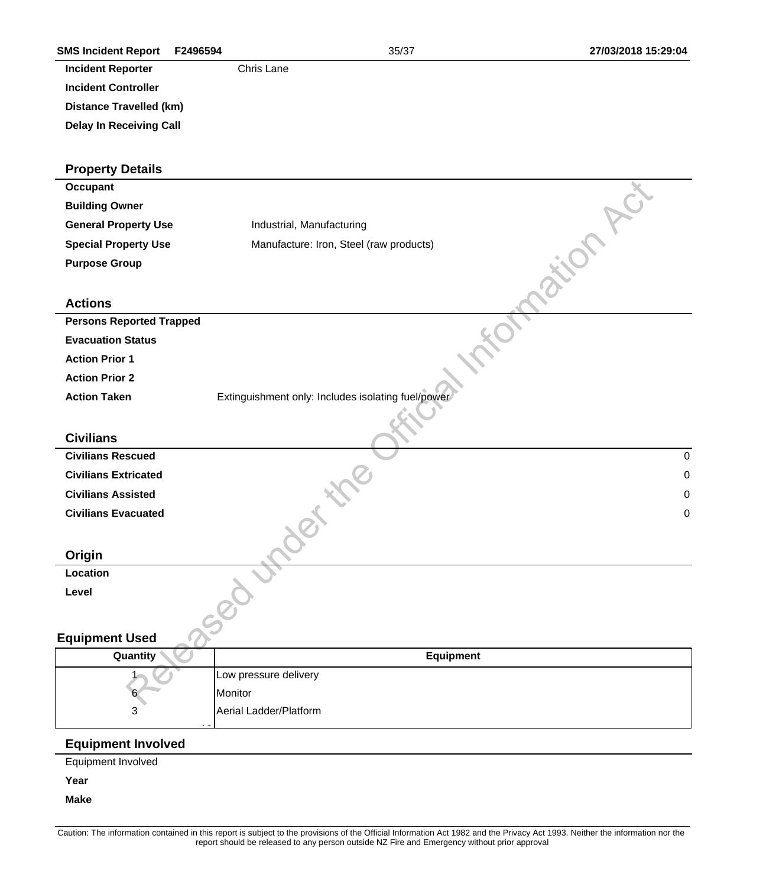| | |
|---|---|
| **Incident Reporter** | Chris Lane |
| **Incident Controller** | |
| **Distance Travelled (km)** | |
| **Delay In Receiving Call** | |

## Property Details

| | |
|---|---|
| **Occupant** | |
| **Building Owner** | |
| **General Property Use** | Industrial, Manufacturing |
| **Special Property Use** | Manufacture: Iron, Steel (raw products) |
| **Purpose Group** | |

## Actions

| | |
|---|---|
| **Persons Reported Trapped** | |
| **Evacuation Status** | |
| **Action Prior 1** | |
| **Action Prior 2** | |
| **Action Taken** | Extinguishment only: Includes isolating fuel/power |

## Civilians

| | |
|---|---|
| **Civilians Rescued** | 0 |
| **Civilians Extricated** | 0 |
| **Civilians Assisted** | 0 |
| **Civilians Evacuated** | 0 |

## Origin

| | |
|---|---|
| **Location** | |
| **Level** | |

## Equipment Used

| Quantity | Equipment |
|---|---|
| 1 | Low pressure delivery |
| 6 | Monitor |
| 3 | Aerial Ladder/Platform |

## Equipment Involved

Equipment Involved

| | |
|---|---|
| **Year** | |
| **Make** | |

Caution: The information contained in this report is subject to the provisions of the Official Information Act 1982 and the Privacy Act 1993. Neither the information nor the report should be released to any person outside NZ Fire and Emergency without prior approval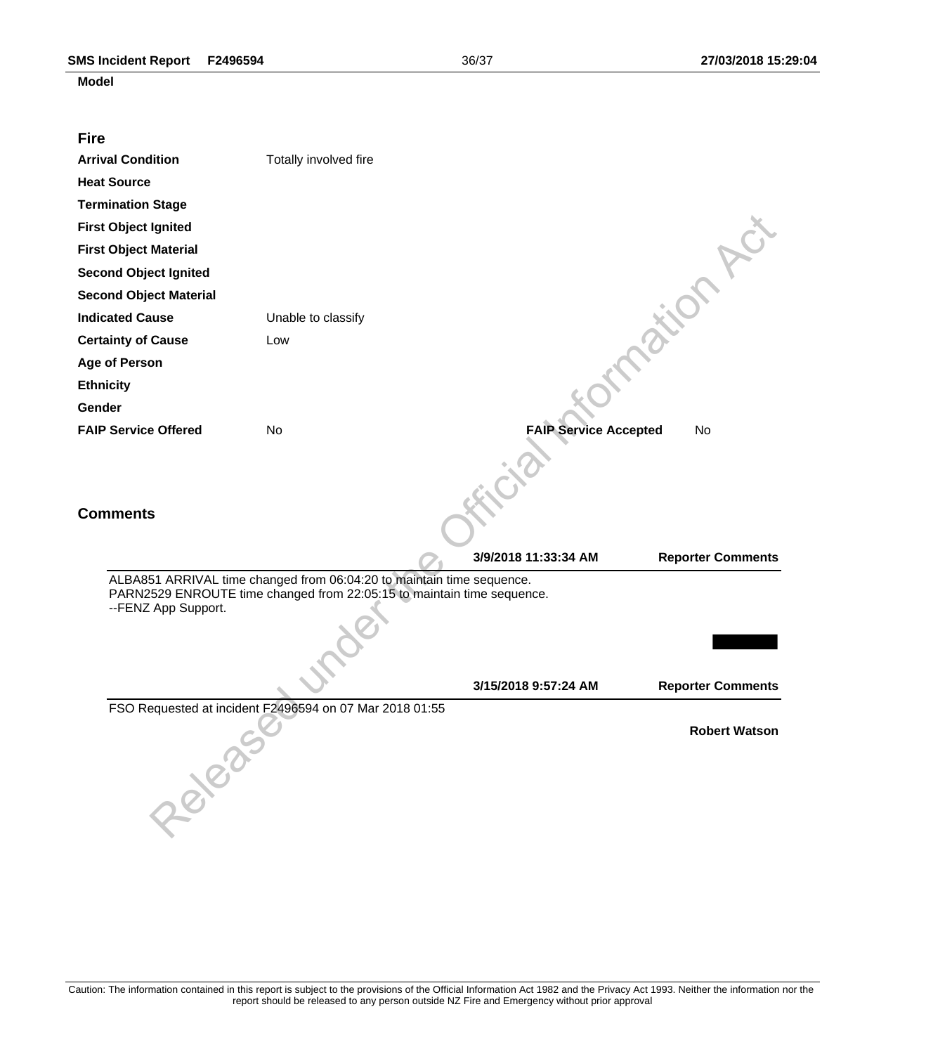**Model**

## Fire

| | | | |
|---|---|---|---|
| **Arrival Condition** | Totally involved fire | | |
| **Heat Source** | | | |
| **Termination Stage** | | | |
| **First Object Ignited** | | | |
| **First Object Material** | | | |
| **Second Object Ignited** | | | |
| **Second Object Material** | | | |
| **Indicated Cause** | Unable to classify | | |
| **Certainty of Cause** | Low | | |
| **Age of Person** | | | |
| **Ethnicity** | | | |
| **Gender** | | | |
| **FAIP Service Offered** | No | **FAIP Service Accepted** | No |

## Comments

**3/9/2018 11:33:34 AM** **Reporter Comments**

ALBA851 ARRIVAL time changed from 06:04:20 to maintain time sequence.
PARN2529 ENROUTE time changed from 22:05:15 to maintain time sequence.
--FENZ App Support.

**3/15/2018 9:57:24 AM** **Reporter Comments**

FSO Requested at incident F2496594 on 07 Mar 2018 01:55

**Robert Watson**

Released under the Official Information Act

Caution: The information contained in this report is subject to the provisions of the Official Information Act 1982 and the Privacy Act 1993. Neither the information nor the report should be released to any person outside NZ Fire and Emergency without prior approval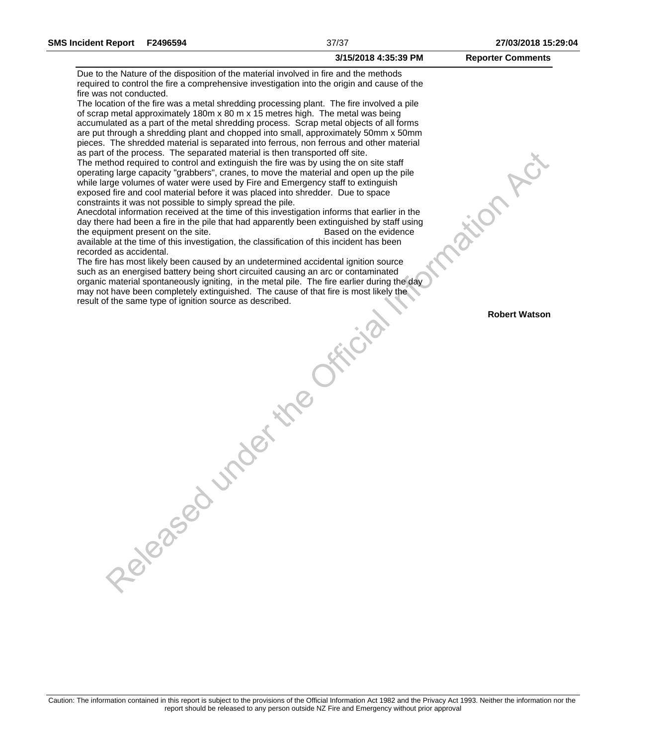**3/15/2018 4:35:39 PM** **Reporter Comments**

Due to the Nature of the disposition of the material involved in fire and the methods required to control the fire a comprehensive investigation into the origin and cause of the fire was not conducted.

The location of the fire was a metal shredding processing plant. The fire involved a pile of scrap metal approximately 180m x 80 m x 15 metres high. The metal was being accumulated as a part of the metal shredding process. Scrap metal objects of all forms are put through a shredding plant and chopped into small, approximately 50mm x 50mm pieces. The shredded material is separated into ferrous, non ferrous and other material as part of the process. The separated material is then transported off site.

The method required to control and extinguish the fire was by using the on site staff operating large capacity "grabbers", cranes, to move the material and open up the pile while large volumes of water were used by Fire and Emergency staff to extinguish exposed fire and cool material before it was placed into shredder. Due to space constraints it was not possible to simply spread the pile.

Anecdotal information received at the time of this investigation informs that earlier in the day there had been a fire in the pile that had apparently been extinguished by staff using the equipment present on the site. Based on the evidence available at the time of this investigation, the classification of this incident has been recorded as accidental.

The fire has most likely been caused by an undetermined accidental ignition source such as an energised battery being short circuited causing an arc or contaminated organic material spontaneously igniting, in the metal pile. The fire earlier during the day may not have been completely extinguished. The cause of that fire is most likely the result of the same type of ignition source as described.

**Robert Watson**

Caution: The information contained in this report is subject to the provisions of the Official Information Act 1982 and the Privacy Act 1993. Neither the information nor the report should be released to any person outside NZ Fire and Emergency without prior approval